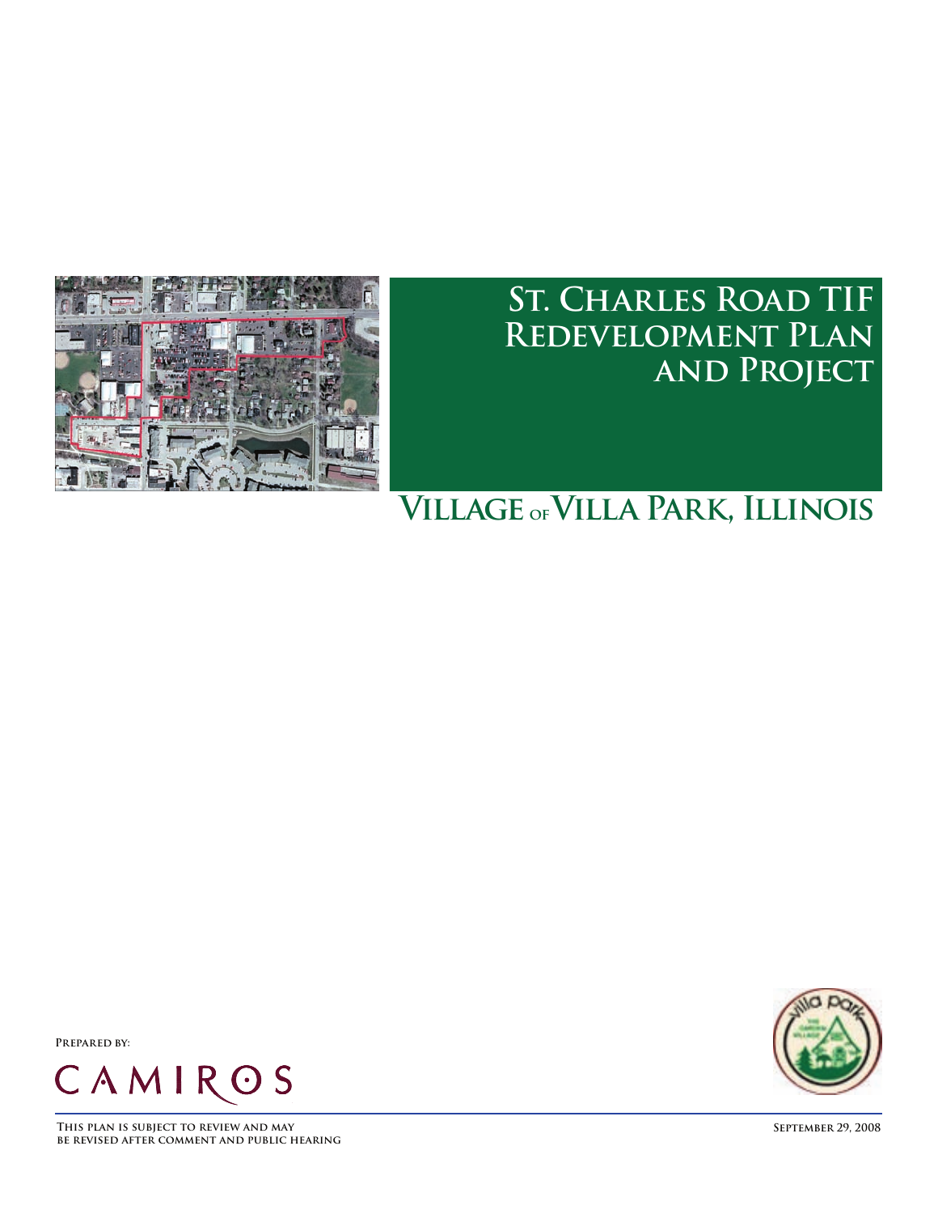# St. Charles Road TIF Redevelopment Plan and Project

## Village of Villa Park, Illinois

Prepared by:

CAMIROS

This plan is subject to review and may be revised after comment and public hearing

September 29, 2008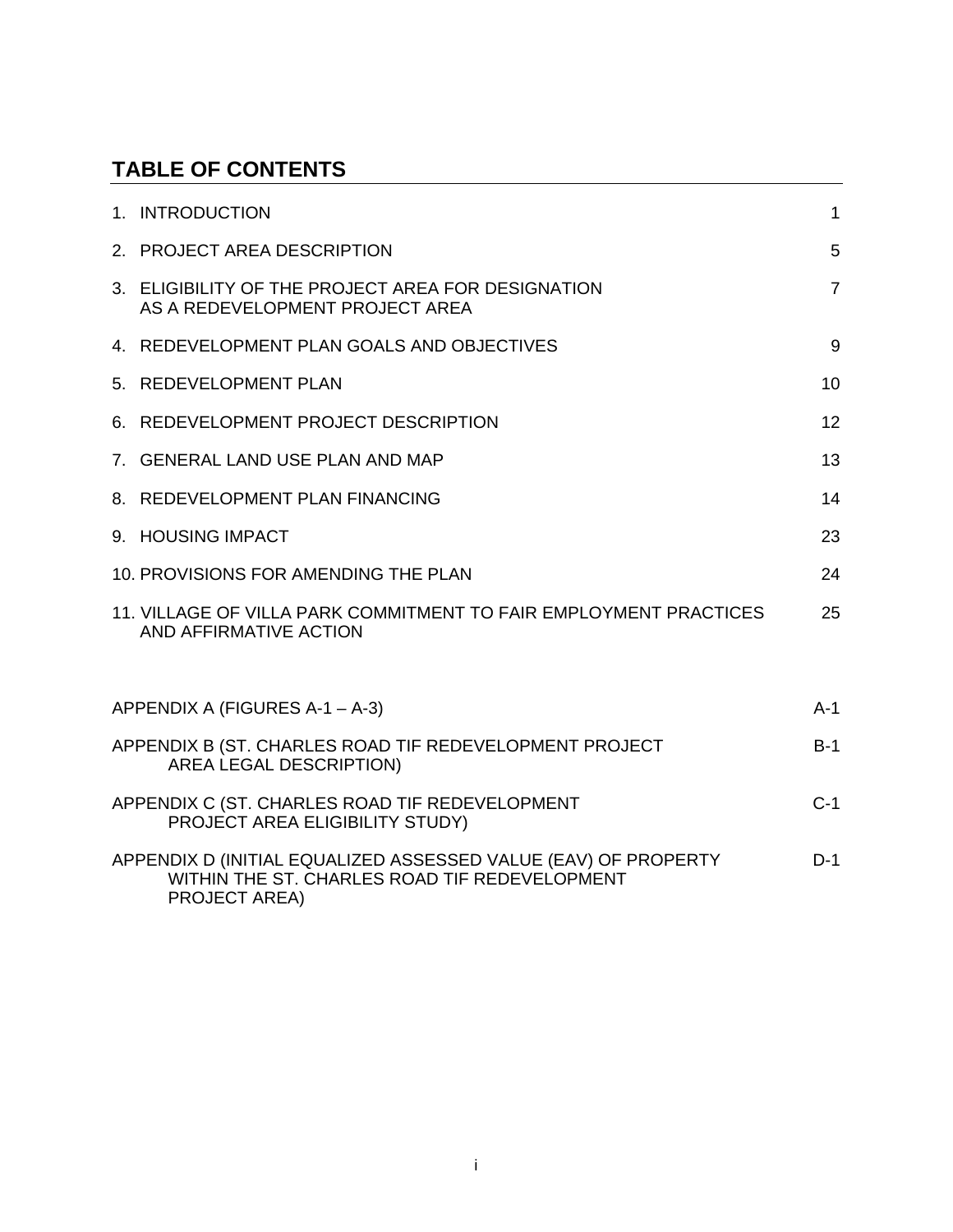## TABLE OF CONTENTS

| | |
|---|---|
| 1. INTRODUCTION | 1 |
| 2. PROJECT AREA DESCRIPTION | 5 |
| 3. ELIGIBILITY OF THE PROJECT AREA FOR DESIGNATION AS A REDEVELOPMENT PROJECT AREA | 7 |
| 4. REDEVELOPMENT PLAN GOALS AND OBJECTIVES | 9 |
| 5. REDEVELOPMENT PLAN | 10 |
| 6. REDEVELOPMENT PROJECT DESCRIPTION | 12 |
| 7. GENERAL LAND USE PLAN AND MAP | 13 |
| 8. REDEVELOPMENT PLAN FINANCING | 14 |
| 9. HOUSING IMPACT | 23 |
| 10. PROVISIONS FOR AMENDING THE PLAN | 24 |
| 11. VILLAGE OF VILLA PARK COMMITMENT TO FAIR EMPLOYMENT PRACTICES AND AFFIRMATIVE ACTION | 25 |
| APPENDIX A (FIGURES A-1 – A-3) | A-1 |
| APPENDIX B (ST. CHARLES ROAD TIF REDEVELOPMENT PROJECT AREA LEGAL DESCRIPTION) | B-1 |
| APPENDIX C (ST. CHARLES ROAD TIF REDEVELOPMENT PROJECT AREA ELIGIBILITY STUDY) | C-1 |
| APPENDIX D (INITIAL EQUALIZED ASSESSED VALUE (EAV) OF PROPERTY WITHIN THE ST. CHARLES ROAD TIF REDEVELOPMENT PROJECT AREA) | D-1 |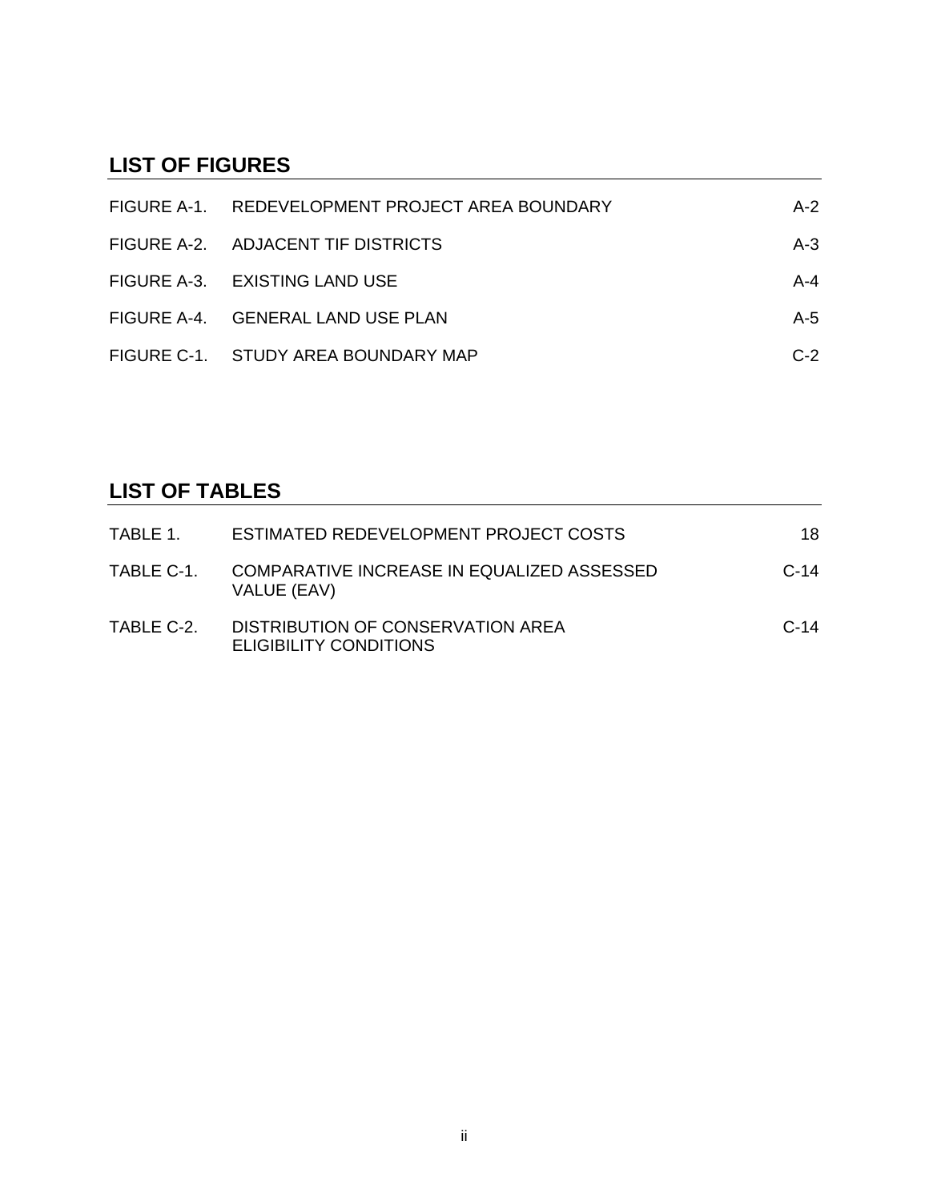## LIST OF FIGURES

| | | |
|---|---|---|
| FIGURE A-1. | REDEVELOPMENT PROJECT AREA BOUNDARY | A-2 |
| FIGURE A-2. | ADJACENT TIF DISTRICTS | A-3 |
| FIGURE A-3. | EXISTING LAND USE | A-4 |
| FIGURE A-4. | GENERAL LAND USE PLAN | A-5 |
| FIGURE C-1. | STUDY AREA BOUNDARY MAP | C-2 |

## LIST OF TABLES

| | | |
|---|---|---|
| TABLE 1. | ESTIMATED REDEVELOPMENT PROJECT COSTS | 18 |
| TABLE C-1. | COMPARATIVE INCREASE IN EQUALIZED ASSESSED VALUE (EAV) | C-14 |
| TABLE C-2. | DISTRIBUTION OF CONSERVATION AREA ELIGIBILITY CONDITIONS | C-14 |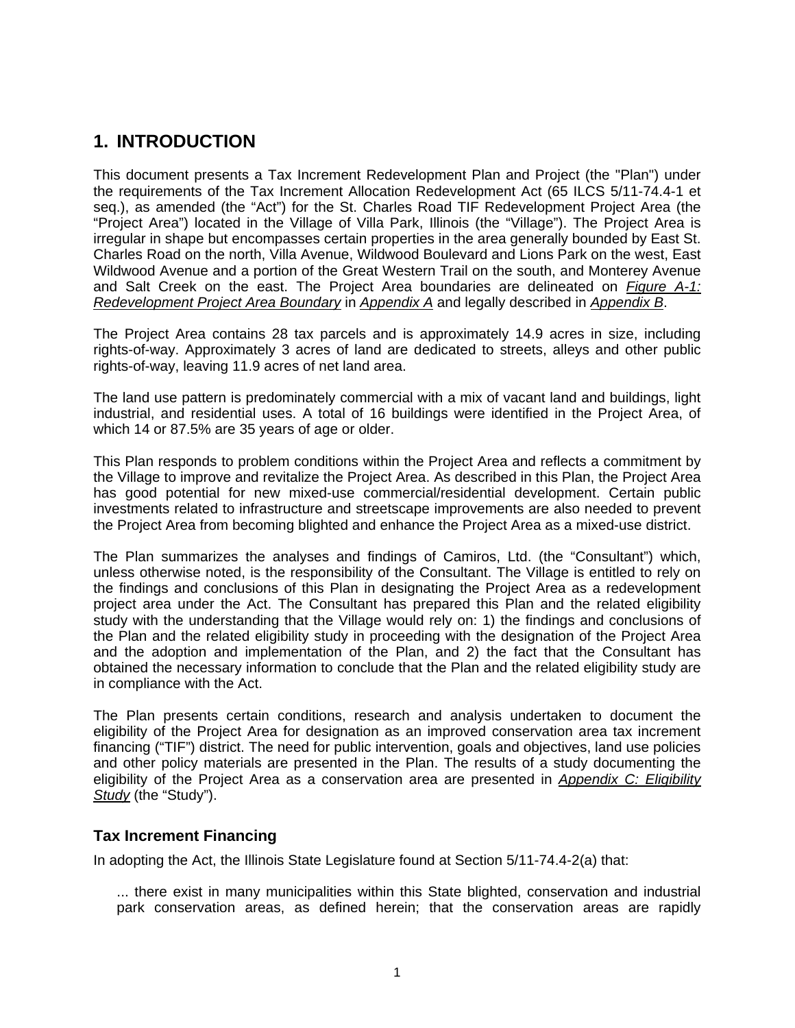# 1. INTRODUCTION

This document presents a Tax Increment Redevelopment Plan and Project (the "Plan") under the requirements of the Tax Increment Allocation Redevelopment Act (65 ILCS 5/11-74.4-1 et seq.), as amended (the "Act") for the St. Charles Road TIF Redevelopment Project Area (the "Project Area") located in the Village of Villa Park, Illinois (the "Village"). The Project Area is irregular in shape but encompasses certain properties in the area generally bounded by East St. Charles Road on the north, Villa Avenue, Wildwood Boulevard and Lions Park on the west, East Wildwood Avenue and a portion of the Great Western Trail on the south, and Monterey Avenue and Salt Creek on the east. The Project Area boundaries are delineated on *Figure A-1: Redevelopment Project Area Boundary* in *Appendix A* and legally described in *Appendix B*.

The Project Area contains 28 tax parcels and is approximately 14.9 acres in size, including rights-of-way. Approximately 3 acres of land are dedicated to streets, alleys and other public rights-of-way, leaving 11.9 acres of net land area.

The land use pattern is predominately commercial with a mix of vacant land and buildings, light industrial, and residential uses. A total of 16 buildings were identified in the Project Area, of which 14 or 87.5% are 35 years of age or older.

This Plan responds to problem conditions within the Project Area and reflects a commitment by the Village to improve and revitalize the Project Area. As described in this Plan, the Project Area has good potential for new mixed-use commercial/residential development. Certain public investments related to infrastructure and streetscape improvements are also needed to prevent the Project Area from becoming blighted and enhance the Project Area as a mixed-use district.

The Plan summarizes the analyses and findings of Camiros, Ltd. (the "Consultant") which, unless otherwise noted, is the responsibility of the Consultant. The Village is entitled to rely on the findings and conclusions of this Plan in designating the Project Area as a redevelopment project area under the Act. The Consultant has prepared this Plan and the related eligibility study with the understanding that the Village would rely on: 1) the findings and conclusions of the Plan and the related eligibility study in proceeding with the designation of the Project Area and the adoption and implementation of the Plan, and 2) the fact that the Consultant has obtained the necessary information to conclude that the Plan and the related eligibility study are in compliance with the Act.

The Plan presents certain conditions, research and analysis undertaken to document the eligibility of the Project Area for designation as an improved conservation area tax increment financing ("TIF") district. The need for public intervention, goals and objectives, land use policies and other policy materials are presented in the Plan. The results of a study documenting the eligibility of the Project Area as a conservation area are presented in *Appendix C: Eligibility Study* (the "Study").

### Tax Increment Financing

In adopting the Act, the Illinois State Legislature found at Section 5/11-74.4-2(a) that:

> ... there exist in many municipalities within this State blighted, conservation and industrial park conservation areas, as defined herein; that the conservation areas are rapidly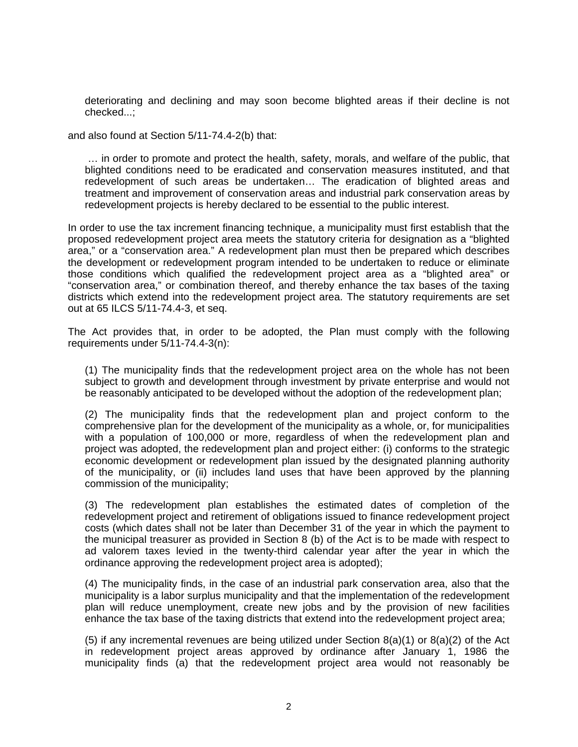> deteriorating and declining and may soon become blighted areas if their decline is not checked...;

and also found at Section 5/11-74.4-2(b) that:

> … in order to promote and protect the health, safety, morals, and welfare of the public, that blighted conditions need to be eradicated and conservation measures instituted, and that redevelopment of such areas be undertaken… The eradication of blighted areas and treatment and improvement of conservation areas and industrial park conservation areas by redevelopment projects is hereby declared to be essential to the public interest.

In order to use the tax increment financing technique, a municipality must first establish that the proposed redevelopment project area meets the statutory criteria for designation as a "blighted area," or a "conservation area." A redevelopment plan must then be prepared which describes the development or redevelopment program intended to be undertaken to reduce or eliminate those conditions which qualified the redevelopment project area as a "blighted area" or "conservation area," or combination thereof, and thereby enhance the tax bases of the taxing districts which extend into the redevelopment project area. The statutory requirements are set out at 65 ILCS 5/11-74.4-3, et seq.

The Act provides that, in order to be adopted, the Plan must comply with the following requirements under 5/11-74.4-3(n):

> (1) The municipality finds that the redevelopment project area on the whole has not been subject to growth and development through investment by private enterprise and would not be reasonably anticipated to be developed without the adoption of the redevelopment plan;
>
> (2) The municipality finds that the redevelopment plan and project conform to the comprehensive plan for the development of the municipality as a whole, or, for municipalities with a population of 100,000 or more, regardless of when the redevelopment plan and project was adopted, the redevelopment plan and project either: (i) conforms to the strategic economic development or redevelopment plan issued by the designated planning authority of the municipality, or (ii) includes land uses that have been approved by the planning commission of the municipality;
>
> (3) The redevelopment plan establishes the estimated dates of completion of the redevelopment project and retirement of obligations issued to finance redevelopment project costs (which dates shall not be later than December 31 of the year in which the payment to the municipal treasurer as provided in Section 8 (b) of the Act is to be made with respect to ad valorem taxes levied in the twenty-third calendar year after the year in which the ordinance approving the redevelopment project area is adopted);
>
> (4) The municipality finds, in the case of an industrial park conservation area, also that the municipality is a labor surplus municipality and that the implementation of the redevelopment plan will reduce unemployment, create new jobs and by the provision of new facilities enhance the tax base of the taxing districts that extend into the redevelopment project area;
>
> (5) if any incremental revenues are being utilized under Section 8(a)(1) or 8(a)(2) of the Act in redevelopment project areas approved by ordinance after January 1, 1986 the municipality finds (a) that the redevelopment project area would not reasonably be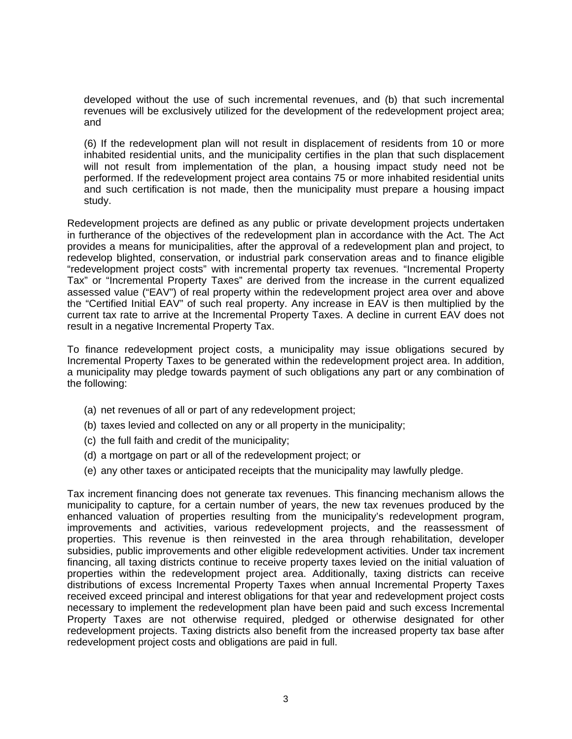developed without the use of such incremental revenues, and (b) that such incremental revenues will be exclusively utilized for the development of the redevelopment project area; and

(6) If the redevelopment plan will not result in displacement of residents from 10 or more inhabited residential units, and the municipality certifies in the plan that such displacement will not result from implementation of the plan, a housing impact study need not be performed. If the redevelopment project area contains 75 or more inhabited residential units and such certification is not made, then the municipality must prepare a housing impact study.

Redevelopment projects are defined as any public or private development projects undertaken in furtherance of the objectives of the redevelopment plan in accordance with the Act. The Act provides a means for municipalities, after the approval of a redevelopment plan and project, to redevelop blighted, conservation, or industrial park conservation areas and to finance eligible "redevelopment project costs" with incremental property tax revenues. "Incremental Property Tax" or "Incremental Property Taxes" are derived from the increase in the current equalized assessed value ("EAV") of real property within the redevelopment project area over and above the "Certified Initial EAV" of such real property. Any increase in EAV is then multiplied by the current tax rate to arrive at the Incremental Property Taxes. A decline in current EAV does not result in a negative Incremental Property Tax.

To finance redevelopment project costs, a municipality may issue obligations secured by Incremental Property Taxes to be generated within the redevelopment project area. In addition, a municipality may pledge towards payment of such obligations any part or any combination of the following:

(a) net revenues of all or part of any redevelopment project;

(b) taxes levied and collected on any or all property in the municipality;

(c) the full faith and credit of the municipality;

(d) a mortgage on part or all of the redevelopment project; or

(e) any other taxes or anticipated receipts that the municipality may lawfully pledge.

Tax increment financing does not generate tax revenues. This financing mechanism allows the municipality to capture, for a certain number of years, the new tax revenues produced by the enhanced valuation of properties resulting from the municipality's redevelopment program, improvements and activities, various redevelopment projects, and the reassessment of properties. This revenue is then reinvested in the area through rehabilitation, developer subsidies, public improvements and other eligible redevelopment activities. Under tax increment financing, all taxing districts continue to receive property taxes levied on the initial valuation of properties within the redevelopment project area. Additionally, taxing districts can receive distributions of excess Incremental Property Taxes when annual Incremental Property Taxes received exceed principal and interest obligations for that year and redevelopment project costs necessary to implement the redevelopment plan have been paid and such excess Incremental Property Taxes are not otherwise required, pledged or otherwise designated for other redevelopment projects. Taxing districts also benefit from the increased property tax base after redevelopment project costs and obligations are paid in full.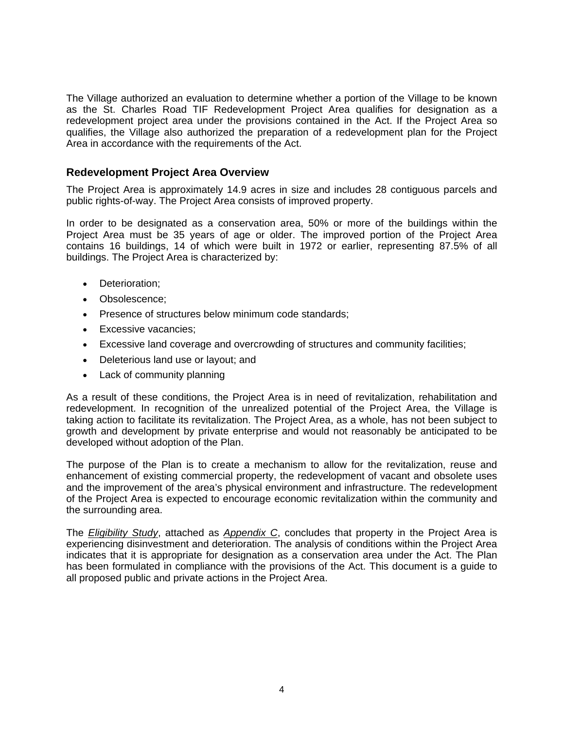The Village authorized an evaluation to determine whether a portion of the Village to be known as the St. Charles Road TIF Redevelopment Project Area qualifies for designation as a redevelopment project area under the provisions contained in the Act. If the Project Area so qualifies, the Village also authorized the preparation of a redevelopment plan for the Project Area in accordance with the requirements of the Act.

### Redevelopment Project Area Overview

The Project Area is approximately 14.9 acres in size and includes 28 contiguous parcels and public rights-of-way. The Project Area consists of improved property.

In order to be designated as a conservation area, 50% or more of the buildings within the Project Area must be 35 years of age or older. The improved portion of the Project Area contains 16 buildings, 14 of which were built in 1972 or earlier, representing 87.5% of all buildings. The Project Area is characterized by:

- Deterioration;
- Obsolescence;
- Presence of structures below minimum code standards;
- Excessive vacancies;
- Excessive land coverage and overcrowding of structures and community facilities;
- Deleterious land use or layout; and
- Lack of community planning

As a result of these conditions, the Project Area is in need of revitalization, rehabilitation and redevelopment. In recognition of the unrealized potential of the Project Area, the Village is taking action to facilitate its revitalization. The Project Area, as a whole, has not been subject to growth and development by private enterprise and would not reasonably be anticipated to be developed without adoption of the Plan.

The purpose of the Plan is to create a mechanism to allow for the revitalization, reuse and enhancement of existing commercial property, the redevelopment of vacant and obsolete uses and the improvement of the area's physical environment and infrastructure. The redevelopment of the Project Area is expected to encourage economic revitalization within the community and the surrounding area.

The *Eligibility Study*, attached as *Appendix C*, concludes that property in the Project Area is experiencing disinvestment and deterioration. The analysis of conditions within the Project Area indicates that it is appropriate for designation as a conservation area under the Act. The Plan has been formulated in compliance with the provisions of the Act. This document is a guide to all proposed public and private actions in the Project Area.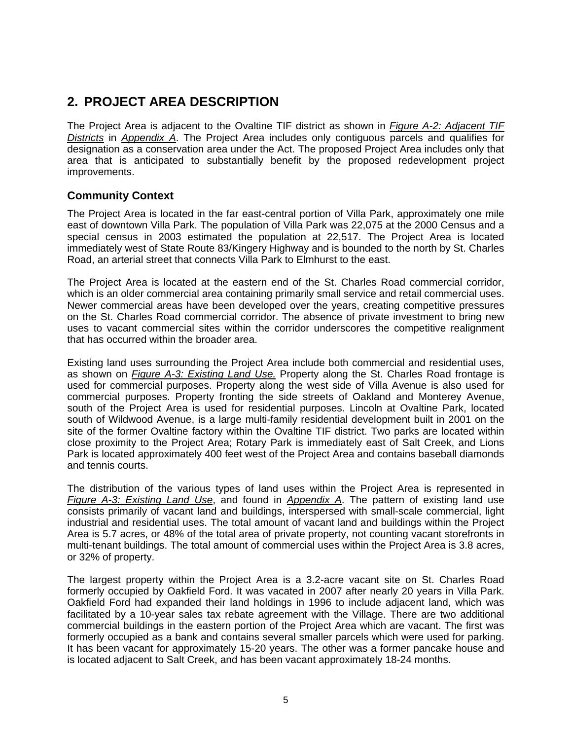## 2. PROJECT AREA DESCRIPTION

The Project Area is adjacent to the Ovaltine TIF district as shown in *Figure A-2: Adjacent TIF Districts* in *Appendix A*. The Project Area includes only contiguous parcels and qualifies for designation as a conservation area under the Act. The proposed Project Area includes only that area that is anticipated to substantially benefit by the proposed redevelopment project improvements.

### Community Context

The Project Area is located in the far east-central portion of Villa Park, approximately one mile east of downtown Villa Park. The population of Villa Park was 22,075 at the 2000 Census and a special census in 2003 estimated the population at 22,517. The Project Area is located immediately west of State Route 83/Kingery Highway and is bounded to the north by St. Charles Road, an arterial street that connects Villa Park to Elmhurst to the east.

The Project Area is located at the eastern end of the St. Charles Road commercial corridor, which is an older commercial area containing primarily small service and retail commercial uses. Newer commercial areas have been developed over the years, creating competitive pressures on the St. Charles Road commercial corridor. The absence of private investment to bring new uses to vacant commercial sites within the corridor underscores the competitive realignment that has occurred within the broader area.

Existing land uses surrounding the Project Area include both commercial and residential uses, as shown on *Figure A-3: Existing Land Use.* Property along the St. Charles Road frontage is used for commercial purposes. Property along the west side of Villa Avenue is also used for commercial purposes. Property fronting the side streets of Oakland and Monterey Avenue, south of the Project Area is used for residential purposes. Lincoln at Ovaltine Park, located south of Wildwood Avenue, is a large multi-family residential development built in 2001 on the site of the former Ovaltine factory within the Ovaltine TIF district. Two parks are located within close proximity to the Project Area; Rotary Park is immediately east of Salt Creek, and Lions Park is located approximately 400 feet west of the Project Area and contains baseball diamonds and tennis courts.

The distribution of the various types of land uses within the Project Area is represented in *Figure A-3: Existing Land Use*, and found in *Appendix A*. The pattern of existing land use consists primarily of vacant land and buildings, interspersed with small-scale commercial, light industrial and residential uses. The total amount of vacant land and buildings within the Project Area is 5.7 acres, or 48% of the total area of private property, not counting vacant storefronts in multi-tenant buildings. The total amount of commercial uses within the Project Area is 3.8 acres, or 32% of property.

The largest property within the Project Area is a 3.2-acre vacant site on St. Charles Road formerly occupied by Oakfield Ford. It was vacated in 2007 after nearly 20 years in Villa Park. Oakfield Ford had expanded their land holdings in 1996 to include adjacent land, which was facilitated by a 10-year sales tax rebate agreement with the Village. There are two additional commercial buildings in the eastern portion of the Project Area which are vacant. The first was formerly occupied as a bank and contains several smaller parcels which were used for parking. It has been vacant for approximately 15-20 years. The other was a former pancake house and is located adjacent to Salt Creek, and has been vacant approximately 18-24 months.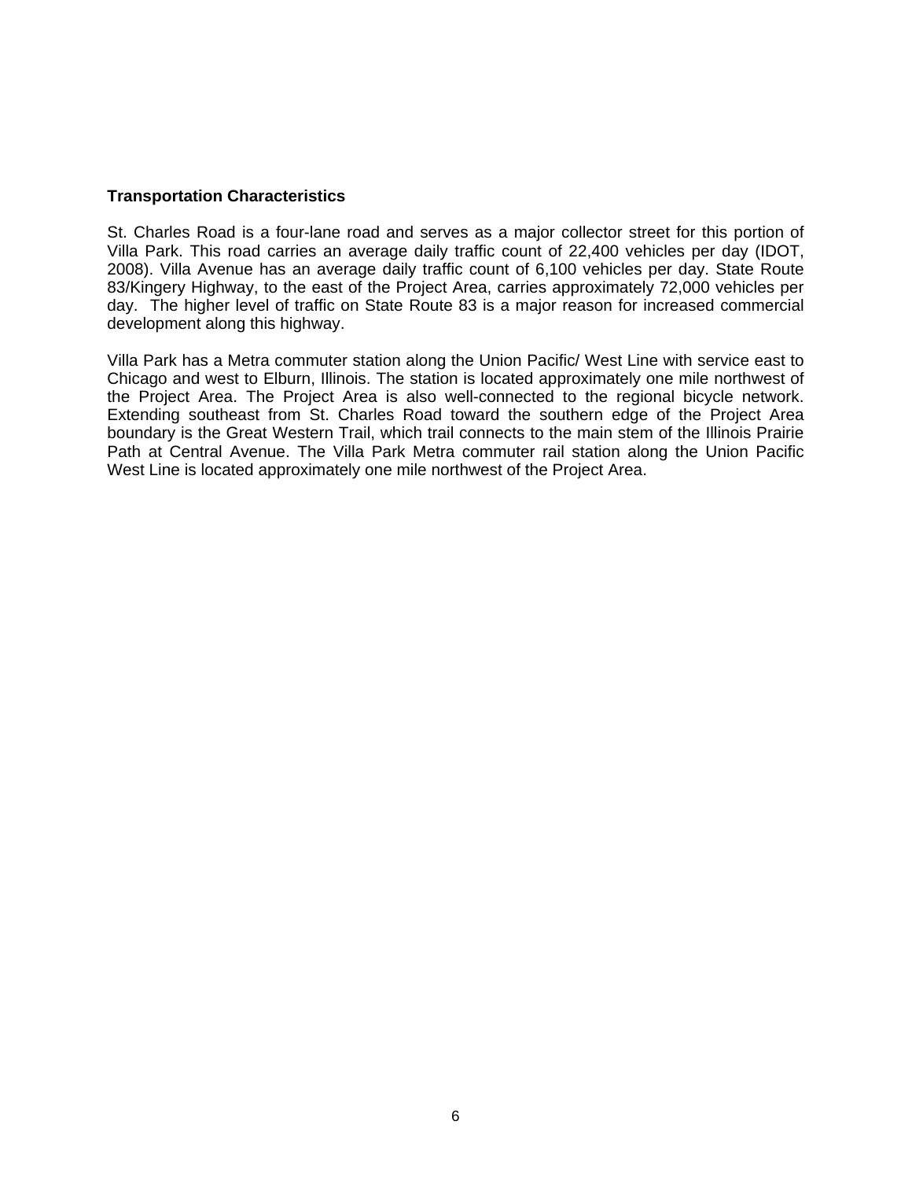**Transportation Characteristics**

St. Charles Road is a four-lane road and serves as a major collector street for this portion of Villa Park. This road carries an average daily traffic count of 22,400 vehicles per day (IDOT, 2008). Villa Avenue has an average daily traffic count of 6,100 vehicles per day. State Route 83/Kingery Highway, to the east of the Project Area, carries approximately 72,000 vehicles per day. The higher level of traffic on State Route 83 is a major reason for increased commercial development along this highway.

Villa Park has a Metra commuter station along the Union Pacific/ West Line with service east to Chicago and west to Elburn, Illinois. The station is located approximately one mile northwest of the Project Area. The Project Area is also well-connected to the regional bicycle network. Extending southeast from St. Charles Road toward the southern edge of the Project Area boundary is the Great Western Trail, which trail connects to the main stem of the Illinois Prairie Path at Central Avenue. The Villa Park Metra commuter rail station along the Union Pacific West Line is located approximately one mile northwest of the Project Area.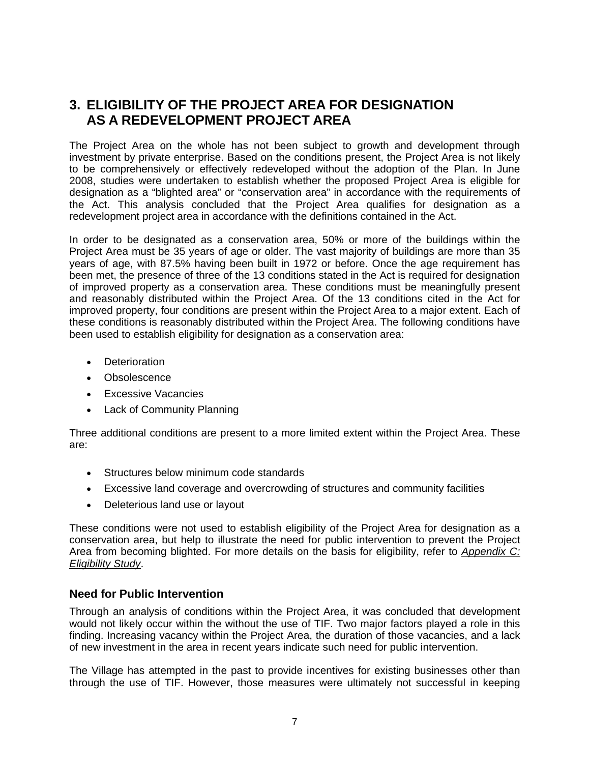# 3. ELIGIBILITY OF THE PROJECT AREA FOR DESIGNATION AS A REDEVELOPMENT PROJECT AREA

The Project Area on the whole has not been subject to growth and development through investment by private enterprise. Based on the conditions present, the Project Area is not likely to be comprehensively or effectively redeveloped without the adoption of the Plan. In June 2008, studies were undertaken to establish whether the proposed Project Area is eligible for designation as a "blighted area" or "conservation area" in accordance with the requirements of the Act. This analysis concluded that the Project Area qualifies for designation as a redevelopment project area in accordance with the definitions contained in the Act.

In order to be designated as a conservation area, 50% or more of the buildings within the Project Area must be 35 years of age or older. The vast majority of buildings are more than 35 years of age, with 87.5% having been built in 1972 or before. Once the age requirement has been met, the presence of three of the 13 conditions stated in the Act is required for designation of improved property as a conservation area. These conditions must be meaningfully present and reasonably distributed within the Project Area. Of the 13 conditions cited in the Act for improved property, four conditions are present within the Project Area to a major extent. Each of these conditions is reasonably distributed within the Project Area. The following conditions have been used to establish eligibility for designation as a conservation area:

- Deterioration
- Obsolescence
- Excessive Vacancies
- Lack of Community Planning

Three additional conditions are present to a more limited extent within the Project Area. These are:

- Structures below minimum code standards
- Excessive land coverage and overcrowding of structures and community facilities
- Deleterious land use or layout

These conditions were not used to establish eligibility of the Project Area for designation as a conservation area, but help to illustrate the need for public intervention to prevent the Project Area from becoming blighted. For more details on the basis for eligibility, refer to *Appendix C: Eligibility Study*.

## Need for Public Intervention

Through an analysis of conditions within the Project Area, it was concluded that development would not likely occur within the without the use of TIF. Two major factors played a role in this finding. Increasing vacancy within the Project Area, the duration of those vacancies, and a lack of new investment in the area in recent years indicate such need for public intervention.

The Village has attempted in the past to provide incentives for existing businesses other than through the use of TIF. However, those measures were ultimately not successful in keeping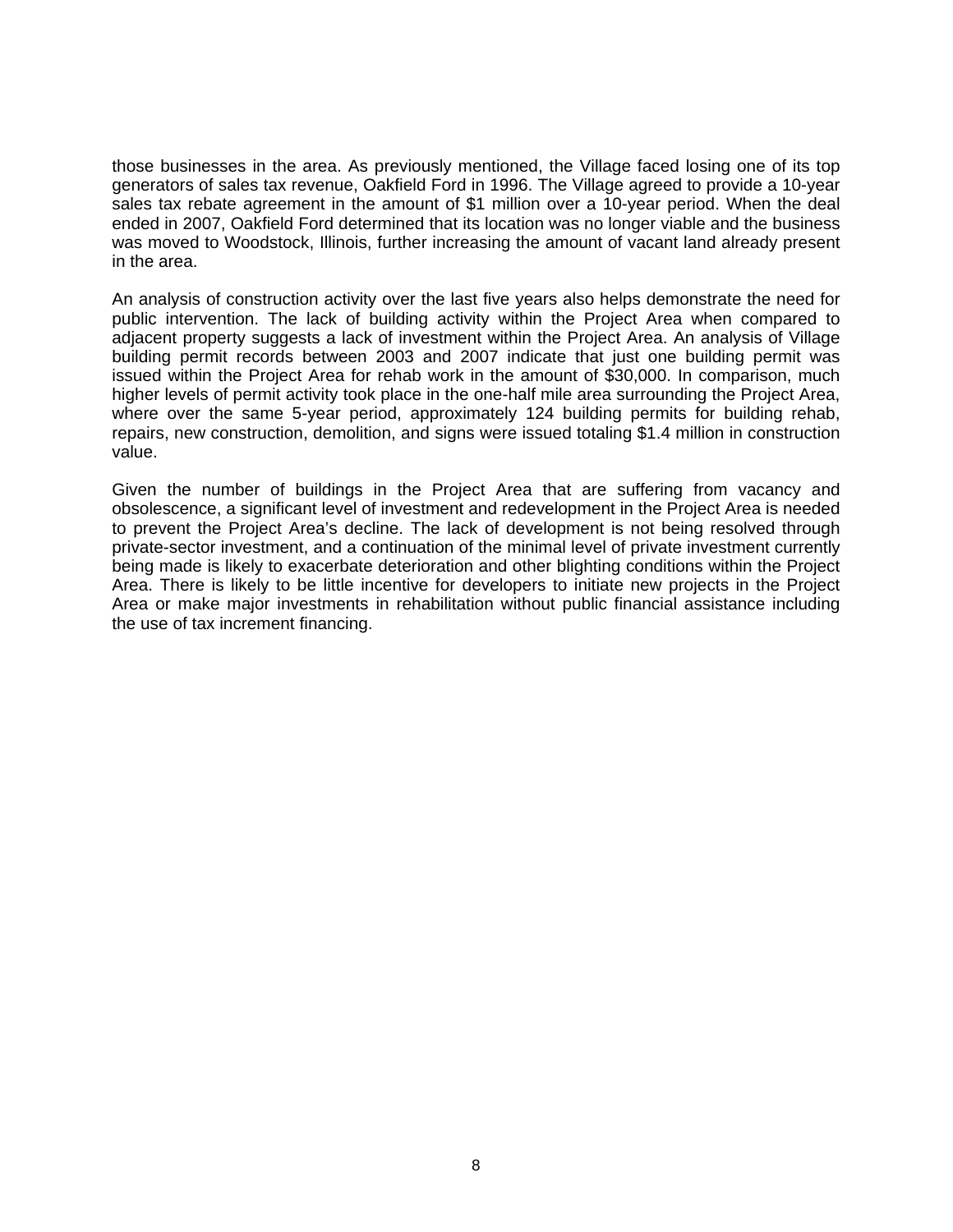those businesses in the area. As previously mentioned, the Village faced losing one of its top generators of sales tax revenue, Oakfield Ford in 1996. The Village agreed to provide a 10-year sales tax rebate agreement in the amount of $1 million over a 10-year period. When the deal ended in 2007, Oakfield Ford determined that its location was no longer viable and the business was moved to Woodstock, Illinois, further increasing the amount of vacant land already present in the area.

An analysis of construction activity over the last five years also helps demonstrate the need for public intervention. The lack of building activity within the Project Area when compared to adjacent property suggests a lack of investment within the Project Area. An analysis of Village building permit records between 2003 and 2007 indicate that just one building permit was issued within the Project Area for rehab work in the amount of $30,000. In comparison, much higher levels of permit activity took place in the one-half mile area surrounding the Project Area, where over the same 5-year period, approximately 124 building permits for building rehab, repairs, new construction, demolition, and signs were issued totaling $1.4 million in construction value.

Given the number of buildings in the Project Area that are suffering from vacancy and obsolescence, a significant level of investment and redevelopment in the Project Area is needed to prevent the Project Area's decline. The lack of development is not being resolved through private-sector investment, and a continuation of the minimal level of private investment currently being made is likely to exacerbate deterioration and other blighting conditions within the Project Area. There is likely to be little incentive for developers to initiate new projects in the Project Area or make major investments in rehabilitation without public financial assistance including the use of tax increment financing.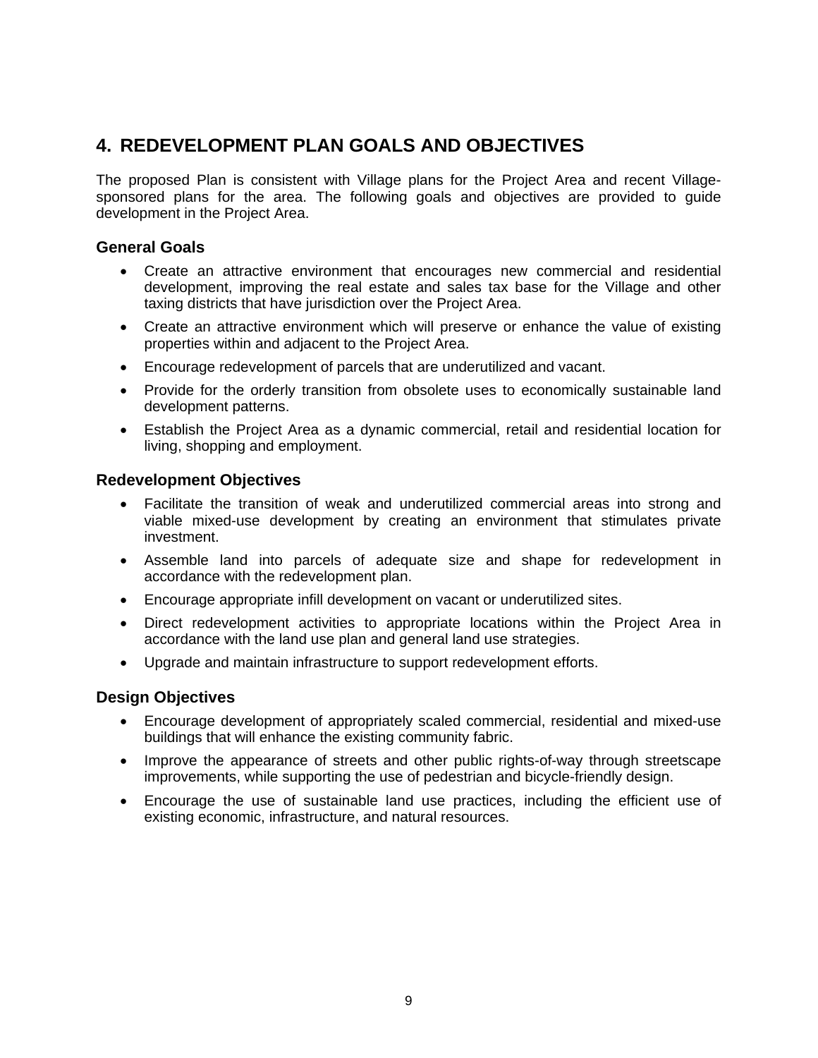# 4. REDEVELOPMENT PLAN GOALS AND OBJECTIVES

The proposed Plan is consistent with Village plans for the Project Area and recent Village-sponsored plans for the area. The following goals and objectives are provided to guide development in the Project Area.

### General Goals

- Create an attractive environment that encourages new commercial and residential development, improving the real estate and sales tax base for the Village and other taxing districts that have jurisdiction over the Project Area.
- Create an attractive environment which will preserve or enhance the value of existing properties within and adjacent to the Project Area.
- Encourage redevelopment of parcels that are underutilized and vacant.
- Provide for the orderly transition from obsolete uses to economically sustainable land development patterns.
- Establish the Project Area as a dynamic commercial, retail and residential location for living, shopping and employment.

### Redevelopment Objectives

- Facilitate the transition of weak and underutilized commercial areas into strong and viable mixed-use development by creating an environment that stimulates private investment.
- Assemble land into parcels of adequate size and shape for redevelopment in accordance with the redevelopment plan.
- Encourage appropriate infill development on vacant or underutilized sites.
- Direct redevelopment activities to appropriate locations within the Project Area in accordance with the land use plan and general land use strategies.
- Upgrade and maintain infrastructure to support redevelopment efforts.

### Design Objectives

- Encourage development of appropriately scaled commercial, residential and mixed-use buildings that will enhance the existing community fabric.
- Improve the appearance of streets and other public rights-of-way through streetscape improvements, while supporting the use of pedestrian and bicycle-friendly design.
- Encourage the use of sustainable land use practices, including the efficient use of existing economic, infrastructure, and natural resources.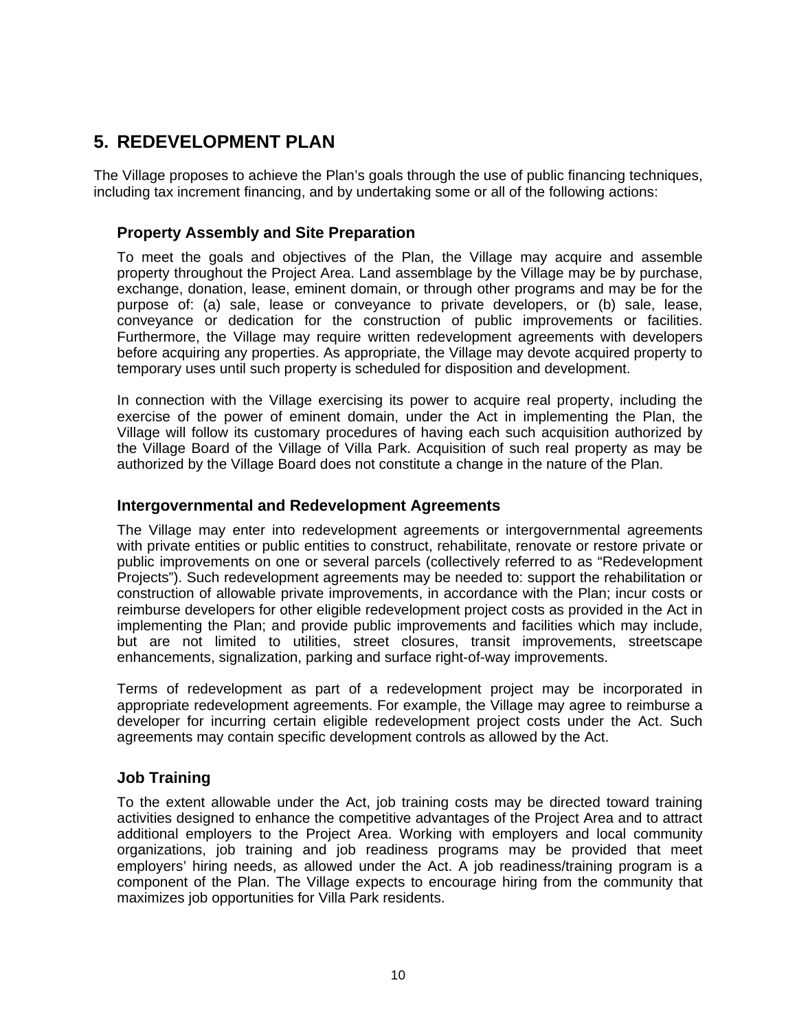# 5. REDEVELOPMENT PLAN

The Village proposes to achieve the Plan's goals through the use of public financing techniques, including tax increment financing, and by undertaking some or all of the following actions:

## Property Assembly and Site Preparation

To meet the goals and objectives of the Plan, the Village may acquire and assemble property throughout the Project Area. Land assemblage by the Village may be by purchase, exchange, donation, lease, eminent domain, or through other programs and may be for the purpose of: (a) sale, lease or conveyance to private developers, or (b) sale, lease, conveyance or dedication for the construction of public improvements or facilities. Furthermore, the Village may require written redevelopment agreements with developers before acquiring any properties. As appropriate, the Village may devote acquired property to temporary uses until such property is scheduled for disposition and development.

In connection with the Village exercising its power to acquire real property, including the exercise of the power of eminent domain, under the Act in implementing the Plan, the Village will follow its customary procedures of having each such acquisition authorized by the Village Board of the Village of Villa Park. Acquisition of such real property as may be authorized by the Village Board does not constitute a change in the nature of the Plan.

## Intergovernmental and Redevelopment Agreements

The Village may enter into redevelopment agreements or intergovernmental agreements with private entities or public entities to construct, rehabilitate, renovate or restore private or public improvements on one or several parcels (collectively referred to as "Redevelopment Projects"). Such redevelopment agreements may be needed to: support the rehabilitation or construction of allowable private improvements, in accordance with the Plan; incur costs or reimburse developers for other eligible redevelopment project costs as provided in the Act in implementing the Plan; and provide public improvements and facilities which may include, but are not limited to utilities, street closures, transit improvements, streetscape enhancements, signalization, parking and surface right-of-way improvements.

Terms of redevelopment as part of a redevelopment project may be incorporated in appropriate redevelopment agreements. For example, the Village may agree to reimburse a developer for incurring certain eligible redevelopment project costs under the Act. Such agreements may contain specific development controls as allowed by the Act.

## Job Training

To the extent allowable under the Act, job training costs may be directed toward training activities designed to enhance the competitive advantages of the Project Area and to attract additional employers to the Project Area. Working with employers and local community organizations, job training and job readiness programs may be provided that meet employers' hiring needs, as allowed under the Act. A job readiness/training program is a component of the Plan. The Village expects to encourage hiring from the community that maximizes job opportunities for Villa Park residents.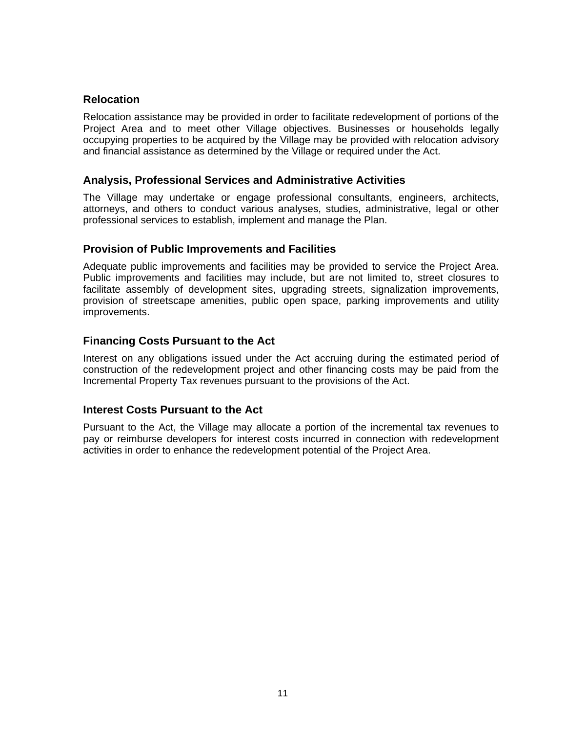### Relocation

Relocation assistance may be provided in order to facilitate redevelopment of portions of the Project Area and to meet other Village objectives. Businesses or households legally occupying properties to be acquired by the Village may be provided with relocation advisory and financial assistance as determined by the Village or required under the Act.

### Analysis, Professional Services and Administrative Activities

The Village may undertake or engage professional consultants, engineers, architects, attorneys, and others to conduct various analyses, studies, administrative, legal or other professional services to establish, implement and manage the Plan.

### Provision of Public Improvements and Facilities

Adequate public improvements and facilities may be provided to service the Project Area. Public improvements and facilities may include, but are not limited to, street closures to facilitate assembly of development sites, upgrading streets, signalization improvements, provision of streetscape amenities, public open space, parking improvements and utility improvements.

### Financing Costs Pursuant to the Act

Interest on any obligations issued under the Act accruing during the estimated period of construction of the redevelopment project and other financing costs may be paid from the Incremental Property Tax revenues pursuant to the provisions of the Act.

### Interest Costs Pursuant to the Act

Pursuant to the Act, the Village may allocate a portion of the incremental tax revenues to pay or reimburse developers for interest costs incurred in connection with redevelopment activities in order to enhance the redevelopment potential of the Project Area.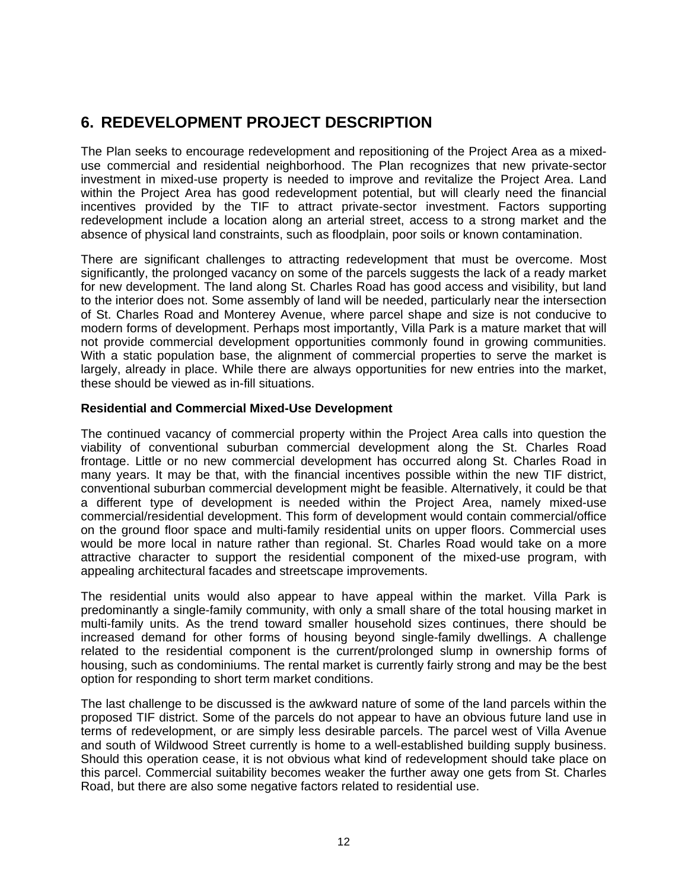## 6. REDEVELOPMENT PROJECT DESCRIPTION

The Plan seeks to encourage redevelopment and repositioning of the Project Area as a mixed-use commercial and residential neighborhood. The Plan recognizes that new private-sector investment in mixed-use property is needed to improve and revitalize the Project Area. Land within the Project Area has good redevelopment potential, but will clearly need the financial incentives provided by the TIF to attract private-sector investment. Factors supporting redevelopment include a location along an arterial street, access to a strong market and the absence of physical land constraints, such as floodplain, poor soils or known contamination.

There are significant challenges to attracting redevelopment that must be overcome. Most significantly, the prolonged vacancy on some of the parcels suggests the lack of a ready market for new development. The land along St. Charles Road has good access and visibility, but land to the interior does not. Some assembly of land will be needed, particularly near the intersection of St. Charles Road and Monterey Avenue, where parcel shape and size is not conducive to modern forms of development. Perhaps most importantly, Villa Park is a mature market that will not provide commercial development opportunities commonly found in growing communities. With a static population base, the alignment of commercial properties to serve the market is largely, already in place. While there are always opportunities for new entries into the market, these should be viewed as in-fill situations.

**Residential and Commercial Mixed-Use Development**

The continued vacancy of commercial property within the Project Area calls into question the viability of conventional suburban commercial development along the St. Charles Road frontage. Little or no new commercial development has occurred along St. Charles Road in many years. It may be that, with the financial incentives possible within the new TIF district, conventional suburban commercial development might be feasible. Alternatively, it could be that a different type of development is needed within the Project Area, namely mixed-use commercial/residential development. This form of development would contain commercial/office on the ground floor space and multi-family residential units on upper floors. Commercial uses would be more local in nature rather than regional. St. Charles Road would take on a more attractive character to support the residential component of the mixed-use program, with appealing architectural facades and streetscape improvements.

The residential units would also appear to have appeal within the market. Villa Park is predominantly a single-family community, with only a small share of the total housing market in multi-family units. As the trend toward smaller household sizes continues, there should be increased demand for other forms of housing beyond single-family dwellings. A challenge related to the residential component is the current/prolonged slump in ownership forms of housing, such as condominiums. The rental market is currently fairly strong and may be the best option for responding to short term market conditions.

The last challenge to be discussed is the awkward nature of some of the land parcels within the proposed TIF district. Some of the parcels do not appear to have an obvious future land use in terms of redevelopment, or are simply less desirable parcels. The parcel west of Villa Avenue and south of Wildwood Street currently is home to a well-established building supply business. Should this operation cease, it is not obvious what kind of redevelopment should take place on this parcel. Commercial suitability becomes weaker the further away one gets from St. Charles Road, but there are also some negative factors related to residential use.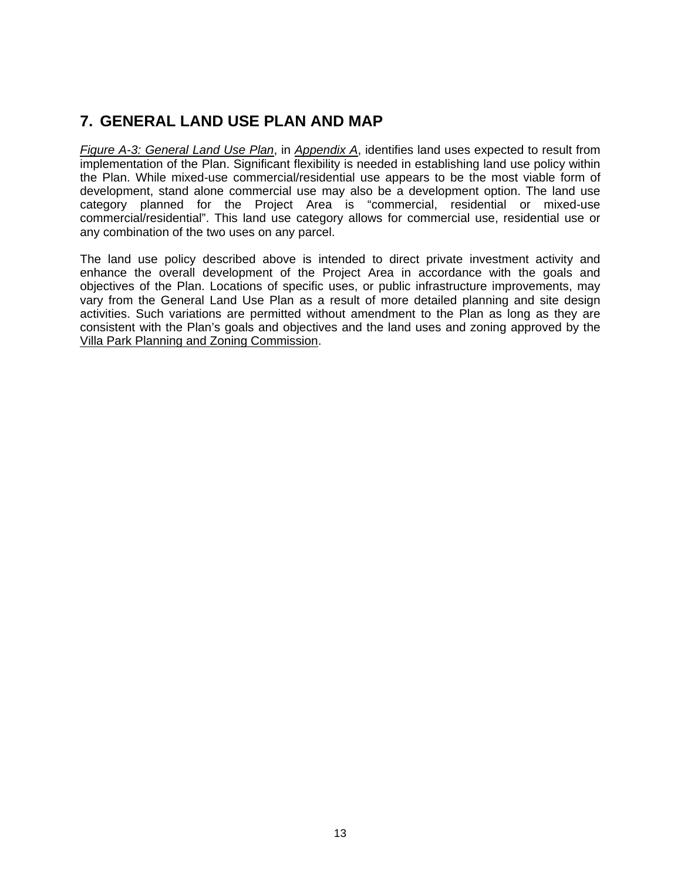## 7. GENERAL LAND USE PLAN AND MAP

*Figure A-3: General Land Use Plan*, in *Appendix A*, identifies land uses expected to result from implementation of the Plan. Significant flexibility is needed in establishing land use policy within the Plan. While mixed-use commercial/residential use appears to be the most viable form of development, stand alone commercial use may also be a development option. The land use category planned for the Project Area is "commercial, residential or mixed-use commercial/residential". This land use category allows for commercial use, residential use or any combination of the two uses on any parcel.

The land use policy described above is intended to direct private investment activity and enhance the overall development of the Project Area in accordance with the goals and objectives of the Plan. Locations of specific uses, or public infrastructure improvements, may vary from the General Land Use Plan as a result of more detailed planning and site design activities. Such variations are permitted without amendment to the Plan as long as they are consistent with the Plan's goals and objectives and the land uses and zoning approved by the Villa Park Planning and Zoning Commission.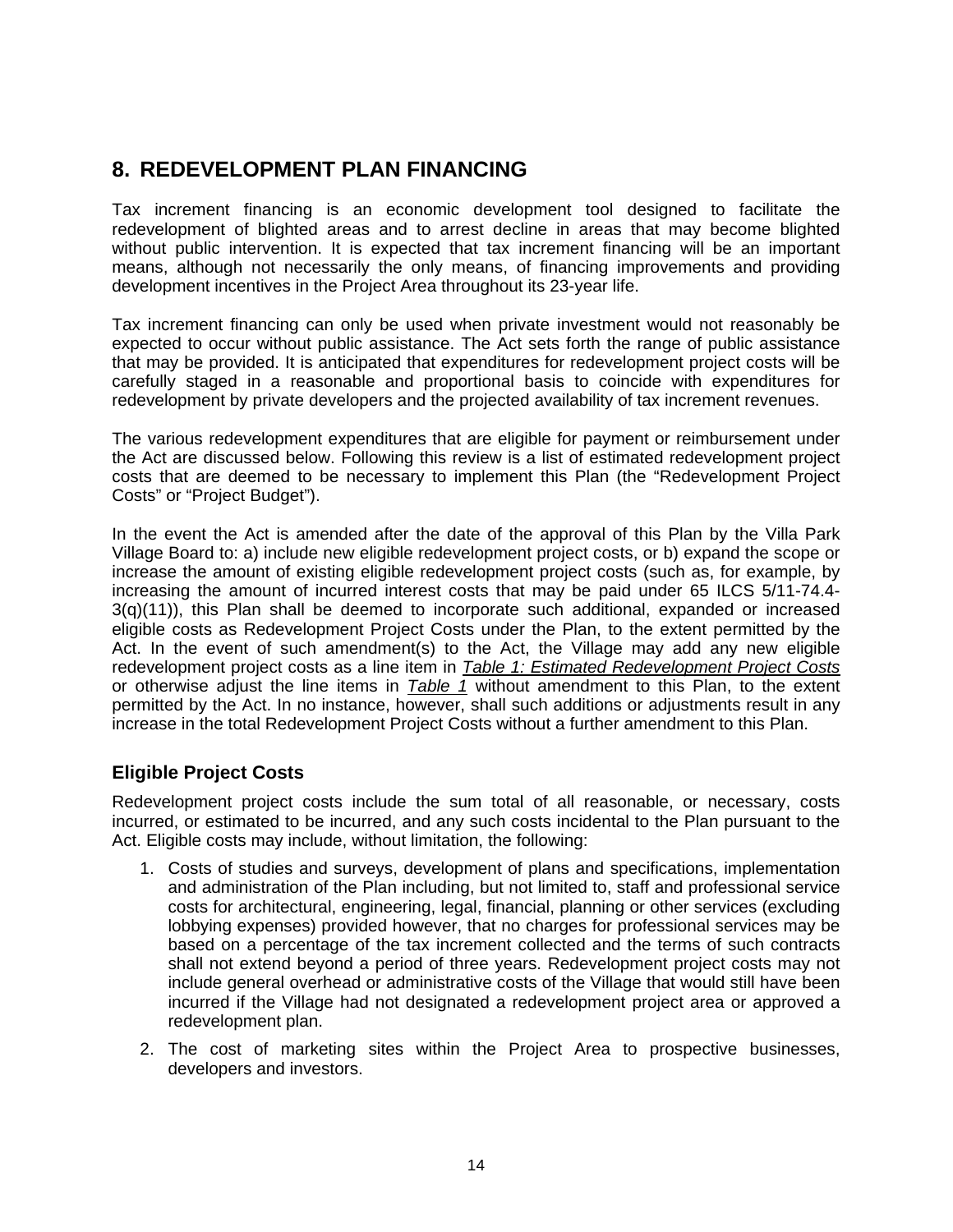## 8. REDEVELOPMENT PLAN FINANCING

Tax increment financing is an economic development tool designed to facilitate the redevelopment of blighted areas and to arrest decline in areas that may become blighted without public intervention. It is expected that tax increment financing will be an important means, although not necessarily the only means, of financing improvements and providing development incentives in the Project Area throughout its 23-year life.

Tax increment financing can only be used when private investment would not reasonably be expected to occur without public assistance. The Act sets forth the range of public assistance that may be provided. It is anticipated that expenditures for redevelopment project costs will be carefully staged in a reasonable and proportional basis to coincide with expenditures for redevelopment by private developers and the projected availability of tax increment revenues.

The various redevelopment expenditures that are eligible for payment or reimbursement under the Act are discussed below. Following this review is a list of estimated redevelopment project costs that are deemed to be necessary to implement this Plan (the "Redevelopment Project Costs" or "Project Budget").

In the event the Act is amended after the date of the approval of this Plan by the Villa Park Village Board to: a) include new eligible redevelopment project costs, or b) expand the scope or increase the amount of existing eligible redevelopment project costs (such as, for example, by increasing the amount of incurred interest costs that may be paid under 65 ILCS 5/11-74.4-3(q)(11)), this Plan shall be deemed to incorporate such additional, expanded or increased eligible costs as Redevelopment Project Costs under the Plan, to the extent permitted by the Act. In the event of such amendment(s) to the Act, the Village may add any new eligible redevelopment project costs as a line item in *Table 1: Estimated Redevelopment Project Costs* or otherwise adjust the line items in *Table 1* without amendment to this Plan, to the extent permitted by the Act. In no instance, however, shall such additions or adjustments result in any increase in the total Redevelopment Project Costs without a further amendment to this Plan.

### Eligible Project Costs

Redevelopment project costs include the sum total of all reasonable, or necessary, costs incurred, or estimated to be incurred, and any such costs incidental to the Plan pursuant to the Act. Eligible costs may include, without limitation, the following:

1. Costs of studies and surveys, development of plans and specifications, implementation and administration of the Plan including, but not limited to, staff and professional service costs for architectural, engineering, legal, financial, planning or other services (excluding lobbying expenses) provided however, that no charges for professional services may be based on a percentage of the tax increment collected and the terms of such contracts shall not extend beyond a period of three years. Redevelopment project costs may not include general overhead or administrative costs of the Village that would still have been incurred if the Village had not designated a redevelopment project area or approved a redevelopment plan.
2. The cost of marketing sites within the Project Area to prospective businesses, developers and investors.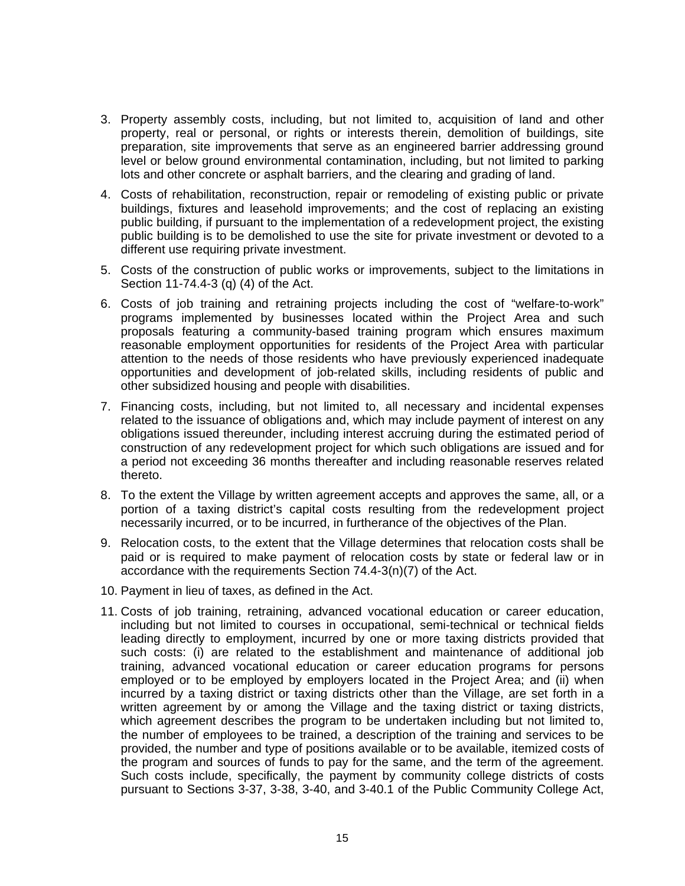3. Property assembly costs, including, but not limited to, acquisition of land and other property, real or personal, or rights or interests therein, demolition of buildings, site preparation, site improvements that serve as an engineered barrier addressing ground level or below ground environmental contamination, including, but not limited to parking lots and other concrete or asphalt barriers, and the clearing and grading of land.
4. Costs of rehabilitation, reconstruction, repair or remodeling of existing public or private buildings, fixtures and leasehold improvements; and the cost of replacing an existing public building, if pursuant to the implementation of a redevelopment project, the existing public building is to be demolished to use the site for private investment or devoted to a different use requiring private investment.
5. Costs of the construction of public works or improvements, subject to the limitations in Section 11-74.4-3 (q) (4) of the Act.
6. Costs of job training and retraining projects including the cost of "welfare-to-work" programs implemented by businesses located within the Project Area and such proposals featuring a community-based training program which ensures maximum reasonable employment opportunities for residents of the Project Area with particular attention to the needs of those residents who have previously experienced inadequate opportunities and development of job-related skills, including residents of public and other subsidized housing and people with disabilities.
7. Financing costs, including, but not limited to, all necessary and incidental expenses related to the issuance of obligations and, which may include payment of interest on any obligations issued thereunder, including interest accruing during the estimated period of construction of any redevelopment project for which such obligations are issued and for a period not exceeding 36 months thereafter and including reasonable reserves related thereto.
8. To the extent the Village by written agreement accepts and approves the same, all, or a portion of a taxing district's capital costs resulting from the redevelopment project necessarily incurred, or to be incurred, in furtherance of the objectives of the Plan.
9. Relocation costs, to the extent that the Village determines that relocation costs shall be paid or is required to make payment of relocation costs by state or federal law or in accordance with the requirements Section 74.4-3(n)(7) of the Act.
10. Payment in lieu of taxes, as defined in the Act.
11. Costs of job training, retraining, advanced vocational education or career education, including but not limited to courses in occupational, semi-technical or technical fields leading directly to employment, incurred by one or more taxing districts provided that such costs: (i) are related to the establishment and maintenance of additional job training, advanced vocational education or career education programs for persons employed or to be employed by employers located in the Project Area; and (ii) when incurred by a taxing district or taxing districts other than the Village, are set forth in a written agreement by or among the Village and the taxing district or taxing districts, which agreement describes the program to be undertaken including but not limited to, the number of employees to be trained, a description of the training and services to be provided, the number and type of positions available or to be available, itemized costs of the program and sources of funds to pay for the same, and the term of the agreement. Such costs include, specifically, the payment by community college districts of costs pursuant to Sections 3-37, 3-38, 3-40, and 3-40.1 of the Public Community College Act,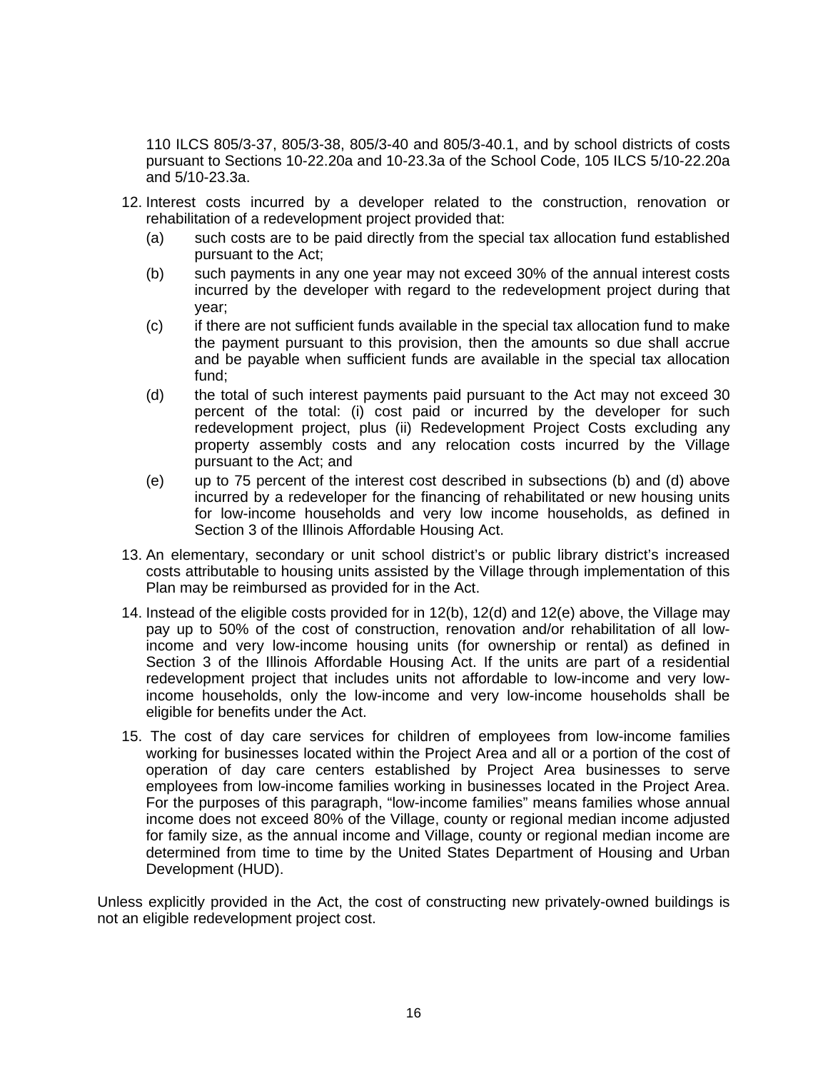110 ILCS 805/3-37, 805/3-38, 805/3-40 and 805/3-40.1, and by school districts of costs pursuant to Sections 10-22.20a and 10-23.3a of the School Code, 105 ILCS 5/10-22.20a and 5/10-23.3a.

12. Interest costs incurred by a developer related to the construction, renovation or rehabilitation of a redevelopment project provided that:
    (a) such costs are to be paid directly from the special tax allocation fund established pursuant to the Act;
    (b) such payments in any one year may not exceed 30% of the annual interest costs incurred by the developer with regard to the redevelopment project during that year;
    (c) if there are not sufficient funds available in the special tax allocation fund to make the payment pursuant to this provision, then the amounts so due shall accrue and be payable when sufficient funds are available in the special tax allocation fund;
    (d) the total of such interest payments paid pursuant to the Act may not exceed 30 percent of the total: (i) cost paid or incurred by the developer for such redevelopment project, plus (ii) Redevelopment Project Costs excluding any property assembly costs and any relocation costs incurred by the Village pursuant to the Act; and
    (e) up to 75 percent of the interest cost described in subsections (b) and (d) above incurred by a redeveloper for the financing of rehabilitated or new housing units for low-income households and very low income households, as defined in Section 3 of the Illinois Affordable Housing Act.
13. An elementary, secondary or unit school district's or public library district's increased costs attributable to housing units assisted by the Village through implementation of this Plan may be reimbursed as provided for in the Act.
14. Instead of the eligible costs provided for in 12(b), 12(d) and 12(e) above, the Village may pay up to 50% of the cost of construction, renovation and/or rehabilitation of all low-income and very low-income housing units (for ownership or rental) as defined in Section 3 of the Illinois Affordable Housing Act. If the units are part of a residential redevelopment project that includes units not affordable to low-income and very low-income households, only the low-income and very low-income households shall be eligible for benefits under the Act.
15. The cost of day care services for children of employees from low-income families working for businesses located within the Project Area and all or a portion of the cost of operation of day care centers established by Project Area businesses to serve employees from low-income families working in businesses located in the Project Area. For the purposes of this paragraph, "low-income families" means families whose annual income does not exceed 80% of the Village, county or regional median income adjusted for family size, as the annual income and Village, county or regional median income are determined from time to time by the United States Department of Housing and Urban Development (HUD).

Unless explicitly provided in the Act, the cost of constructing new privately-owned buildings is not an eligible redevelopment project cost.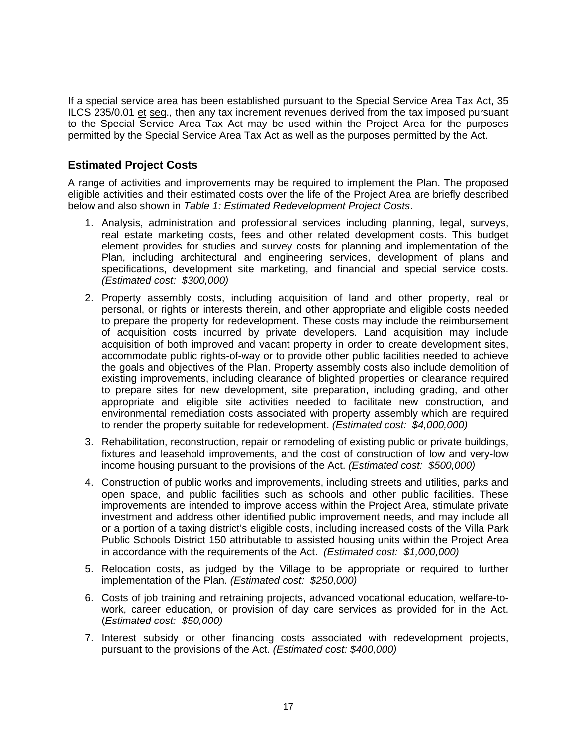If a special service area has been established pursuant to the Special Service Area Tax Act, 35 ILCS 235/0.01 et seq., then any tax increment revenues derived from the tax imposed pursuant to the Special Service Area Tax Act may be used within the Project Area for the purposes permitted by the Special Service Area Tax Act as well as the purposes permitted by the Act.

## Estimated Project Costs

A range of activities and improvements may be required to implement the Plan. The proposed eligible activities and their estimated costs over the life of the Project Area are briefly described below and also shown in *Table 1: Estimated Redevelopment Project Costs*.

1. Analysis, administration and professional services including planning, legal, surveys, real estate marketing costs, fees and other related development costs. This budget element provides for studies and survey costs for planning and implementation of the Plan, including architectural and engineering services, development of plans and specifications, development site marketing, and financial and special service costs. *(Estimated cost: $300,000)*

2. Property assembly costs, including acquisition of land and other property, real or personal, or rights or interests therein, and other appropriate and eligible costs needed to prepare the property for redevelopment. These costs may include the reimbursement of acquisition costs incurred by private developers. Land acquisition may include acquisition of both improved and vacant property in order to create development sites, accommodate public rights-of-way or to provide other public facilities needed to achieve the goals and objectives of the Plan. Property assembly costs also include demolition of existing improvements, including clearance of blighted properties or clearance required to prepare sites for new development, site preparation, including grading, and other appropriate and eligible site activities needed to facilitate new construction, and environmental remediation costs associated with property assembly which are required to render the property suitable for redevelopment. *(Estimated cost: $4,000,000)*

3. Rehabilitation, reconstruction, repair or remodeling of existing public or private buildings, fixtures and leasehold improvements, and the cost of construction of low and very-low income housing pursuant to the provisions of the Act. *(Estimated cost: $500,000)*

4. Construction of public works and improvements, including streets and utilities, parks and open space, and public facilities such as schools and other public facilities. These improvements are intended to improve access within the Project Area, stimulate private investment and address other identified public improvement needs, and may include all or a portion of a taxing district's eligible costs, including increased costs of the Villa Park Public Schools District 150 attributable to assisted housing units within the Project Area in accordance with the requirements of the Act. *(Estimated cost: $1,000,000)*

5. Relocation costs, as judged by the Village to be appropriate or required to further implementation of the Plan. *(Estimated cost: $250,000)*

6. Costs of job training and retraining projects, advanced vocational education, welfare-to-work, career education, or provision of day care services as provided for in the Act. (*Estimated cost: $50,000)*

7. Interest subsidy or other financing costs associated with redevelopment projects, pursuant to the provisions of the Act. *(Estimated cost: $400,000)*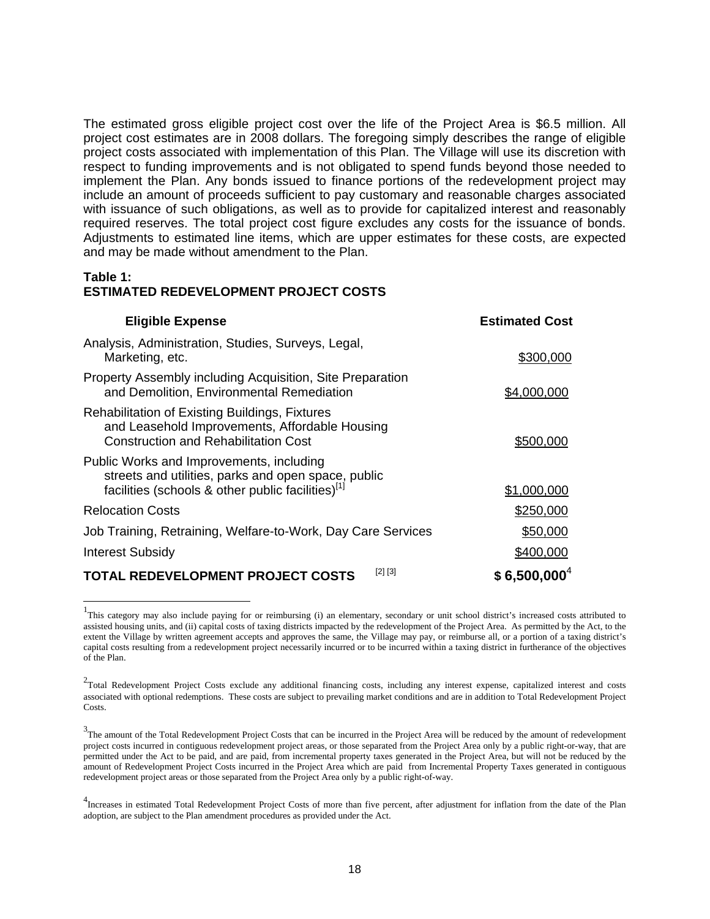The estimated gross eligible project cost over the life of the Project Area is $6.5 million. All project cost estimates are in 2008 dollars. The foregoing simply describes the range of eligible project costs associated with implementation of this Plan. The Village will use its discretion with respect to funding improvements and is not obligated to spend funds beyond those needed to implement the Plan. Any bonds issued to finance portions of the redevelopment project may include an amount of proceeds sufficient to pay customary and reasonable charges associated with issuance of such obligations, as well as to provide for capitalized interest and reasonably required reserves. The total project cost figure excludes any costs for the issuance of bonds. Adjustments to estimated line items, which are upper estimates for these costs, are expected and may be made without amendment to the Plan.

**Table 1:**
**ESTIMATED REDEVELOPMENT PROJECT COSTS**

| Eligible Expense | Estimated Cost |
|---|---|
| Analysis, Administration, Studies, Surveys, Legal, Marketing, etc. | $300,000 |
| Property Assembly including Acquisition, Site Preparation and Demolition, Environmental Remediation | $4,000,000 |
| Rehabilitation of Existing Buildings, Fixtures and Leasehold Improvements, Affordable Housing Construction and Rehabilitation Cost | $500,000 |
| Public Works and Improvements, including streets and utilities, parks and open space, public facilities (schools & other public facilities)[1] | $1,000,000 |
| Relocation Costs | $250,000 |
| Job Training, Retraining, Welfare-to-Work, Day Care Services | $50,000 |
| Interest Subsidy | $400,000 |
| **TOTAL REDEVELOPMENT PROJECT COSTS** [2] [3] | **$ 6,500,000**[4] |

[1] This category may also include paying for or reimbursing (i) an elementary, secondary or unit school district's increased costs attributed to assisted housing units, and (ii) capital costs of taxing districts impacted by the redevelopment of the Project Area. As permitted by the Act, to the extent the Village by written agreement accepts and approves the same, the Village may pay, or reimburse all, or a portion of a taxing district's capital costs resulting from a redevelopment project necessarily incurred or to be incurred within a taxing district in furtherance of the objectives of the Plan.

[2] Total Redevelopment Project Costs exclude any additional financing costs, including any interest expense, capitalized interest and costs associated with optional redemptions. These costs are subject to prevailing market conditions and are in addition to Total Redevelopment Project Costs.

[3] The amount of the Total Redevelopment Project Costs that can be incurred in the Project Area will be reduced by the amount of redevelopment project costs incurred in contiguous redevelopment project areas, or those separated from the Project Area only by a public right-or-way, that are permitted under the Act to be paid, and are paid, from incremental property taxes generated in the Project Area, but will not be reduced by the amount of Redevelopment Project Costs incurred in the Project Area which are paid from Incremental Property Taxes generated in contiguous redevelopment project areas or those separated from the Project Area only by a public right-of-way.

[4] Increases in estimated Total Redevelopment Project Costs of more than five percent, after adjustment for inflation from the date of the Plan adoption, are subject to the Plan amendment procedures as provided under the Act.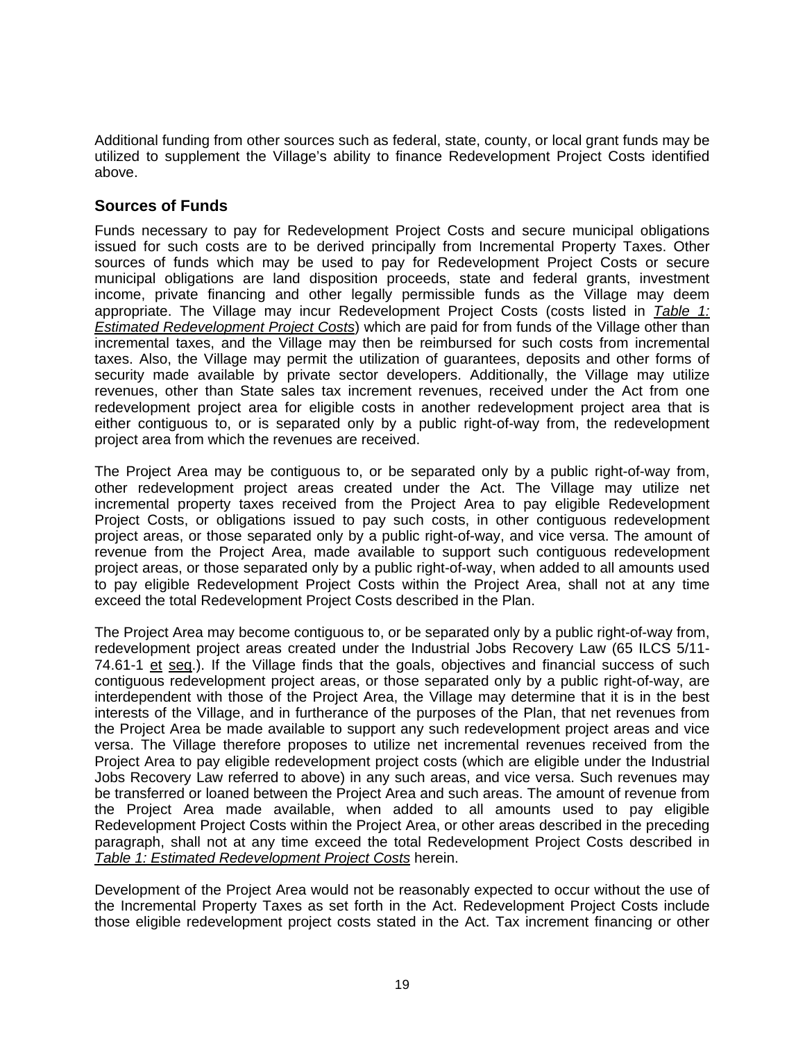Additional funding from other sources such as federal, state, county, or local grant funds may be utilized to supplement the Village's ability to finance Redevelopment Project Costs identified above.

## Sources of Funds

Funds necessary to pay for Redevelopment Project Costs and secure municipal obligations issued for such costs are to be derived principally from Incremental Property Taxes. Other sources of funds which may be used to pay for Redevelopment Project Costs or secure municipal obligations are land disposition proceeds, state and federal grants, investment income, private financing and other legally permissible funds as the Village may deem appropriate. The Village may incur Redevelopment Project Costs (costs listed in *Table 1: Estimated Redevelopment Project Costs*) which are paid for from funds of the Village other than incremental taxes, and the Village may then be reimbursed for such costs from incremental taxes. Also, the Village may permit the utilization of guarantees, deposits and other forms of security made available by private sector developers. Additionally, the Village may utilize revenues, other than State sales tax increment revenues, received under the Act from one redevelopment project area for eligible costs in another redevelopment project area that is either contiguous to, or is separated only by a public right-of-way from, the redevelopment project area from which the revenues are received.

The Project Area may be contiguous to, or be separated only by a public right-of-way from, other redevelopment project areas created under the Act. The Village may utilize net incremental property taxes received from the Project Area to pay eligible Redevelopment Project Costs, or obligations issued to pay such costs, in other contiguous redevelopment project areas, or those separated only by a public right-of-way, and vice versa. The amount of revenue from the Project Area, made available to support such contiguous redevelopment project areas, or those separated only by a public right-of-way, when added to all amounts used to pay eligible Redevelopment Project Costs within the Project Area, shall not at any time exceed the total Redevelopment Project Costs described in the Plan.

The Project Area may become contiguous to, or be separated only by a public right-of-way from, redevelopment project areas created under the Industrial Jobs Recovery Law (65 ILCS 5/11-74.61-1 et seq.). If the Village finds that the goals, objectives and financial success of such contiguous redevelopment project areas, or those separated only by a public right-of-way, are interdependent with those of the Project Area, the Village may determine that it is in the best interests of the Village, and in furtherance of the purposes of the Plan, that net revenues from the Project Area be made available to support any such redevelopment project areas and vice versa. The Village therefore proposes to utilize net incremental revenues received from the Project Area to pay eligible redevelopment project costs (which are eligible under the Industrial Jobs Recovery Law referred to above) in any such areas, and vice versa. Such revenues may be transferred or loaned between the Project Area and such areas. The amount of revenue from the Project Area made available, when added to all amounts used to pay eligible Redevelopment Project Costs within the Project Area, or other areas described in the preceding paragraph, shall not at any time exceed the total Redevelopment Project Costs described in *Table 1: Estimated Redevelopment Project Costs* herein.

Development of the Project Area would not be reasonably expected to occur without the use of the Incremental Property Taxes as set forth in the Act. Redevelopment Project Costs include those eligible redevelopment project costs stated in the Act. Tax increment financing or other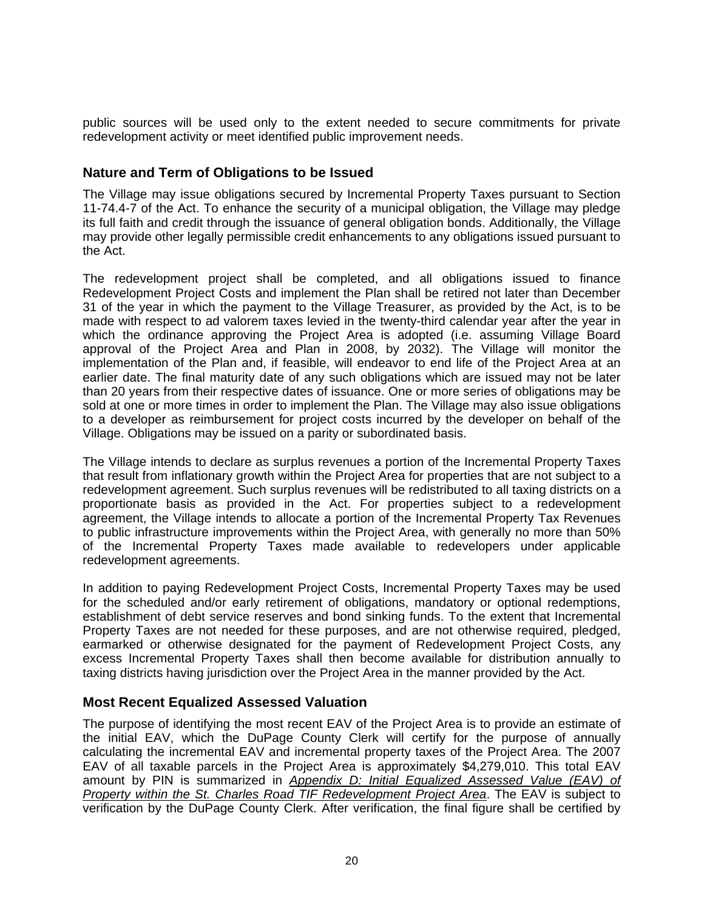public sources will be used only to the extent needed to secure commitments for private redevelopment activity or meet identified public improvement needs.

## Nature and Term of Obligations to be Issued

The Village may issue obligations secured by Incremental Property Taxes pursuant to Section 11-74.4-7 of the Act. To enhance the security of a municipal obligation, the Village may pledge its full faith and credit through the issuance of general obligation bonds. Additionally, the Village may provide other legally permissible credit enhancements to any obligations issued pursuant to the Act.

The redevelopment project shall be completed, and all obligations issued to finance Redevelopment Project Costs and implement the Plan shall be retired not later than December 31 of the year in which the payment to the Village Treasurer, as provided by the Act, is to be made with respect to ad valorem taxes levied in the twenty-third calendar year after the year in which the ordinance approving the Project Area is adopted (i.e. assuming Village Board approval of the Project Area and Plan in 2008, by 2032). The Village will monitor the implementation of the Plan and, if feasible, will endeavor to end life of the Project Area at an earlier date. The final maturity date of any such obligations which are issued may not be later than 20 years from their respective dates of issuance. One or more series of obligations may be sold at one or more times in order to implement the Plan. The Village may also issue obligations to a developer as reimbursement for project costs incurred by the developer on behalf of the Village. Obligations may be issued on a parity or subordinated basis.

The Village intends to declare as surplus revenues a portion of the Incremental Property Taxes that result from inflationary growth within the Project Area for properties that are not subject to a redevelopment agreement. Such surplus revenues will be redistributed to all taxing districts on a proportionate basis as provided in the Act. For properties subject to a redevelopment agreement, the Village intends to allocate a portion of the Incremental Property Tax Revenues to public infrastructure improvements within the Project Area, with generally no more than 50% of the Incremental Property Taxes made available to redevelopers under applicable redevelopment agreements.

In addition to paying Redevelopment Project Costs, Incremental Property Taxes may be used for the scheduled and/or early retirement of obligations, mandatory or optional redemptions, establishment of debt service reserves and bond sinking funds. To the extent that Incremental Property Taxes are not needed for these purposes, and are not otherwise required, pledged, earmarked or otherwise designated for the payment of Redevelopment Project Costs, any excess Incremental Property Taxes shall then become available for distribution annually to taxing districts having jurisdiction over the Project Area in the manner provided by the Act.

## Most Recent Equalized Assessed Valuation

The purpose of identifying the most recent EAV of the Project Area is to provide an estimate of the initial EAV, which the DuPage County Clerk will certify for the purpose of annually calculating the incremental EAV and incremental property taxes of the Project Area. The 2007 EAV of all taxable parcels in the Project Area is approximately $4,279,010. This total EAV amount by PIN is summarized in *Appendix D: Initial Equalized Assessed Value (EAV) of Property within the St. Charles Road TIF Redevelopment Project Area*. The EAV is subject to verification by the DuPage County Clerk. After verification, the final figure shall be certified by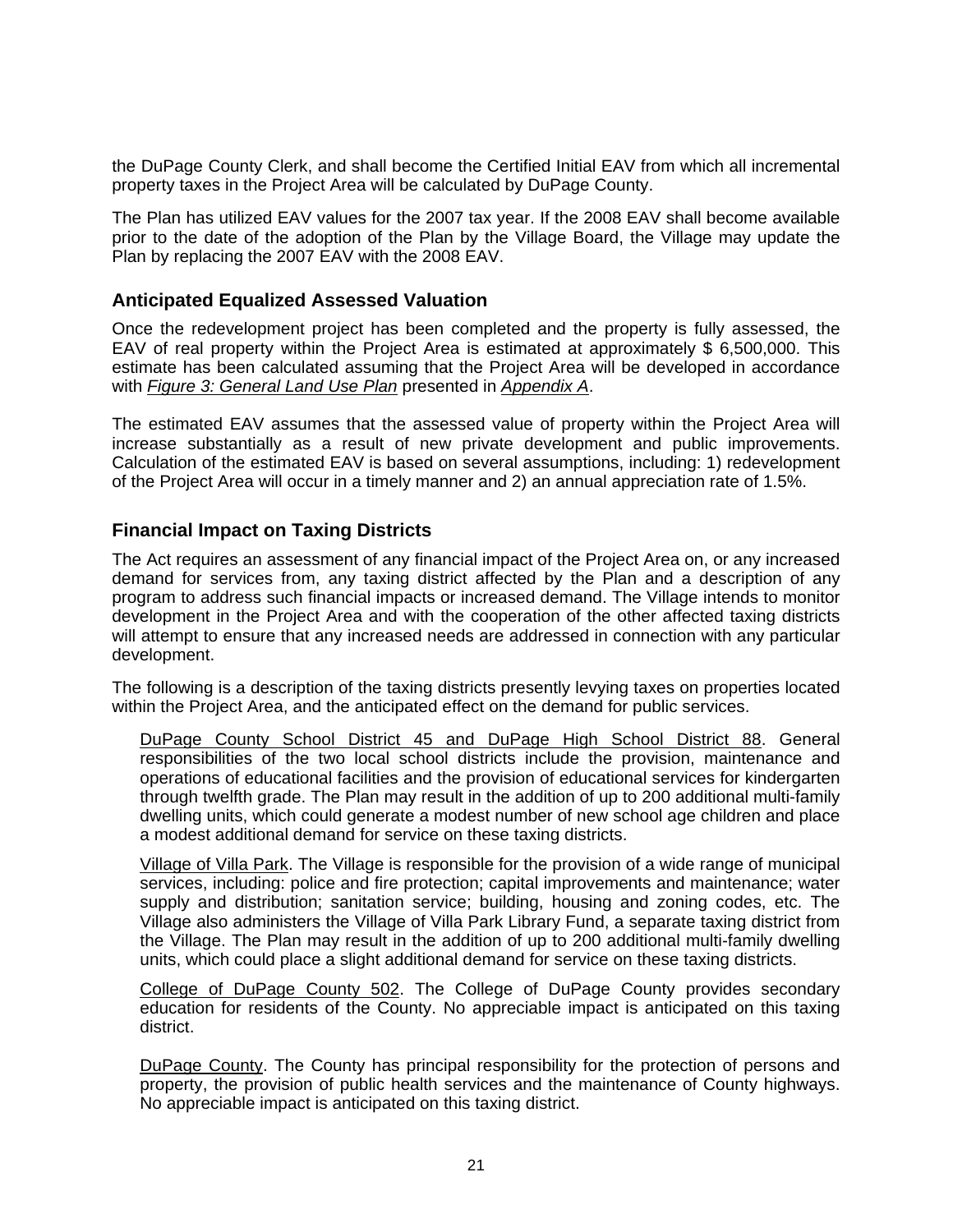the DuPage County Clerk, and shall become the Certified Initial EAV from which all incremental property taxes in the Project Area will be calculated by DuPage County.

The Plan has utilized EAV values for the 2007 tax year. If the 2008 EAV shall become available prior to the date of the adoption of the Plan by the Village Board, the Village may update the Plan by replacing the 2007 EAV with the 2008 EAV.

## Anticipated Equalized Assessed Valuation

Once the redevelopment project has been completed and the property is fully assessed, the EAV of real property within the Project Area is estimated at approximately $ 6,500,000. This estimate has been calculated assuming that the Project Area will be developed in accordance with *Figure 3: General Land Use Plan* presented in *Appendix A*.

The estimated EAV assumes that the assessed value of property within the Project Area will increase substantially as a result of new private development and public improvements. Calculation of the estimated EAV is based on several assumptions, including: 1) redevelopment of the Project Area will occur in a timely manner and 2) an annual appreciation rate of 1.5%.

## Financial Impact on Taxing Districts

The Act requires an assessment of any financial impact of the Project Area on, or any increased demand for services from, any taxing district affected by the Plan and a description of any program to address such financial impacts or increased demand. The Village intends to monitor development in the Project Area and with the cooperation of the other affected taxing districts will attempt to ensure that any increased needs are addressed in connection with any particular development.

The following is a description of the taxing districts presently levying taxes on properties located within the Project Area, and the anticipated effect on the demand for public services.

DuPage County School District 45 and DuPage High School District 88. General responsibilities of the two local school districts include the provision, maintenance and operations of educational facilities and the provision of educational services for kindergarten through twelfth grade. The Plan may result in the addition of up to 200 additional multi-family dwelling units, which could generate a modest number of new school age children and place a modest additional demand for service on these taxing districts.

Village of Villa Park. The Village is responsible for the provision of a wide range of municipal services, including: police and fire protection; capital improvements and maintenance; water supply and distribution; sanitation service; building, housing and zoning codes, etc. The Village also administers the Village of Villa Park Library Fund, a separate taxing district from the Village. The Plan may result in the addition of up to 200 additional multi-family dwelling units, which could place a slight additional demand for service on these taxing districts.

College of DuPage County 502. The College of DuPage County provides secondary education for residents of the County. No appreciable impact is anticipated on this taxing district.

DuPage County. The County has principal responsibility for the protection of persons and property, the provision of public health services and the maintenance of County highways. No appreciable impact is anticipated on this taxing district.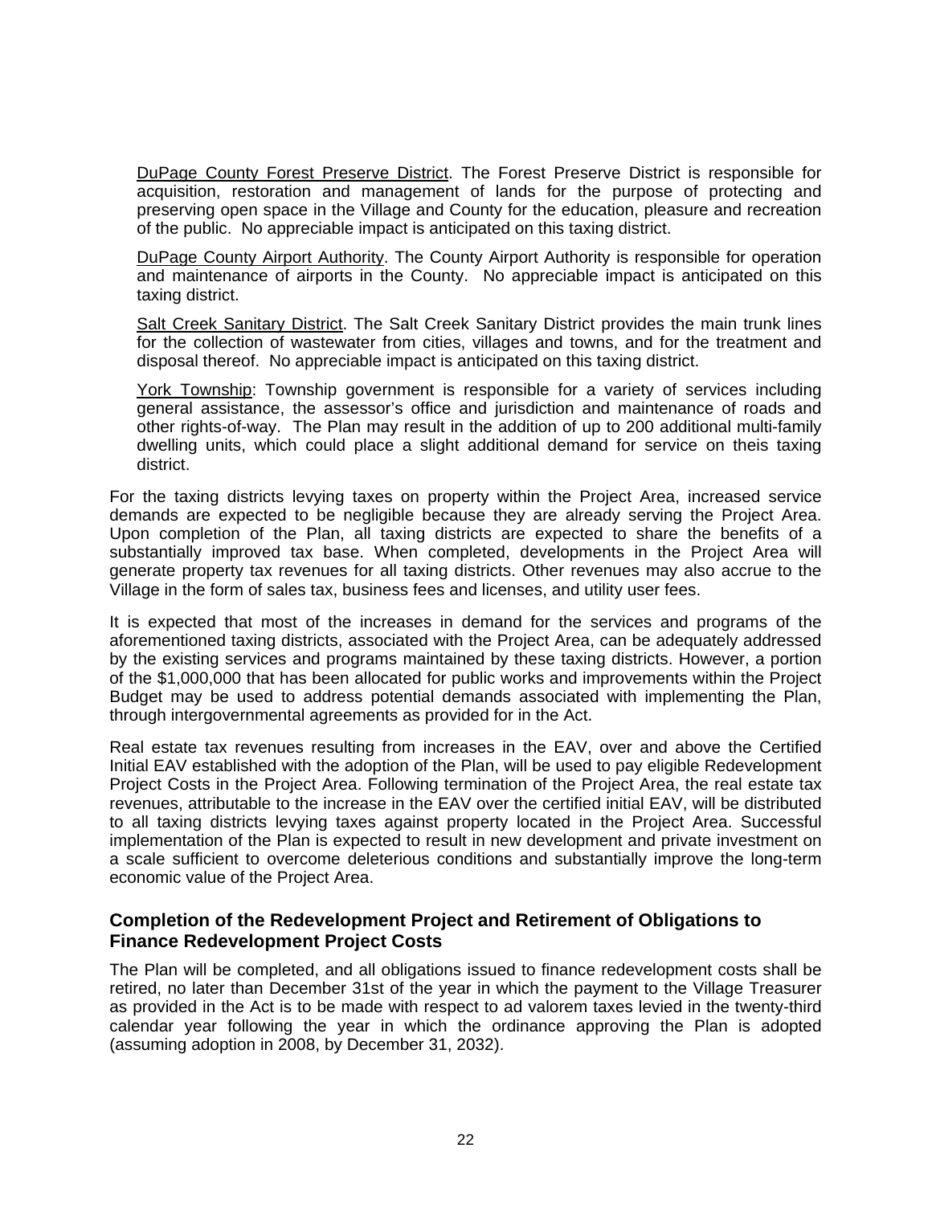DuPage County Forest Preserve District. The Forest Preserve District is responsible for acquisition, restoration and management of lands for the purpose of protecting and preserving open space in the Village and County for the education, pleasure and recreation of the public. No appreciable impact is anticipated on this taxing district.

DuPage County Airport Authority. The County Airport Authority is responsible for operation and maintenance of airports in the County. No appreciable impact is anticipated on this taxing district.

Salt Creek Sanitary District. The Salt Creek Sanitary District provides the main trunk lines for the collection of wastewater from cities, villages and towns, and for the treatment and disposal thereof. No appreciable impact is anticipated on this taxing district.

York Township: Township government is responsible for a variety of services including general assistance, the assessor's office and jurisdiction and maintenance of roads and other rights-of-way. The Plan may result in the addition of up to 200 additional multi-family dwelling units, which could place a slight additional demand for service on theis taxing district.

For the taxing districts levying taxes on property within the Project Area, increased service demands are expected to be negligible because they are already serving the Project Area. Upon completion of the Plan, all taxing districts are expected to share the benefits of a substantially improved tax base. When completed, developments in the Project Area will generate property tax revenues for all taxing districts. Other revenues may also accrue to the Village in the form of sales tax, business fees and licenses, and utility user fees.

It is expected that most of the increases in demand for the services and programs of the aforementioned taxing districts, associated with the Project Area, can be adequately addressed by the existing services and programs maintained by these taxing districts. However, a portion of the $1,000,000 that has been allocated for public works and improvements within the Project Budget may be used to address potential demands associated with implementing the Plan, through intergovernmental agreements as provided for in the Act.

Real estate tax revenues resulting from increases in the EAV, over and above the Certified Initial EAV established with the adoption of the Plan, will be used to pay eligible Redevelopment Project Costs in the Project Area. Following termination of the Project Area, the real estate tax revenues, attributable to the increase in the EAV over the certified initial EAV, will be distributed to all taxing districts levying taxes against property located in the Project Area. Successful implementation of the Plan is expected to result in new development and private investment on a scale sufficient to overcome deleterious conditions and substantially improve the long-term economic value of the Project Area.

## Completion of the Redevelopment Project and Retirement of Obligations to Finance Redevelopment Project Costs

The Plan will be completed, and all obligations issued to finance redevelopment costs shall be retired, no later than December 31st of the year in which the payment to the Village Treasurer as provided in the Act is to be made with respect to ad valorem taxes levied in the twenty-third calendar year following the year in which the ordinance approving the Plan is adopted (assuming adoption in 2008, by December 31, 2032).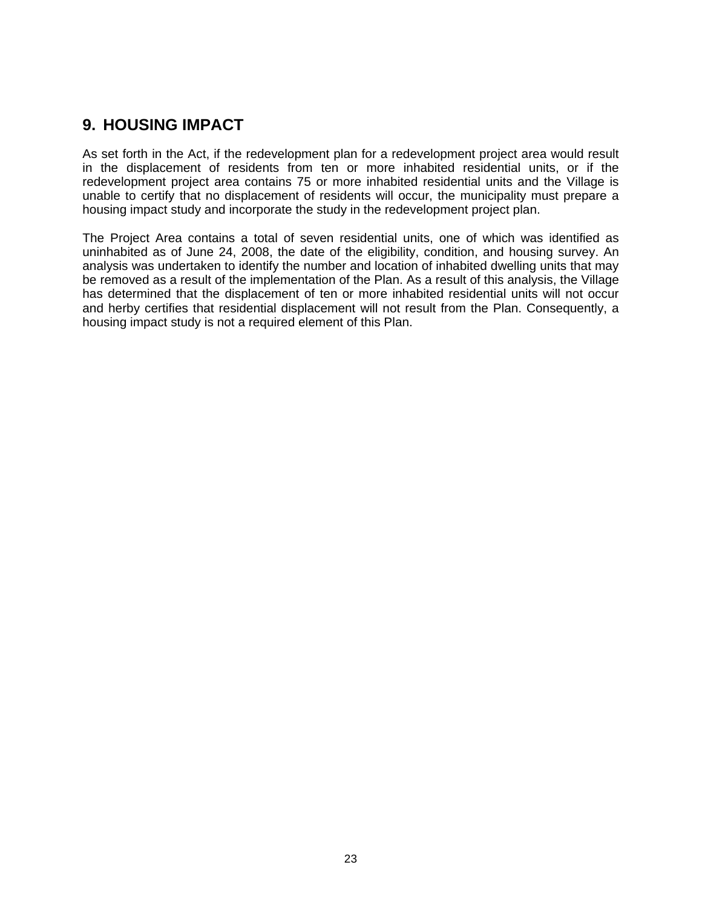## 9. HOUSING IMPACT

As set forth in the Act, if the redevelopment plan for a redevelopment project area would result in the displacement of residents from ten or more inhabited residential units, or if the redevelopment project area contains 75 or more inhabited residential units and the Village is unable to certify that no displacement of residents will occur, the municipality must prepare a housing impact study and incorporate the study in the redevelopment project plan.

The Project Area contains a total of seven residential units, one of which was identified as uninhabited as of June 24, 2008, the date of the eligibility, condition, and housing survey. An analysis was undertaken to identify the number and location of inhabited dwelling units that may be removed as a result of the implementation of the Plan. As a result of this analysis, the Village has determined that the displacement of ten or more inhabited residential units will not occur and herby certifies that residential displacement will not result from the Plan. Consequently, a housing impact study is not a required element of this Plan.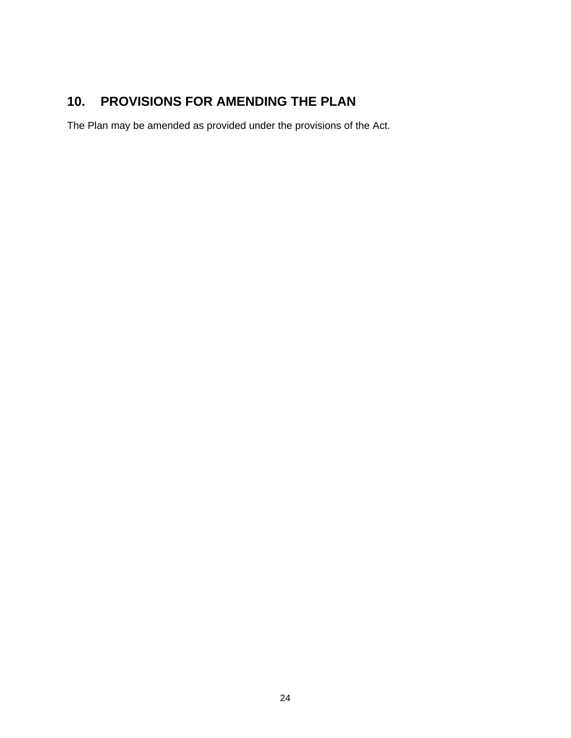## 10. PROVISIONS FOR AMENDING THE PLAN

The Plan may be amended as provided under the provisions of the Act.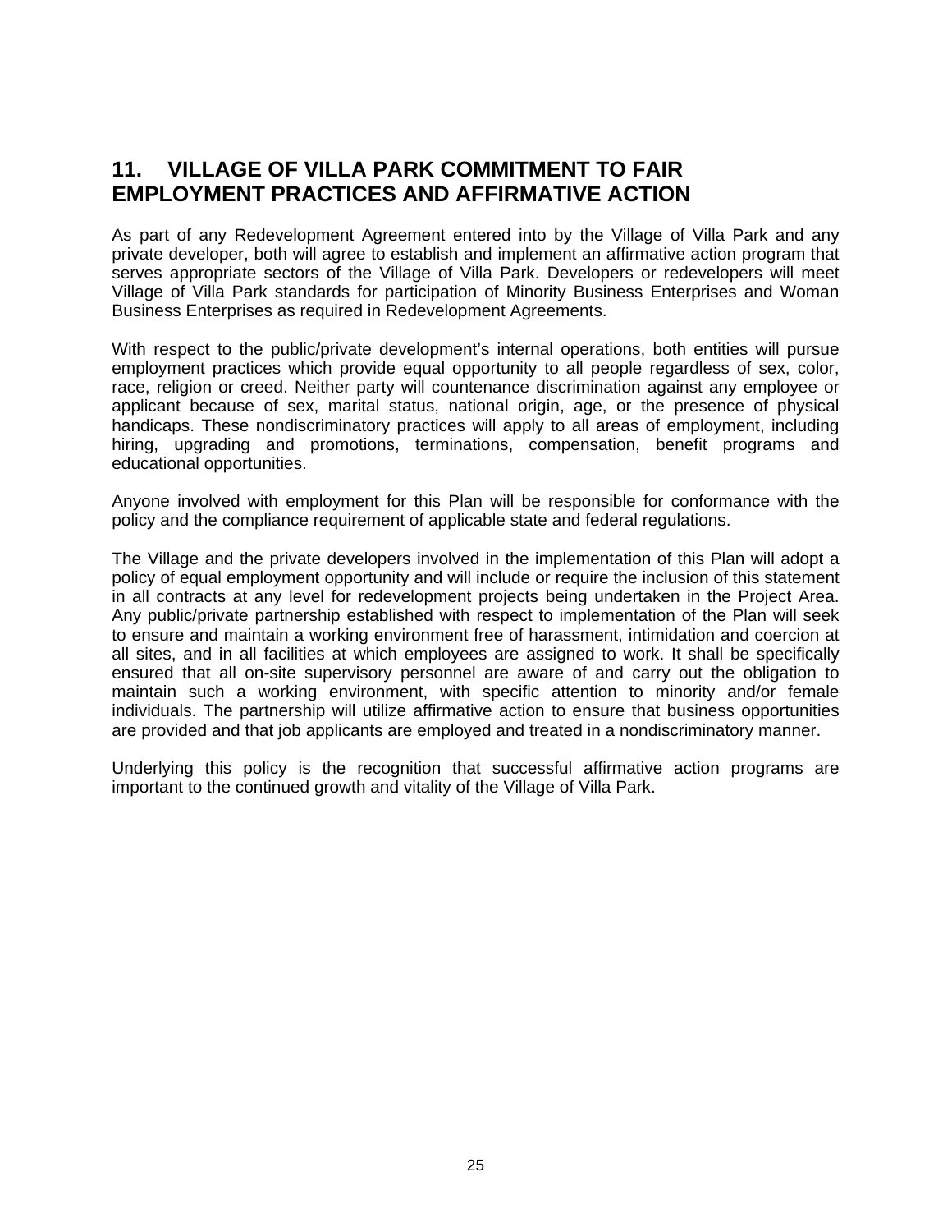## 11. VILLAGE OF VILLA PARK COMMITMENT TO FAIR EMPLOYMENT PRACTICES AND AFFIRMATIVE ACTION

As part of any Redevelopment Agreement entered into by the Village of Villa Park and any private developer, both will agree to establish and implement an affirmative action program that serves appropriate sectors of the Village of Villa Park. Developers or redevelopers will meet Village of Villa Park standards for participation of Minority Business Enterprises and Woman Business Enterprises as required in Redevelopment Agreements.

With respect to the public/private development's internal operations, both entities will pursue employment practices which provide equal opportunity to all people regardless of sex, color, race, religion or creed. Neither party will countenance discrimination against any employee or applicant because of sex, marital status, national origin, age, or the presence of physical handicaps. These nondiscriminatory practices will apply to all areas of employment, including hiring, upgrading and promotions, terminations, compensation, benefit programs and educational opportunities.

Anyone involved with employment for this Plan will be responsible for conformance with the policy and the compliance requirement of applicable state and federal regulations.

The Village and the private developers involved in the implementation of this Plan will adopt a policy of equal employment opportunity and will include or require the inclusion of this statement in all contracts at any level for redevelopment projects being undertaken in the Project Area. Any public/private partnership established with respect to implementation of the Plan will seek to ensure and maintain a working environment free of harassment, intimidation and coercion at all sites, and in all facilities at which employees are assigned to work. It shall be specifically ensured that all on-site supervisory personnel are aware of and carry out the obligation to maintain such a working environment, with specific attention to minority and/or female individuals. The partnership will utilize affirmative action to ensure that business opportunities are provided and that job applicants are employed and treated in a nondiscriminatory manner.

Underlying this policy is the recognition that successful affirmative action programs are important to the continued growth and vitality of the Village of Villa Park.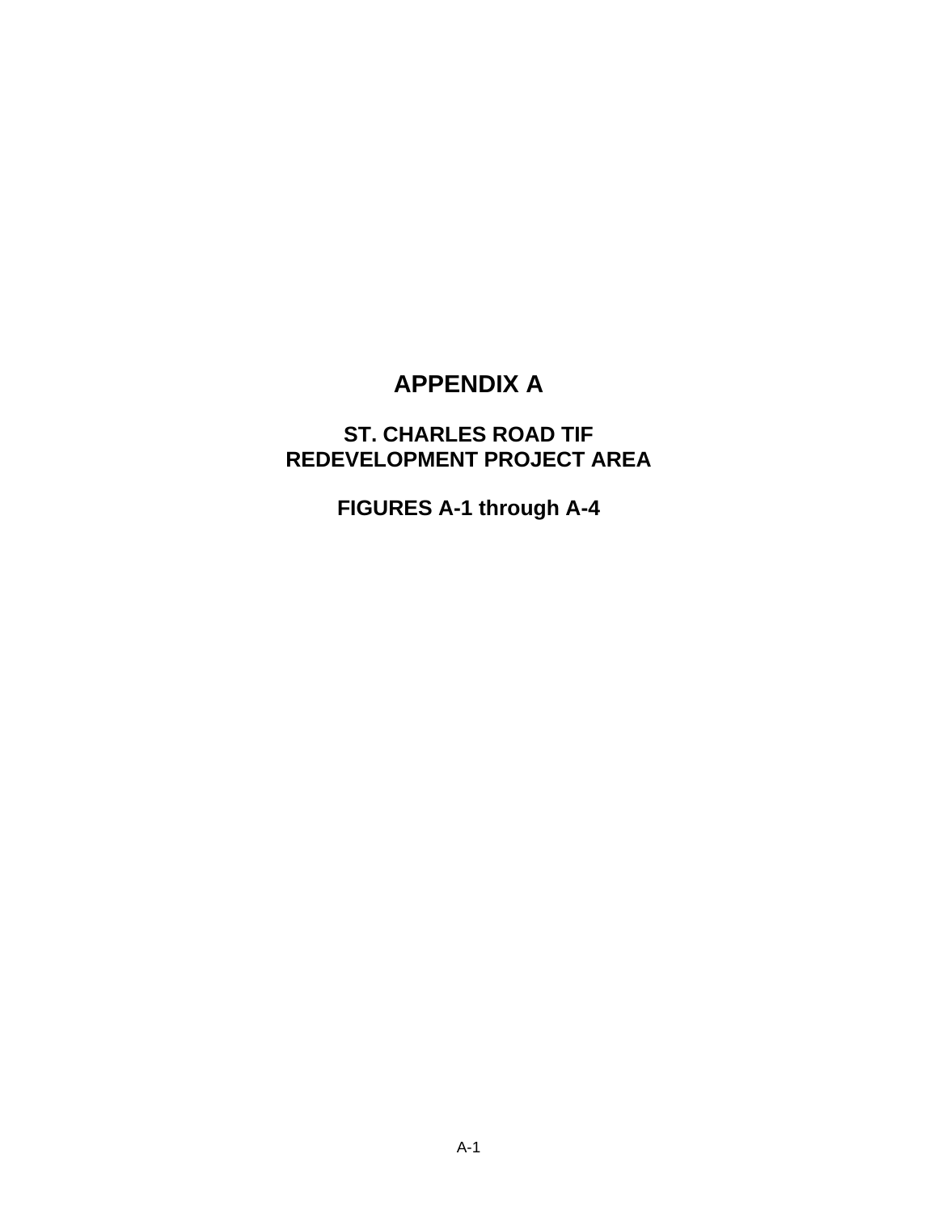# APPENDIX A

## ST. CHARLES ROAD TIF
## REDEVELOPMENT PROJECT AREA

## FIGURES A-1 through A-4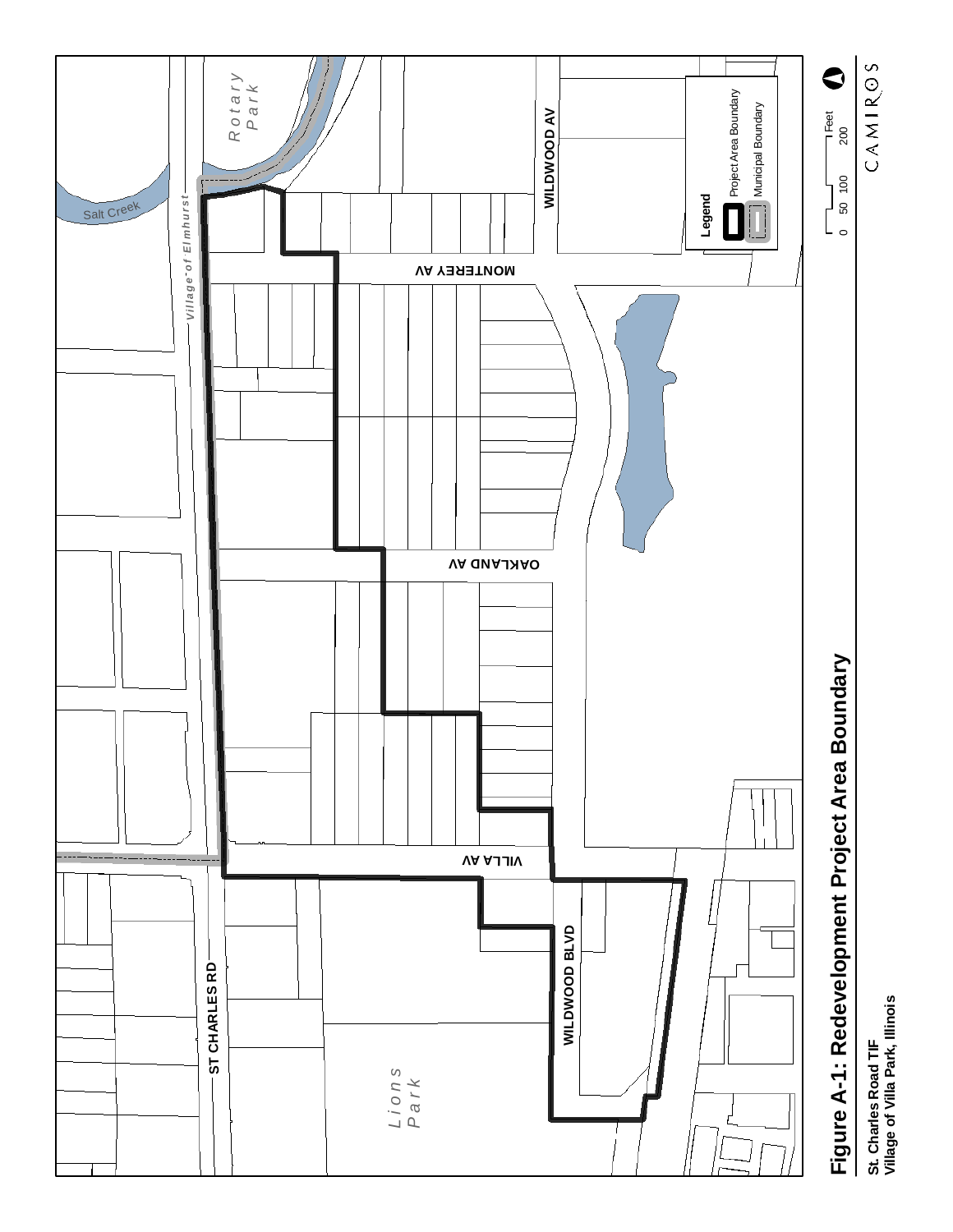# Figure A-1: Redevelopment Project Area Boundary

St. Charles Road TIF
Village of Villa Park, Illinois

Legend
- Project Area Boundary
- Municipal Boundary

0 50 100 200 Feet

CAMIROS

Salt Creek

Rotary Park

Village of Elmhurst

WILDWOOD AV

MONTEREY AV

OAKLAND AV

VILLA AV

ST CHARLES RD

WILDWOOD BLVD

Lions Park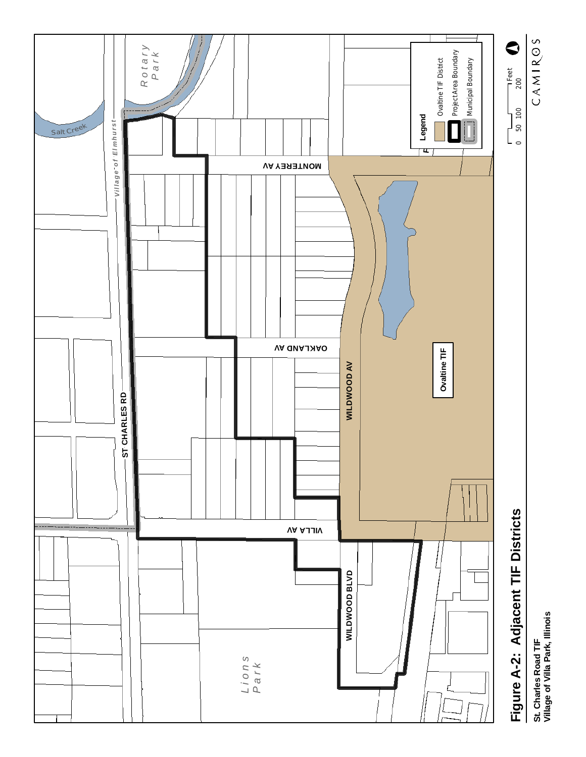# Figure A-2: Adjacent TIF Districts

**St. Charles Road TIF**
**Village of Villa Park, Illinois**

Legend

- Ovaltine TIF District
- Project Area Boundary
- Municipal Boundary

0 50 100 200 Feet

CAMIROS

ST CHARLES RD

MONTEREY AV

OAKLAND AV

VILLA AV

WILDWOOD AV

WILDWOOD BLVD

Ovaltine TIF

Salt Creek

Rotary Park

Lions Park

Village of Elmhurst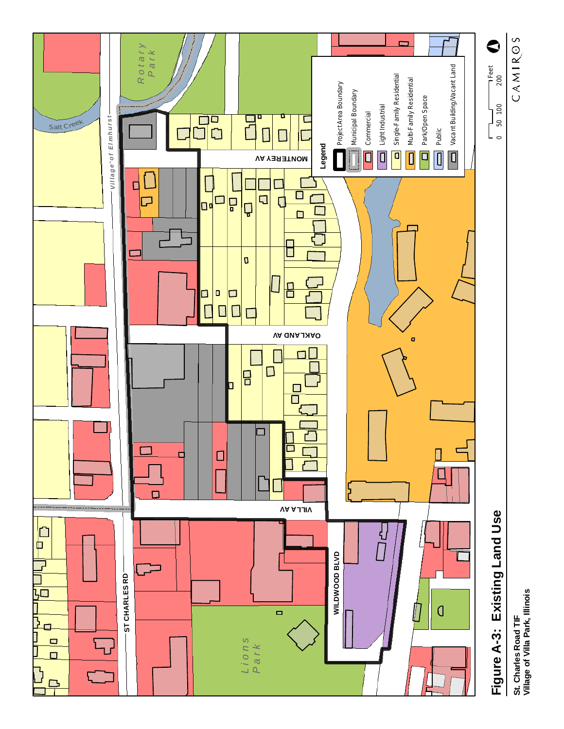# Figure A-3: Existing Land Use

**St. Charles Road TIF**
**Village of Villa Park, Illinois**

Legend

- Project Area Boundary
- Municipal Boundary
- Commercial
- Light Industrial
- Single-Family Residential
- Multi-Family Residential
- Park/Open Space
- Public
- Vacant Building/Vacant Land

Feet: 0 50 100 200

CAMIROS

ST CHARLES RD
WILDWOOD BLVD
VILLA AV
OAKLAND AV
MONTEREY AV
Village of Elmhurst
Salt Creek
Rotary Park
Lions Park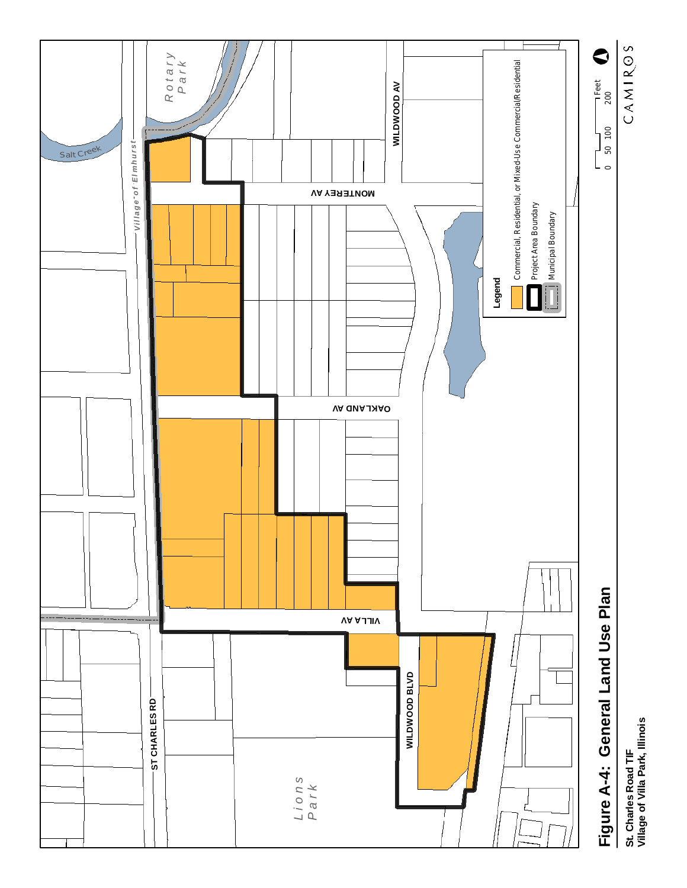# Figure A-4: General Land Use Plan

**St. Charles Road TIF**
**Village of Villa Park, Illinois**

Salt Creek

Rotary Park

Village of Elmhurst

ST CHARLES RD

WILDWOOD AV

MONTEREY AV

OAKLAND AV

VILLA AV

WILDWOOD BLVD

Lions Park

**Legend**

- Commercial, Residential, or Mixed-Use Commercial/Residential
- Project Area Boundary
- Municipal Boundary

0 50 100 200 Feet

CAMIROS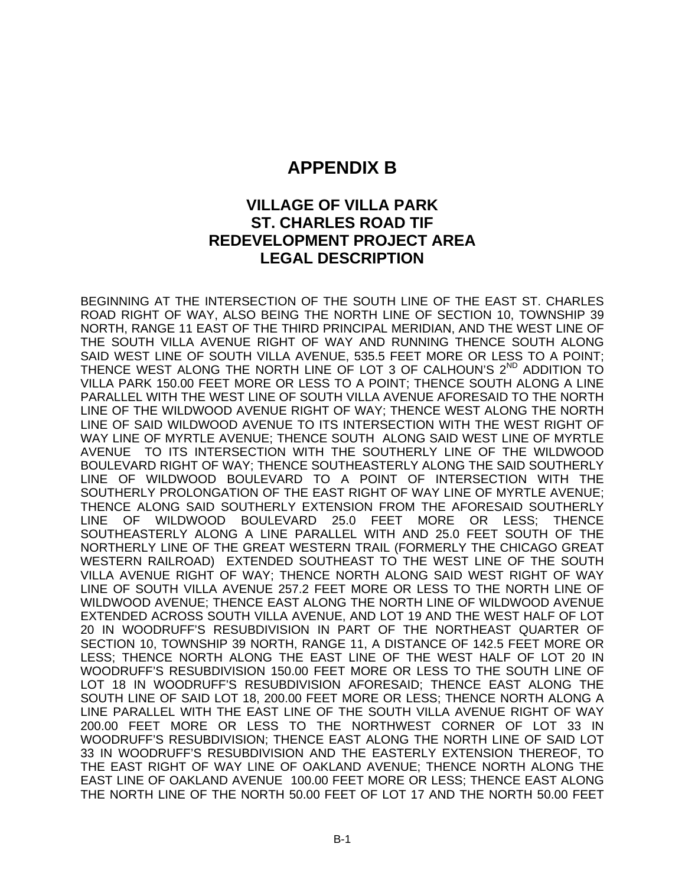# APPENDIX B

## VILLAGE OF VILLA PARK
## ST. CHARLES ROAD TIF
## REDEVELOPMENT PROJECT AREA
## LEGAL DESCRIPTION

BEGINNING AT THE INTERSECTION OF THE SOUTH LINE OF THE EAST ST. CHARLES ROAD RIGHT OF WAY, ALSO BEING THE NORTH LINE OF SECTION 10, TOWNSHIP 39 NORTH, RANGE 11 EAST OF THE THIRD PRINCIPAL MERIDIAN, AND THE WEST LINE OF THE SOUTH VILLA AVENUE RIGHT OF WAY AND RUNNING THENCE SOUTH ALONG SAID WEST LINE OF SOUTH VILLA AVENUE, 535.5 FEET MORE OR LESS TO A POINT; THENCE WEST ALONG THE NORTH LINE OF LOT 3 OF CALHOUN'S 2ND ADDITION TO VILLA PARK 150.00 FEET MORE OR LESS TO A POINT; THENCE SOUTH ALONG A LINE PARALLEL WITH THE WEST LINE OF SOUTH VILLA AVENUE AFORESAID TO THE NORTH LINE OF THE WILDWOOD AVENUE RIGHT OF WAY; THENCE WEST ALONG THE NORTH LINE OF SAID WILDWOOD AVENUE TO ITS INTERSECTION WITH THE WEST RIGHT OF WAY LINE OF MYRTLE AVENUE; THENCE SOUTH ALONG SAID WEST LINE OF MYRTLE AVENUE TO ITS INTERSECTION WITH THE SOUTHERLY LINE OF THE WILDWOOD BOULEVARD RIGHT OF WAY; THENCE SOUTHEASTERLY ALONG THE SAID SOUTHERLY LINE OF WILDWOOD BOULEVARD TO A POINT OF INTERSECTION WITH THE SOUTHERLY PROLONGATION OF THE EAST RIGHT OF WAY LINE OF MYRTLE AVENUE; THENCE ALONG SAID SOUTHERLY EXTENSION FROM THE AFORESAID SOUTHERLY LINE OF WILDWOOD BOULEVARD 25.0 FEET MORE OR LESS; THENCE SOUTHEASTERLY ALONG A LINE PARALLEL WITH AND 25.0 FEET SOUTH OF THE NORTHERLY LINE OF THE GREAT WESTERN TRAIL (FORMERLY THE CHICAGO GREAT WESTERN RAILROAD) EXTENDED SOUTHEAST TO THE WEST LINE OF THE SOUTH VILLA AVENUE RIGHT OF WAY; THENCE NORTH ALONG SAID WEST RIGHT OF WAY LINE OF SOUTH VILLA AVENUE 257.2 FEET MORE OR LESS TO THE NORTH LINE OF WILDWOOD AVENUE; THENCE EAST ALONG THE NORTH LINE OF WILDWOOD AVENUE EXTENDED ACROSS SOUTH VILLA AVENUE, AND LOT 19 AND THE WEST HALF OF LOT 20 IN WOODRUFF'S RESUBDIVISION IN PART OF THE NORTHEAST QUARTER OF SECTION 10, TOWNSHIP 39 NORTH, RANGE 11, A DISTANCE OF 142.5 FEET MORE OR LESS; THENCE NORTH ALONG THE EAST LINE OF THE WEST HALF OF LOT 20 IN WOODRUFF'S RESUBDIVISION 150.00 FEET MORE OR LESS TO THE SOUTH LINE OF LOT 18 IN WOODRUFF'S RESUBDIVISION AFORESAID; THENCE EAST ALONG THE SOUTH LINE OF SAID LOT 18, 200.00 FEET MORE OR LESS; THENCE NORTH ALONG A LINE PARALLEL WITH THE EAST LINE OF THE SOUTH VILLA AVENUE RIGHT OF WAY 200.00 FEET MORE OR LESS TO THE NORTHWEST CORNER OF LOT 33 IN WOODRUFF'S RESUBDIVISION; THENCE EAST ALONG THE NORTH LINE OF SAID LOT 33 IN WOODRUFF'S RESUBDIVISION AND THE EASTERLY EXTENSION THEREOF, TO THE EAST RIGHT OF WAY LINE OF OAKLAND AVENUE; THENCE NORTH ALONG THE EAST LINE OF OAKLAND AVENUE 100.00 FEET MORE OR LESS; THENCE EAST ALONG THE NORTH LINE OF THE NORTH 50.00 FEET OF LOT 17 AND THE NORTH 50.00 FEET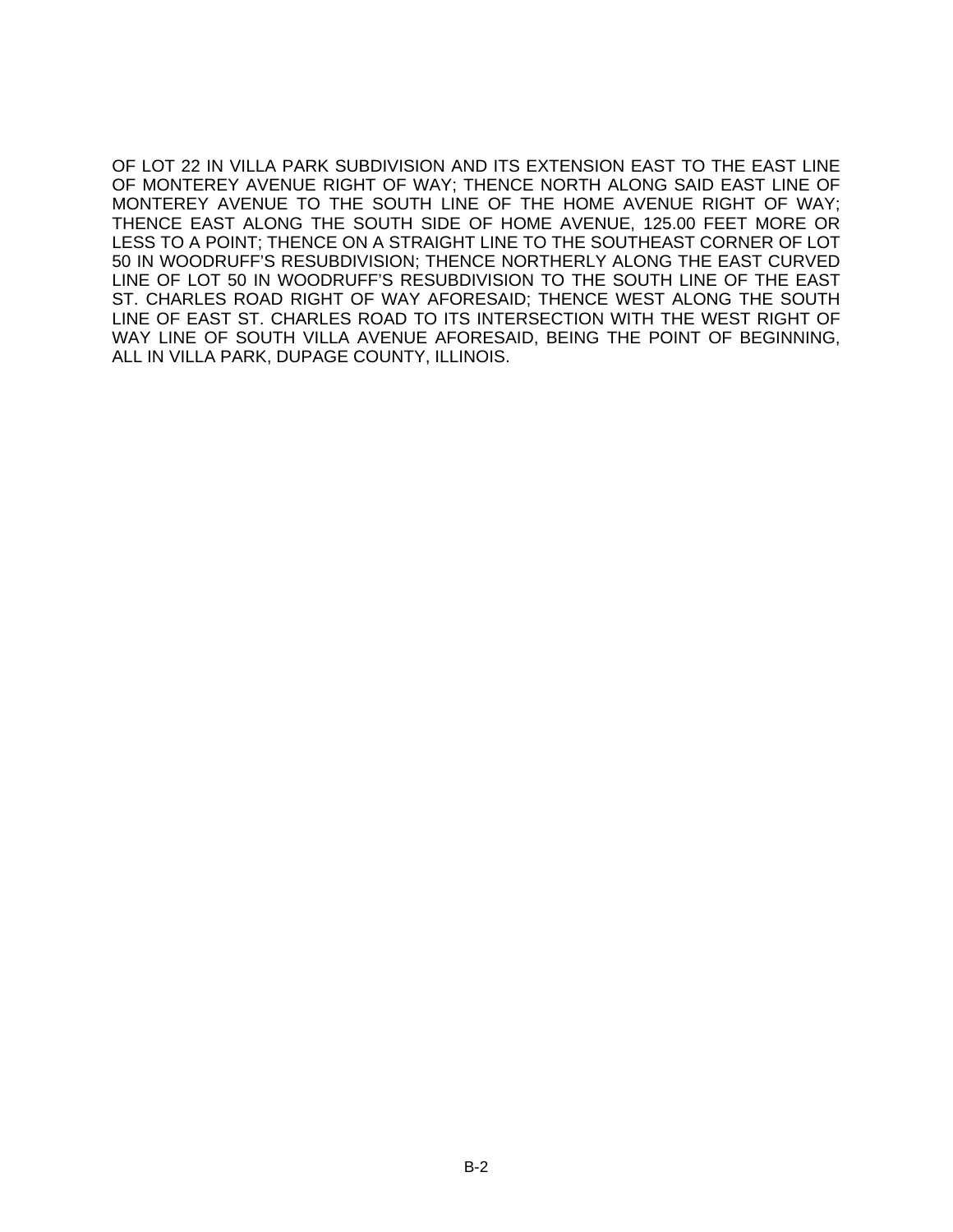OF LOT 22 IN VILLA PARK SUBDIVISION AND ITS EXTENSION EAST TO THE EAST LINE OF MONTEREY AVENUE RIGHT OF WAY; THENCE NORTH ALONG SAID EAST LINE OF MONTEREY AVENUE TO THE SOUTH LINE OF THE HOME AVENUE RIGHT OF WAY; THENCE EAST ALONG THE SOUTH SIDE OF HOME AVENUE, 125.00 FEET MORE OR LESS TO A POINT; THENCE ON A STRAIGHT LINE TO THE SOUTHEAST CORNER OF LOT 50 IN WOODRUFF'S RESUBDIVISION; THENCE NORTHERLY ALONG THE EAST CURVED LINE OF LOT 50 IN WOODRUFF'S RESUBDIVISION TO THE SOUTH LINE OF THE EAST ST. CHARLES ROAD RIGHT OF WAY AFORESAID; THENCE WEST ALONG THE SOUTH LINE OF EAST ST. CHARLES ROAD TO ITS INTERSECTION WITH THE WEST RIGHT OF WAY LINE OF SOUTH VILLA AVENUE AFORESAID, BEING THE POINT OF BEGINNING, ALL IN VILLA PARK, DUPAGE COUNTY, ILLINOIS.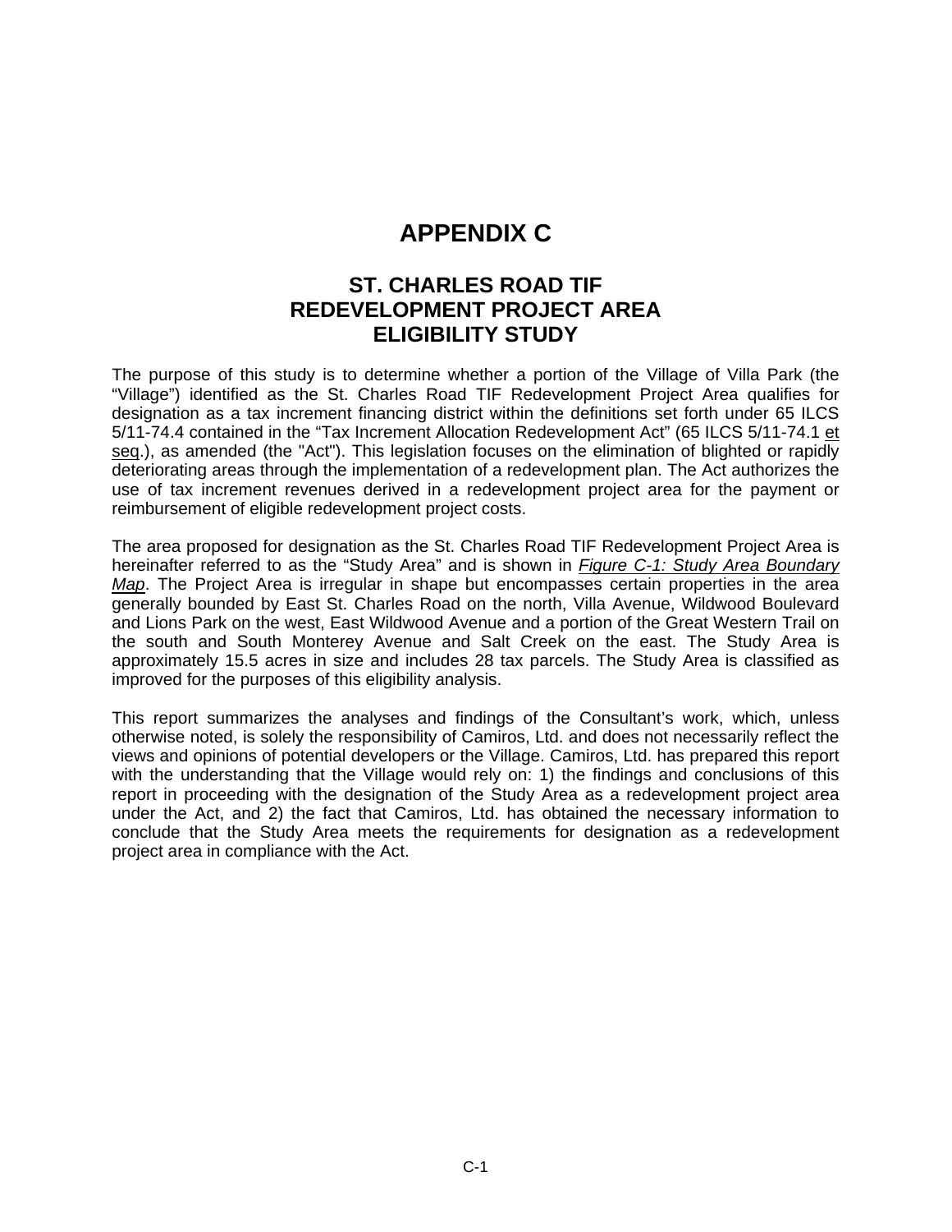# APPENDIX C

## ST. CHARLES ROAD TIF REDEVELOPMENT PROJECT AREA ELIGIBILITY STUDY

The purpose of this study is to determine whether a portion of the Village of Villa Park (the "Village") identified as the St. Charles Road TIF Redevelopment Project Area qualifies for designation as a tax increment financing district within the definitions set forth under 65 ILCS 5/11-74.4 contained in the "Tax Increment Allocation Redevelopment Act" (65 ILCS 5/11-74.1 et seq.), as amended (the "Act"). This legislation focuses on the elimination of blighted or rapidly deteriorating areas through the implementation of a redevelopment plan. The Act authorizes the use of tax increment revenues derived in a redevelopment project area for the payment or reimbursement of eligible redevelopment project costs.

The area proposed for designation as the St. Charles Road TIF Redevelopment Project Area is hereinafter referred to as the "Study Area" and is shown in *Figure C-1: Study Area Boundary Map*. The Project Area is irregular in shape but encompasses certain properties in the area generally bounded by East St. Charles Road on the north, Villa Avenue, Wildwood Boulevard and Lions Park on the west, East Wildwood Avenue and a portion of the Great Western Trail on the south and South Monterey Avenue and Salt Creek on the east. The Study Area is approximately 15.5 acres in size and includes 28 tax parcels. The Study Area is classified as improved for the purposes of this eligibility analysis.

This report summarizes the analyses and findings of the Consultant's work, which, unless otherwise noted, is solely the responsibility of Camiros, Ltd. and does not necessarily reflect the views and opinions of potential developers or the Village. Camiros, Ltd. has prepared this report with the understanding that the Village would rely on: 1) the findings and conclusions of this report in proceeding with the designation of the Study Area as a redevelopment project area under the Act, and 2) the fact that Camiros, Ltd. has obtained the necessary information to conclude that the Study Area meets the requirements for designation as a redevelopment project area in compliance with the Act.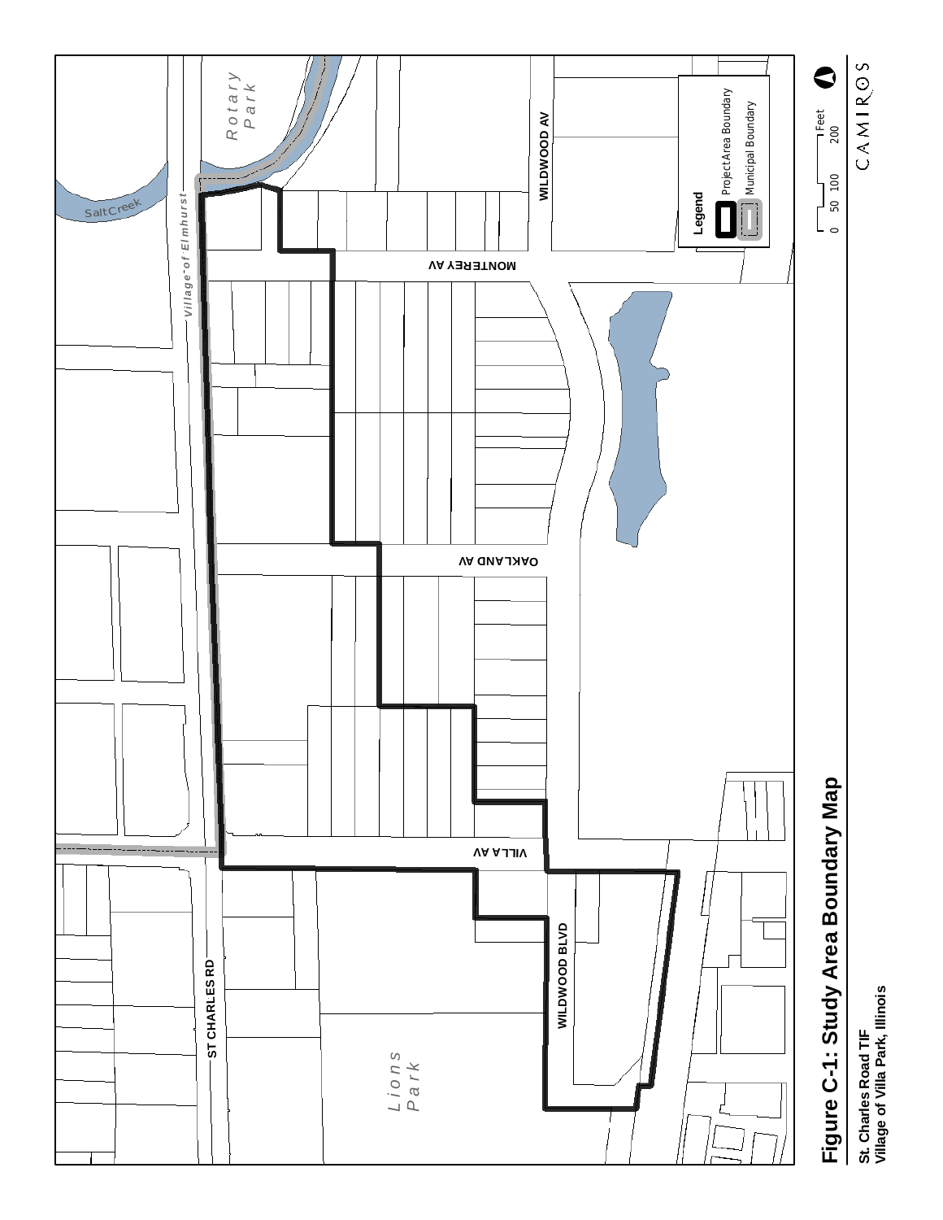# Figure C-1: Study Area Boundary Map

St. Charles Road TIF
Village of Villa Park, Illinois

Legend
Project Area Boundary
Municipal Boundary

0 50 100 200 Feet

CAMIROS

Salt Creek
Rotary Park
Village of Elmhurst
WILDWOOD AV
MONTEREY AV
OAKLAND AV
VILLA AV
ST CHARLES RD
WILDWOOD BLVD
Lions Park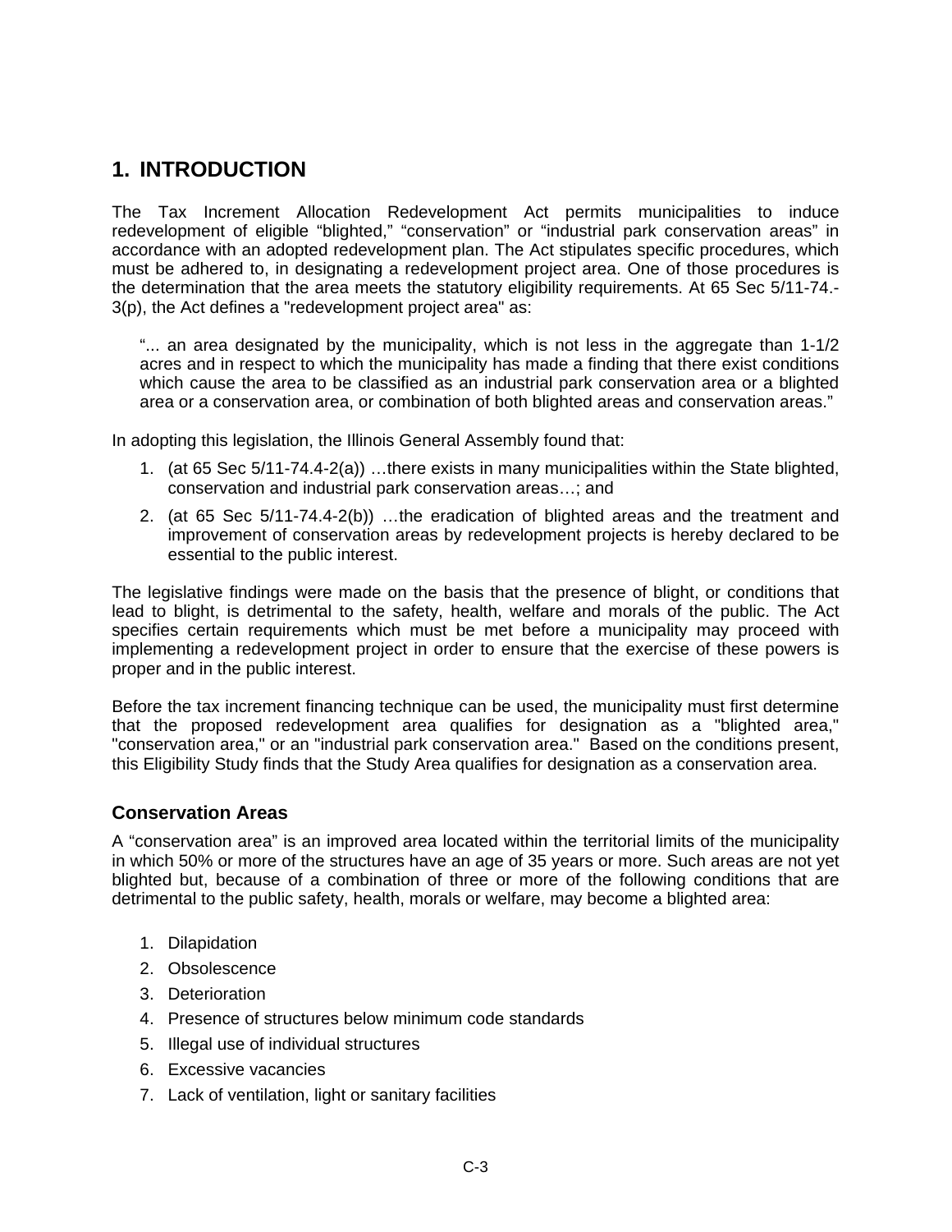# 1. INTRODUCTION

The Tax Increment Allocation Redevelopment Act permits municipalities to induce redevelopment of eligible "blighted," "conservation" or "industrial park conservation areas" in accordance with an adopted redevelopment plan. The Act stipulates specific procedures, which must be adhered to, in designating a redevelopment project area. One of those procedures is the determination that the area meets the statutory eligibility requirements. At 65 Sec 5/11-74.-3(p), the Act defines a "redevelopment project area" as:

> "... an area designated by the municipality, which is not less in the aggregate than 1-1/2 acres and in respect to which the municipality has made a finding that there exist conditions which cause the area to be classified as an industrial park conservation area or a blighted area or a conservation area, or combination of both blighted areas and conservation areas."

In adopting this legislation, the Illinois General Assembly found that:

1. (at 65 Sec 5/11-74.4-2(a)) …there exists in many municipalities within the State blighted, conservation and industrial park conservation areas…; and
2. (at 65 Sec 5/11-74.4-2(b)) …the eradication of blighted areas and the treatment and improvement of conservation areas by redevelopment projects is hereby declared to be essential to the public interest.

The legislative findings were made on the basis that the presence of blight, or conditions that lead to blight, is detrimental to the safety, health, welfare and morals of the public. The Act specifies certain requirements which must be met before a municipality may proceed with implementing a redevelopment project in order to ensure that the exercise of these powers is proper and in the public interest.

Before the tax increment financing technique can be used, the municipality must first determine that the proposed redevelopment area qualifies for designation as a "blighted area," "conservation area," or an "industrial park conservation area." Based on the conditions present, this Eligibility Study finds that the Study Area qualifies for designation as a conservation area.

## Conservation Areas

A "conservation area" is an improved area located within the territorial limits of the municipality in which 50% or more of the structures have an age of 35 years or more. Such areas are not yet blighted but, because of a combination of three or more of the following conditions that are detrimental to the public safety, health, morals or welfare, may become a blighted area:

1. Dilapidation
2. Obsolescence
3. Deterioration
4. Presence of structures below minimum code standards
5. Illegal use of individual structures
6. Excessive vacancies
7. Lack of ventilation, light or sanitary facilities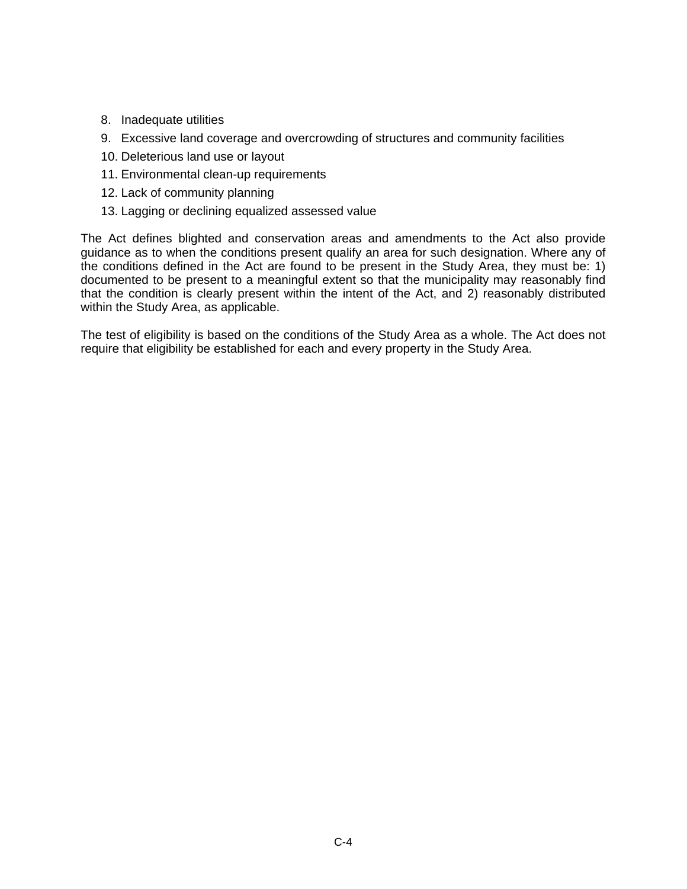8. Inadequate utilities
9. Excessive land coverage and overcrowding of structures and community facilities
10. Deleterious land use or layout
11. Environmental clean-up requirements
12. Lack of community planning
13. Lagging or declining equalized assessed value

The Act defines blighted and conservation areas and amendments to the Act also provide guidance as to when the conditions present qualify an area for such designation. Where any of the conditions defined in the Act are found to be present in the Study Area, they must be: 1) documented to be present to a meaningful extent so that the municipality may reasonably find that the condition is clearly present within the intent of the Act, and 2) reasonably distributed within the Study Area, as applicable.

The test of eligibility is based on the conditions of the Study Area as a whole. The Act does not require that eligibility be established for each and every property in the Study Area.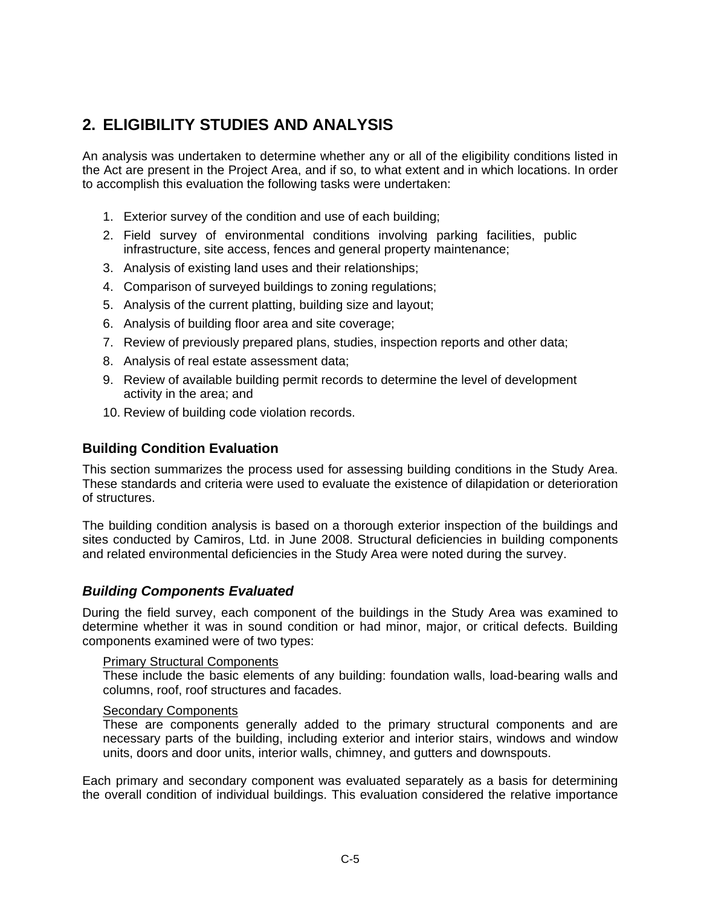## 2. ELIGIBILITY STUDIES AND ANALYSIS

An analysis was undertaken to determine whether any or all of the eligibility conditions listed in the Act are present in the Project Area, and if so, to what extent and in which locations. In order to accomplish this evaluation the following tasks were undertaken:

1. Exterior survey of the condition and use of each building;
2. Field survey of environmental conditions involving parking facilities, public infrastructure, site access, fences and general property maintenance;
3. Analysis of existing land uses and their relationships;
4. Comparison of surveyed buildings to zoning regulations;
5. Analysis of the current platting, building size and layout;
6. Analysis of building floor area and site coverage;
7. Review of previously prepared plans, studies, inspection reports and other data;
8. Analysis of real estate assessment data;
9. Review of available building permit records to determine the level of development activity in the area; and
10. Review of building code violation records.

### Building Condition Evaluation

This section summarizes the process used for assessing building conditions in the Study Area. These standards and criteria were used to evaluate the existence of dilapidation or deterioration of structures.

The building condition analysis is based on a thorough exterior inspection of the buildings and sites conducted by Camiros, Ltd. in June 2008. Structural deficiencies in building components and related environmental deficiencies in the Study Area were noted during the survey.

### *Building Components Evaluated*

During the field survey, each component of the buildings in the Study Area was examined to determine whether it was in sound condition or had minor, major, or critical defects. Building components examined were of two types:

Primary Structural Components
These include the basic elements of any building: foundation walls, load-bearing walls and columns, roof, roof structures and facades.

Secondary Components
These are components generally added to the primary structural components and are necessary parts of the building, including exterior and interior stairs, windows and window units, doors and door units, interior walls, chimney, and gutters and downspouts.

Each primary and secondary component was evaluated separately as a basis for determining the overall condition of individual buildings. This evaluation considered the relative importance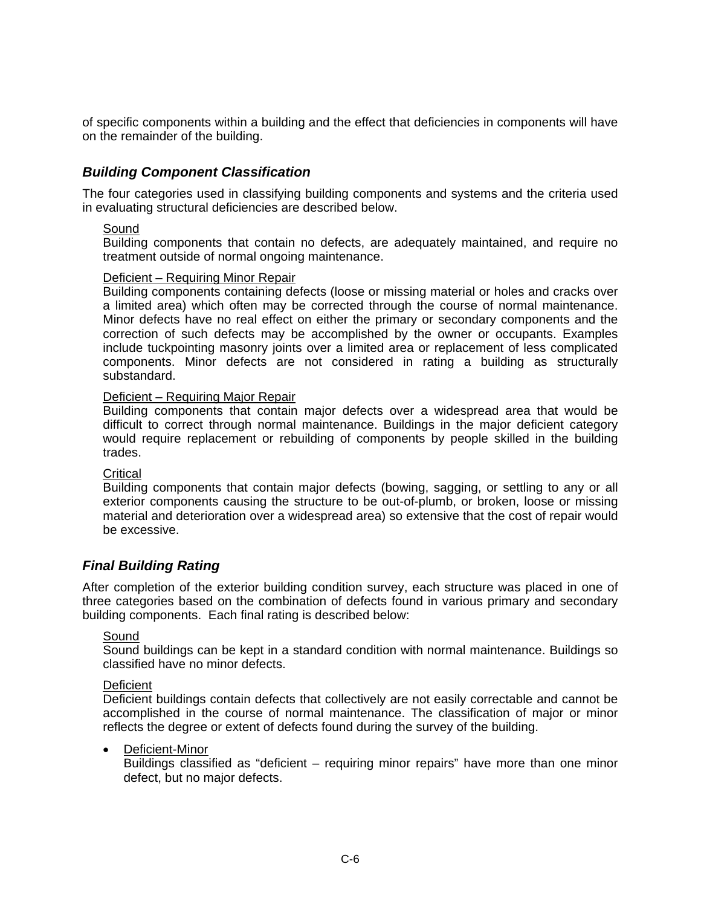of specific components within a building and the effect that deficiencies in components will have on the remainder of the building.

### *Building Component Classification*

The four categories used in classifying building components and systems and the criteria used in evaluating structural deficiencies are described below.

Sound
Building components that contain no defects, are adequately maintained, and require no treatment outside of normal ongoing maintenance.

Deficient – Requiring Minor Repair
Building components containing defects (loose or missing material or holes and cracks over a limited area) which often may be corrected through the course of normal maintenance. Minor defects have no real effect on either the primary or secondary components and the correction of such defects may be accomplished by the owner or occupants. Examples include tuckpointing masonry joints over a limited area or replacement of less complicated components. Minor defects are not considered in rating a building as structurally substandard.

Deficient – Requiring Major Repair
Building components that contain major defects over a widespread area that would be difficult to correct through normal maintenance. Buildings in the major deficient category would require replacement or rebuilding of components by people skilled in the building trades.

Critical
Building components that contain major defects (bowing, sagging, or settling to any or all exterior components causing the structure to be out-of-plumb, or broken, loose or missing material and deterioration over a widespread area) so extensive that the cost of repair would be excessive.

### *Final Building Rating*

After completion of the exterior building condition survey, each structure was placed in one of three categories based on the combination of defects found in various primary and secondary building components. Each final rating is described below:

Sound
Sound buildings can be kept in a standard condition with normal maintenance. Buildings so classified have no minor defects.

Deficient
Deficient buildings contain defects that collectively are not easily correctable and cannot be accomplished in the course of normal maintenance. The classification of major or minor reflects the degree or extent of defects found during the survey of the building.

- Deficient-Minor
  Buildings classified as "deficient – requiring minor repairs" have more than one minor defect, but no major defects.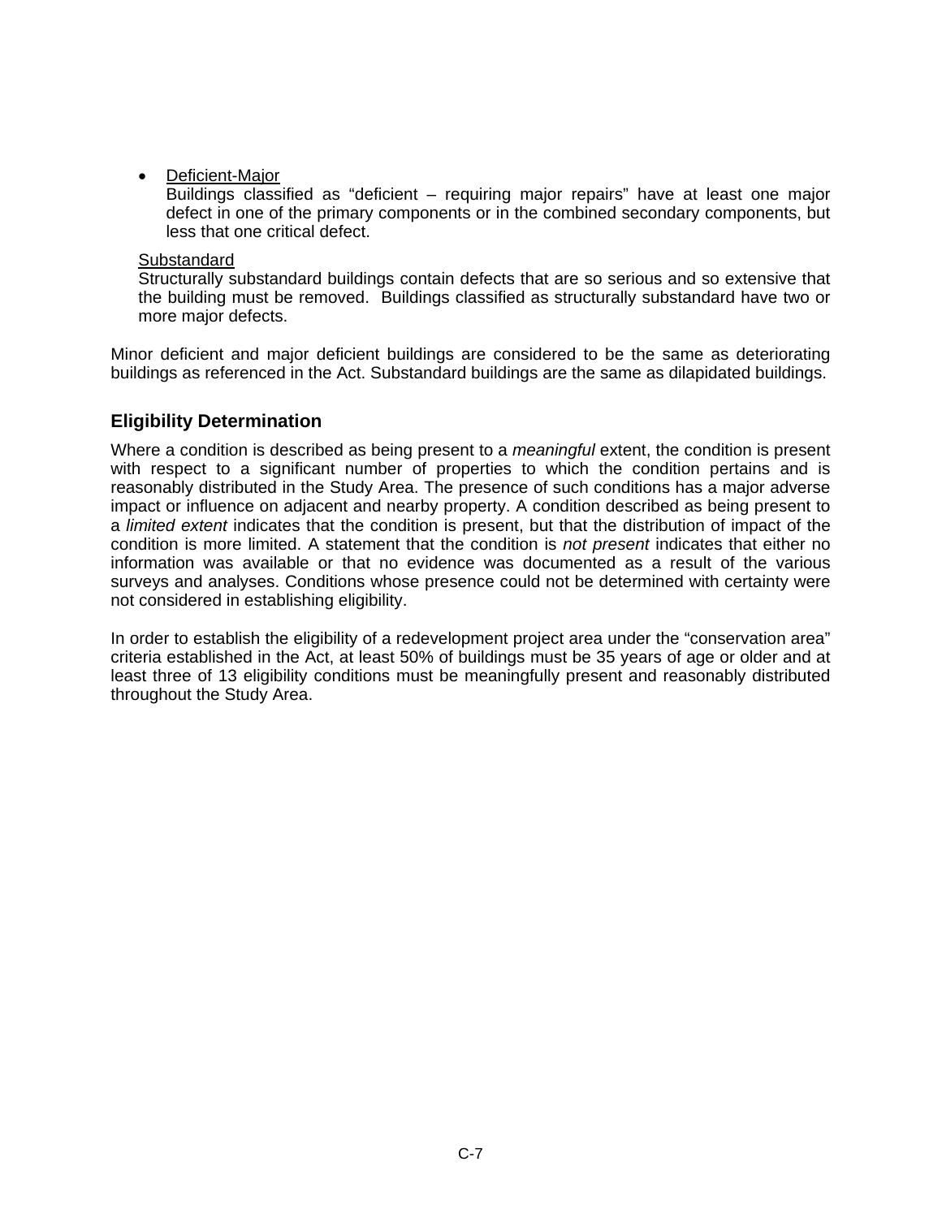- <u>Deficient-Major</u>
  Buildings classified as “deficient – requiring major repairs” have at least one major defect in one of the primary components or in the combined secondary components, but less that one critical defect.

<u>Substandard</u>
Structurally substandard buildings contain defects that are so serious and so extensive that the building must be removed. Buildings classified as structurally substandard have two or more major defects.

Minor deficient and major deficient buildings are considered to be the same as deteriorating buildings as referenced in the Act. Substandard buildings are the same as dilapidated buildings.

## Eligibility Determination

Where a condition is described as being present to a *meaningful* extent, the condition is present with respect to a significant number of properties to which the condition pertains and is reasonably distributed in the Study Area. The presence of such conditions has a major adverse impact or influence on adjacent and nearby property. A condition described as being present to a *limited extent* indicates that the condition is present, but that the distribution of impact of the condition is more limited. A statement that the condition is *not present* indicates that either no information was available or that no evidence was documented as a result of the various surveys and analyses. Conditions whose presence could not be determined with certainty were not considered in establishing eligibility.

In order to establish the eligibility of a redevelopment project area under the “conservation area” criteria established in the Act, at least 50% of buildings must be 35 years of age or older and at least three of 13 eligibility conditions must be meaningfully present and reasonably distributed throughout the Study Area.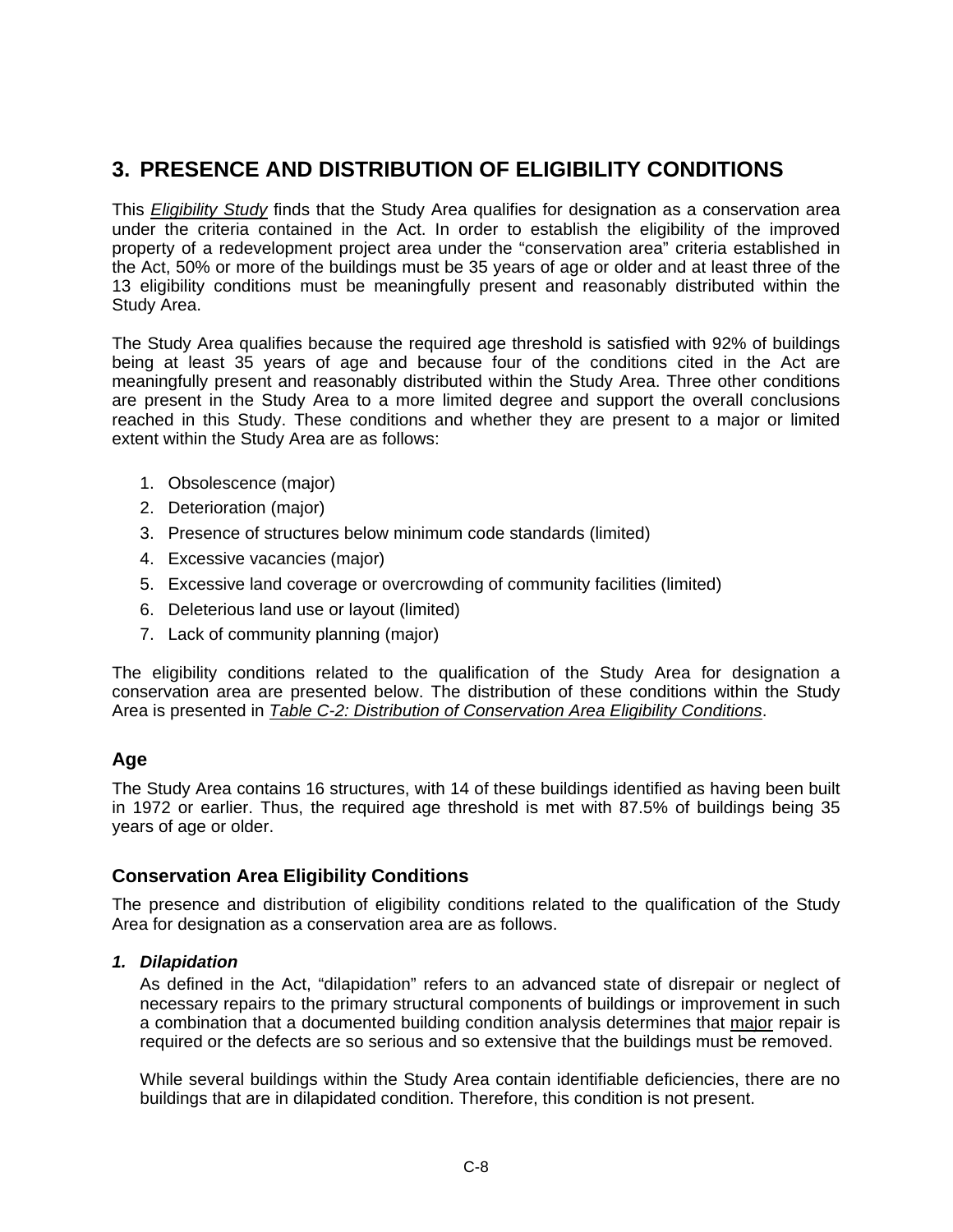# 3. PRESENCE AND DISTRIBUTION OF ELIGIBILITY CONDITIONS

This *Eligibility Study* finds that the Study Area qualifies for designation as a conservation area under the criteria contained in the Act. In order to establish the eligibility of the improved property of a redevelopment project area under the "conservation area" criteria established in the Act, 50% or more of the buildings must be 35 years of age or older and at least three of the 13 eligibility conditions must be meaningfully present and reasonably distributed within the Study Area.

The Study Area qualifies because the required age threshold is satisfied with 92% of buildings being at least 35 years of age and because four of the conditions cited in the Act are meaningfully present and reasonably distributed within the Study Area. Three other conditions are present in the Study Area to a more limited degree and support the overall conclusions reached in this Study. These conditions and whether they are present to a major or limited extent within the Study Area are as follows:

1. Obsolescence (major)
2. Deterioration (major)
3. Presence of structures below minimum code standards (limited)
4. Excessive vacancies (major)
5. Excessive land coverage or overcrowding of community facilities (limited)
6. Deleterious land use or layout (limited)
7. Lack of community planning (major)

The eligibility conditions related to the qualification of the Study Area for designation a conservation area are presented below. The distribution of these conditions within the Study Area is presented in *Table C-2: Distribution of Conservation Area Eligibility Conditions*.

## Age

The Study Area contains 16 structures, with 14 of these buildings identified as having been built in 1972 or earlier. Thus, the required age threshold is met with 87.5% of buildings being 35 years of age or older.

## Conservation Area Eligibility Conditions

The presence and distribution of eligibility conditions related to the qualification of the Study Area for designation as a conservation area are as follows.

### *1. Dilapidation*

As defined in the Act, "dilapidation" refers to an advanced state of disrepair or neglect of necessary repairs to the primary structural components of buildings or improvement in such a combination that a documented building condition analysis determines that major repair is required or the defects are so serious and so extensive that the buildings must be removed.

While several buildings within the Study Area contain identifiable deficiencies, there are no buildings that are in dilapidated condition. Therefore, this condition is not present.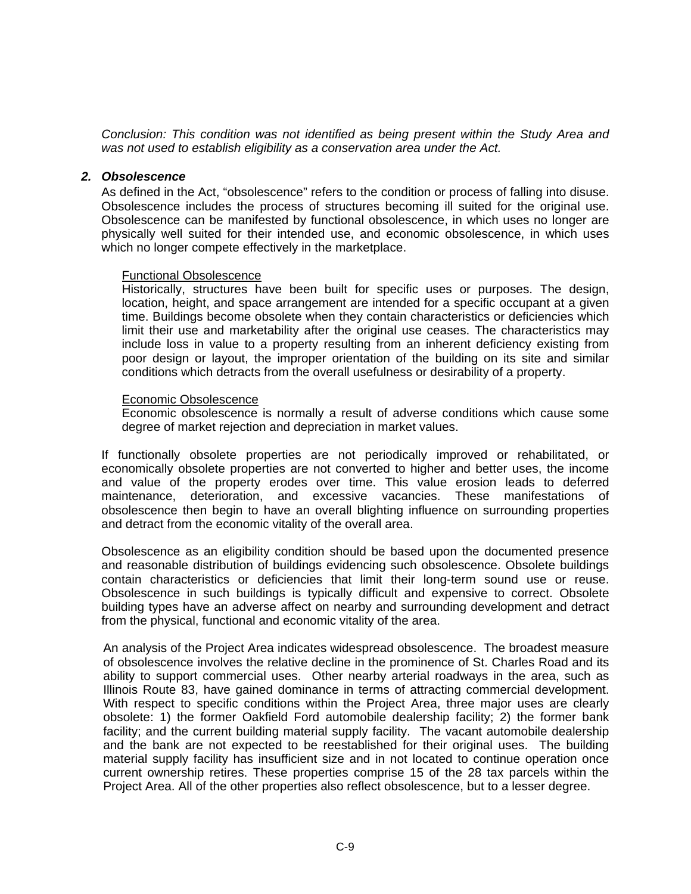*Conclusion: This condition was not identified as being present within the Study Area and was not used to establish eligibility as a conservation area under the Act.*

### 2. *Obsolescence*

As defined in the Act, "obsolescence" refers to the condition or process of falling into disuse. Obsolescence includes the process of structures becoming ill suited for the original use. Obsolescence can be manifested by functional obsolescence, in which uses no longer are physically well suited for their intended use, and economic obsolescence, in which uses which no longer compete effectively in the marketplace.

<u>Functional Obsolescence</u>

Historically, structures have been built for specific uses or purposes. The design, location, height, and space arrangement are intended for a specific occupant at a given time. Buildings become obsolete when they contain characteristics or deficiencies which limit their use and marketability after the original use ceases. The characteristics may include loss in value to a property resulting from an inherent deficiency existing from poor design or layout, the improper orientation of the building on its site and similar conditions which detracts from the overall usefulness or desirability of a property.

<u>Economic Obsolescence</u>

Economic obsolescence is normally a result of adverse conditions which cause some degree of market rejection and depreciation in market values.

If functionally obsolete properties are not periodically improved or rehabilitated, or economically obsolete properties are not converted to higher and better uses, the income and value of the property erodes over time. This value erosion leads to deferred maintenance, deterioration, and excessive vacancies. These manifestations of obsolescence then begin to have an overall blighting influence on surrounding properties and detract from the economic vitality of the overall area.

Obsolescence as an eligibility condition should be based upon the documented presence and reasonable distribution of buildings evidencing such obsolescence. Obsolete buildings contain characteristics or deficiencies that limit their long-term sound use or reuse. Obsolescence in such buildings is typically difficult and expensive to correct. Obsolete building types have an adverse affect on nearby and surrounding development and detract from the physical, functional and economic vitality of the area.

An analysis of the Project Area indicates widespread obsolescence. The broadest measure of obsolescence involves the relative decline in the prominence of St. Charles Road and its ability to support commercial uses. Other nearby arterial roadways in the area, such as Illinois Route 83, have gained dominance in terms of attracting commercial development. With respect to specific conditions within the Project Area, three major uses are clearly obsolete: 1) the former Oakfield Ford automobile dealership facility; 2) the former bank facility; and the current building material supply facility. The vacant automobile dealership and the bank are not expected to be reestablished for their original uses. The building material supply facility has insufficient size and in not located to continue operation once current ownership retires. These properties comprise 15 of the 28 tax parcels within the Project Area. All of the other properties also reflect obsolescence, but to a lesser degree.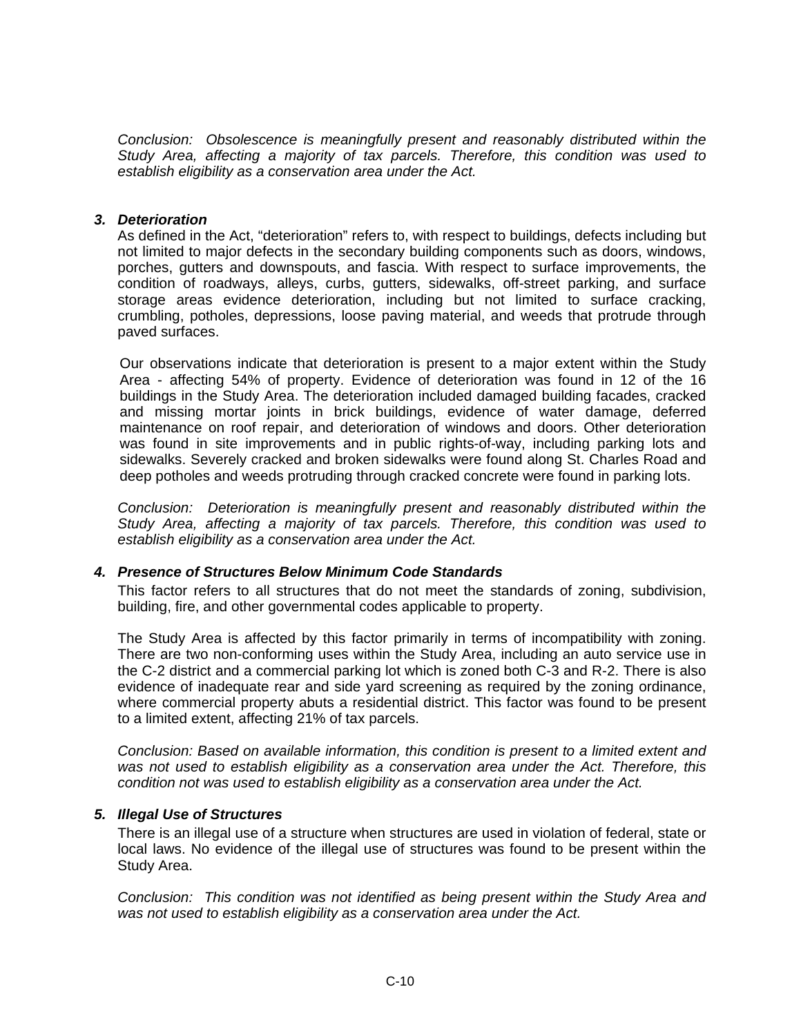*Conclusion: Obsolescence is meaningfully present and reasonably distributed within the Study Area, affecting a majority of tax parcels. Therefore, this condition was used to establish eligibility as a conservation area under the Act.*

### ***3. Deterioration***

As defined in the Act, "deterioration" refers to, with respect to buildings, defects including but not limited to major defects in the secondary building components such as doors, windows, porches, gutters and downspouts, and fascia. With respect to surface improvements, the condition of roadways, alleys, curbs, gutters, sidewalks, off-street parking, and surface storage areas evidence deterioration, including but not limited to surface cracking, crumbling, potholes, depressions, loose paving material, and weeds that protrude through paved surfaces.

Our observations indicate that deterioration is present to a major extent within the Study Area - affecting 54% of property. Evidence of deterioration was found in 12 of the 16 buildings in the Study Area. The deterioration included damaged building facades, cracked and missing mortar joints in brick buildings, evidence of water damage, deferred maintenance on roof repair, and deterioration of windows and doors. Other deterioration was found in site improvements and in public rights-of-way, including parking lots and sidewalks. Severely cracked and broken sidewalks were found along St. Charles Road and deep potholes and weeds protruding through cracked concrete were found in parking lots.

*Conclusion: Deterioration is meaningfully present and reasonably distributed within the Study Area, affecting a majority of tax parcels. Therefore, this condition was used to establish eligibility as a conservation area under the Act.*

### ***4. Presence of Structures Below Minimum Code Standards***

This factor refers to all structures that do not meet the standards of zoning, subdivision, building, fire, and other governmental codes applicable to property.

The Study Area is affected by this factor primarily in terms of incompatibility with zoning. There are two non-conforming uses within the Study Area, including an auto service use in the C-2 district and a commercial parking lot which is zoned both C-3 and R-2. There is also evidence of inadequate rear and side yard screening as required by the zoning ordinance, where commercial property abuts a residential district. This factor was found to be present to a limited extent, affecting 21% of tax parcels.

*Conclusion: Based on available information, this condition is present to a limited extent and was not used to establish eligibility as a conservation area under the Act. Therefore, this condition not was used to establish eligibility as a conservation area under the Act.*

### ***5. Illegal Use of Structures***

There is an illegal use of a structure when structures are used in violation of federal, state or local laws. No evidence of the illegal use of structures was found to be present within the Study Area.

*Conclusion: This condition was not identified as being present within the Study Area and was not used to establish eligibility as a conservation area under the Act.*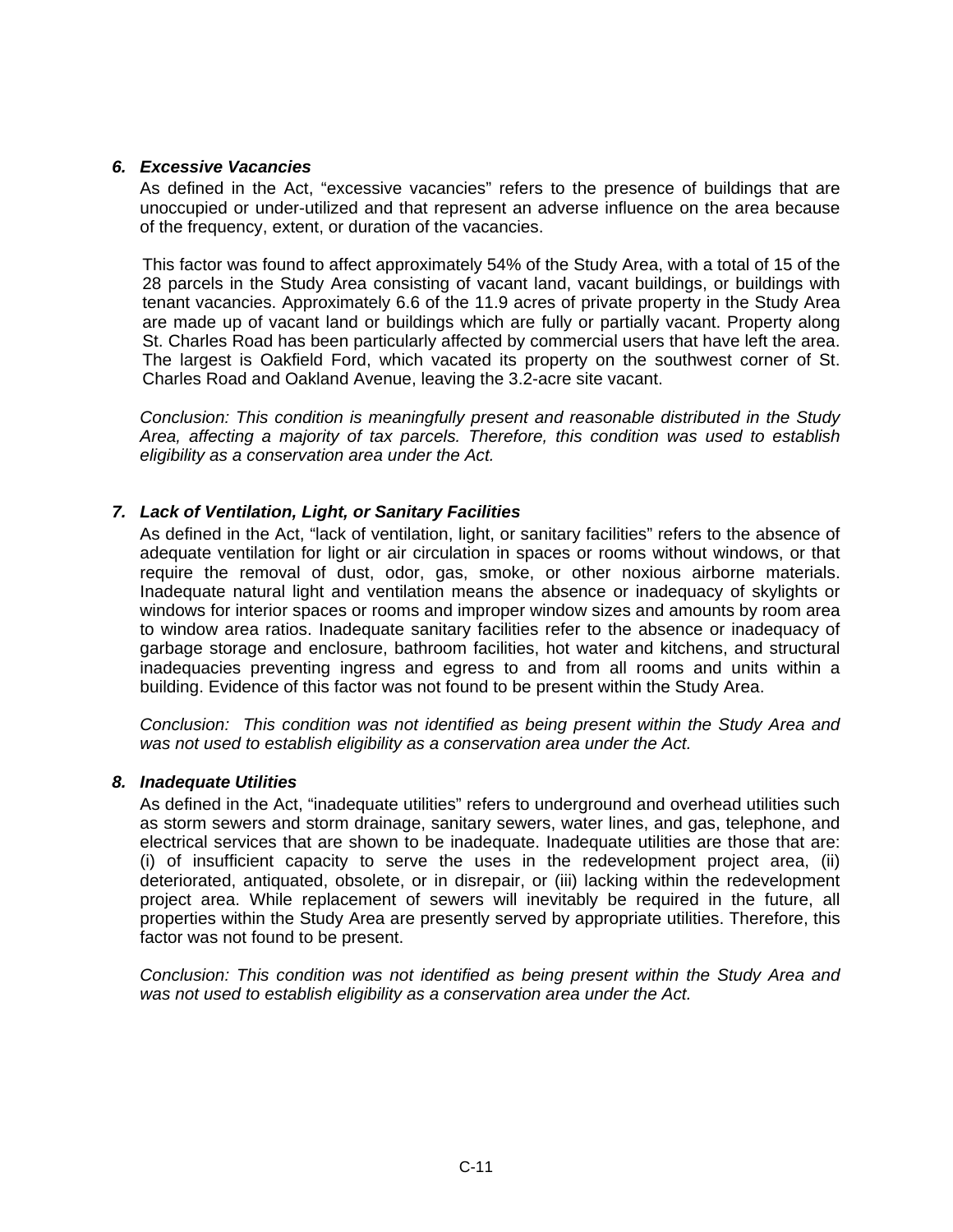### *6. Excessive Vacancies*

As defined in the Act, "excessive vacancies" refers to the presence of buildings that are unoccupied or under-utilized and that represent an adverse influence on the area because of the frequency, extent, or duration of the vacancies.

This factor was found to affect approximately 54% of the Study Area, with a total of 15 of the 28 parcels in the Study Area consisting of vacant land, vacant buildings, or buildings with tenant vacancies. Approximately 6.6 of the 11.9 acres of private property in the Study Area are made up of vacant land or buildings which are fully or partially vacant. Property along St. Charles Road has been particularly affected by commercial users that have left the area. The largest is Oakfield Ford, which vacated its property on the southwest corner of St. Charles Road and Oakland Avenue, leaving the 3.2-acre site vacant.

*Conclusion: This condition is meaningfully present and reasonable distributed in the Study Area, affecting a majority of tax parcels. Therefore, this condition was used to establish eligibility as a conservation area under the Act.*

### *7. Lack of Ventilation, Light, or Sanitary Facilities*

As defined in the Act, "lack of ventilation, light, or sanitary facilities" refers to the absence of adequate ventilation for light or air circulation in spaces or rooms without windows, or that require the removal of dust, odor, gas, smoke, or other noxious airborne materials. Inadequate natural light and ventilation means the absence or inadequacy of skylights or windows for interior spaces or rooms and improper window sizes and amounts by room area to window area ratios. Inadequate sanitary facilities refer to the absence or inadequacy of garbage storage and enclosure, bathroom facilities, hot water and kitchens, and structural inadequacies preventing ingress and egress to and from all rooms and units within a building. Evidence of this factor was not found to be present within the Study Area.

*Conclusion: This condition was not identified as being present within the Study Area and was not used to establish eligibility as a conservation area under the Act.*

### *8. Inadequate Utilities*

As defined in the Act, "inadequate utilities" refers to underground and overhead utilities such as storm sewers and storm drainage, sanitary sewers, water lines, and gas, telephone, and electrical services that are shown to be inadequate. Inadequate utilities are those that are: (i) of insufficient capacity to serve the uses in the redevelopment project area, (ii) deteriorated, antiquated, obsolete, or in disrepair, or (iii) lacking within the redevelopment project area. While replacement of sewers will inevitably be required in the future, all properties within the Study Area are presently served by appropriate utilities. Therefore, this factor was not found to be present.

*Conclusion: This condition was not identified as being present within the Study Area and was not used to establish eligibility as a conservation area under the Act.*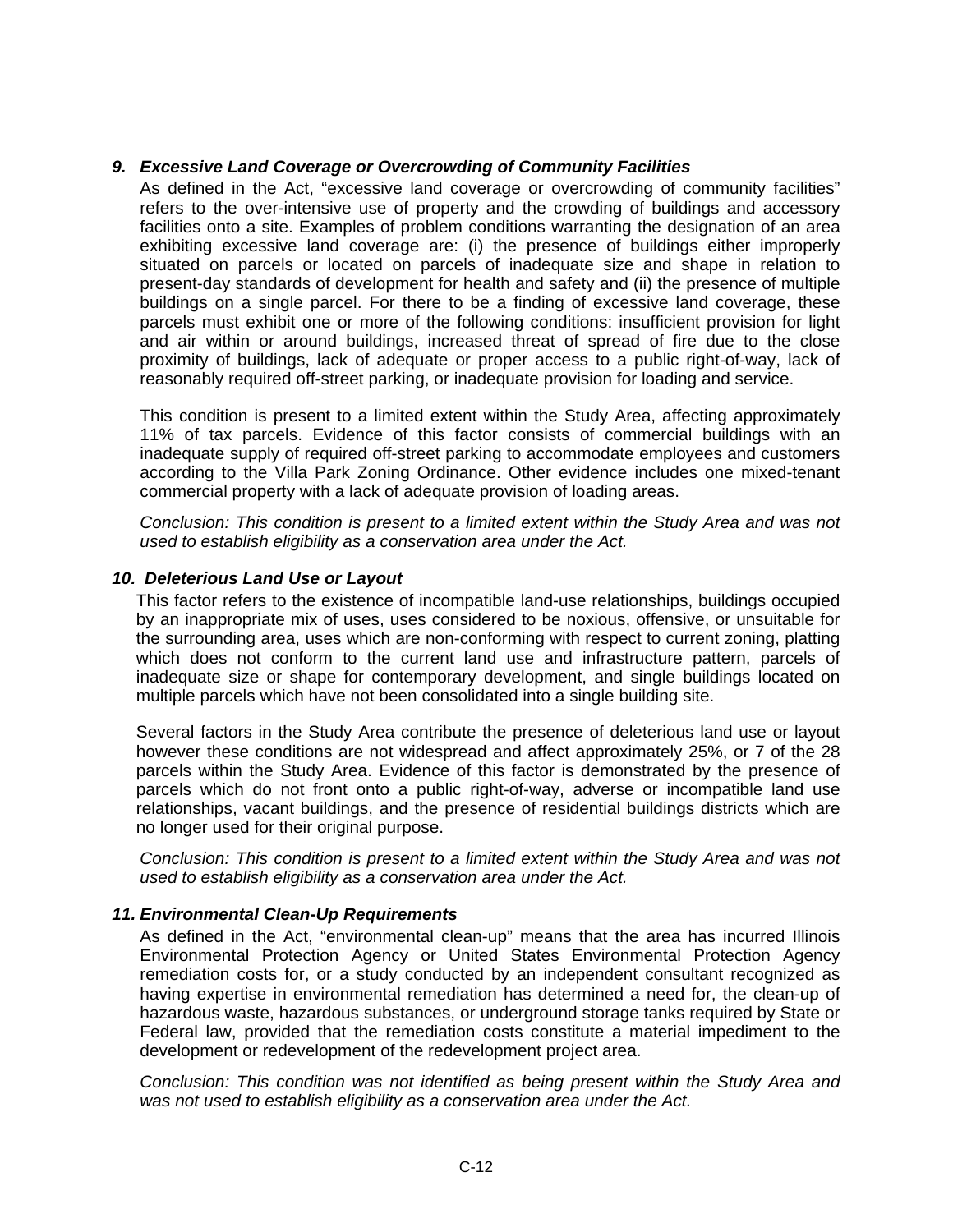### *9. Excessive Land Coverage or Overcrowding of Community Facilities*

As defined in the Act, "excessive land coverage or overcrowding of community facilities" refers to the over-intensive use of property and the crowding of buildings and accessory facilities onto a site. Examples of problem conditions warranting the designation of an area exhibiting excessive land coverage are: (i) the presence of buildings either improperly situated on parcels or located on parcels of inadequate size and shape in relation to present-day standards of development for health and safety and (ii) the presence of multiple buildings on a single parcel. For there to be a finding of excessive land coverage, these parcels must exhibit one or more of the following conditions: insufficient provision for light and air within or around buildings, increased threat of spread of fire due to the close proximity of buildings, lack of adequate or proper access to a public right-of-way, lack of reasonably required off-street parking, or inadequate provision for loading and service.

This condition is present to a limited extent within the Study Area, affecting approximately 11% of tax parcels. Evidence of this factor consists of commercial buildings with an inadequate supply of required off-street parking to accommodate employees and customers according to the Villa Park Zoning Ordinance. Other evidence includes one mixed-tenant commercial property with a lack of adequate provision of loading areas.

*Conclusion: This condition is present to a limited extent within the Study Area and was not used to establish eligibility as a conservation area under the Act.*

### *10. Deleterious Land Use or Layout*

This factor refers to the existence of incompatible land-use relationships, buildings occupied by an inappropriate mix of uses, uses considered to be noxious, offensive, or unsuitable for the surrounding area, uses which are non-conforming with respect to current zoning, platting which does not conform to the current land use and infrastructure pattern, parcels of inadequate size or shape for contemporary development, and single buildings located on multiple parcels which have not been consolidated into a single building site.

Several factors in the Study Area contribute the presence of deleterious land use or layout however these conditions are not widespread and affect approximately 25%, or 7 of the 28 parcels within the Study Area. Evidence of this factor is demonstrated by the presence of parcels which do not front onto a public right-of-way, adverse or incompatible land use relationships, vacant buildings, and the presence of residential buildings districts which are no longer used for their original purpose.

*Conclusion: This condition is present to a limited extent within the Study Area and was not used to establish eligibility as a conservation area under the Act.*

### *11. Environmental Clean-Up Requirements*

As defined in the Act, "environmental clean-up" means that the area has incurred Illinois Environmental Protection Agency or United States Environmental Protection Agency remediation costs for, or a study conducted by an independent consultant recognized as having expertise in environmental remediation has determined a need for, the clean-up of hazardous waste, hazardous substances, or underground storage tanks required by State or Federal law, provided that the remediation costs constitute a material impediment to the development or redevelopment of the redevelopment project area.

*Conclusion: This condition was not identified as being present within the Study Area and was not used to establish eligibility as a conservation area under the Act.*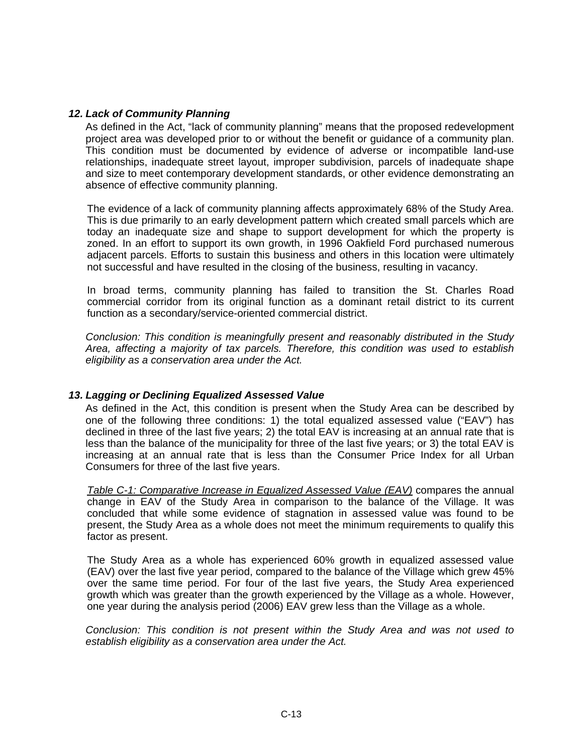### *12. Lack of Community Planning*

As defined in the Act, "lack of community planning" means that the proposed redevelopment project area was developed prior to or without the benefit or guidance of a community plan. This condition must be documented by evidence of adverse or incompatible land-use relationships, inadequate street layout, improper subdivision, parcels of inadequate shape and size to meet contemporary development standards, or other evidence demonstrating an absence of effective community planning.

The evidence of a lack of community planning affects approximately 68% of the Study Area. This is due primarily to an early development pattern which created small parcels which are today an inadequate size and shape to support development for which the property is zoned. In an effort to support its own growth, in 1996 Oakfield Ford purchased numerous adjacent parcels. Efforts to sustain this business and others in this location were ultimately not successful and have resulted in the closing of the business, resulting in vacancy.

In broad terms, community planning has failed to transition the St. Charles Road commercial corridor from its original function as a dominant retail district to its current function as a secondary/service-oriented commercial district.

*Conclusion: This condition is meaningfully present and reasonably distributed in the Study Area, affecting a majority of tax parcels. Therefore, this condition was used to establish eligibility as a conservation area under the Act.*

### *13. Lagging or Declining Equalized Assessed Value*

As defined in the Act, this condition is present when the Study Area can be described by one of the following three conditions: 1) the total equalized assessed value ("EAV") has declined in three of the last five years; 2) the total EAV is increasing at an annual rate that is less than the balance of the municipality for three of the last five years; or 3) the total EAV is increasing at an annual rate that is less than the Consumer Price Index for all Urban Consumers for three of the last five years.

Table C-1: Comparative Increase in Equalized Assessed Value (EAV) compares the annual change in EAV of the Study Area in comparison to the balance of the Village. It was concluded that while some evidence of stagnation in assessed value was found to be present, the Study Area as a whole does not meet the minimum requirements to qualify this factor as present.

The Study Area as a whole has experienced 60% growth in equalized assessed value (EAV) over the last five year period, compared to the balance of the Village which grew 45% over the same time period. For four of the last five years, the Study Area experienced growth which was greater than the growth experienced by the Village as a whole. However, one year during the analysis period (2006) EAV grew less than the Village as a whole.

*Conclusion: This condition is not present within the Study Area and was not used to establish eligibility as a conservation area under the Act.*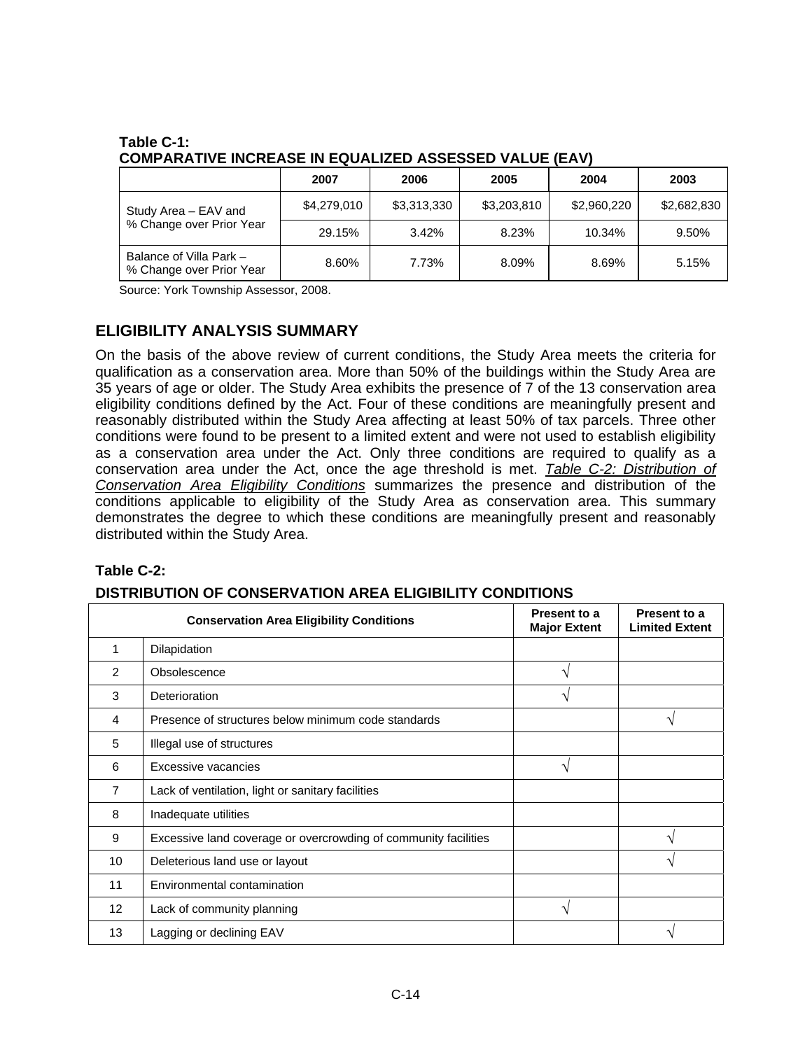**Table C-1:**
**COMPARATIVE INCREASE IN EQUALIZED ASSESSED VALUE (EAV)**

| | 2007 | 2006 | 2005 | 2004 | 2003 |
|---|---|---|---|---|---|
| Study Area – EAV and % Change over Prior Year | $4,279,010 | $3,313,330 | $3,203,810 | $2,960,220 | $2,682,830 |
| | 29.15% | 3.42% | 8.23% | 10.34% | 9.50% |
| Balance of Villa Park – % Change over Prior Year | 8.60% | 7.73% | 8.09% | 8.69% | 5.15% |

Source: York Township Assessor, 2008.

## ELIGIBILITY ANALYSIS SUMMARY

On the basis of the above review of current conditions, the Study Area meets the criteria for qualification as a conservation area. More than 50% of the buildings within the Study Area are 35 years of age or older. The Study Area exhibits the presence of 7 of the 13 conservation area eligibility conditions defined by the Act. Four of these conditions are meaningfully present and reasonably distributed within the Study Area affecting at least 50% of tax parcels. Three other conditions were found to be present to a limited extent and were not used to establish eligibility as a conservation area under the Act. Only three conditions are required to qualify as a conservation area under the Act, once the age threshold is met. *Table C-2: Distribution of Conservation Area Eligibility Conditions* summarizes the presence and distribution of the conditions applicable to eligibility of the Study Area as conservation area. This summary demonstrates the degree to which these conditions are meaningfully present and reasonably distributed within the Study Area.

**Table C-2:**

**DISTRIBUTION OF CONSERVATION AREA ELIGIBILITY CONDITIONS**

| | Conservation Area Eligibility Conditions | Present to a Major Extent | Present to a Limited Extent |
|---|---|---|---|
| 1 | Dilapidation | | |
| 2 | Obsolescence | √ | |
| 3 | Deterioration | √ | |
| 4 | Presence of structures below minimum code standards | | √ |
| 5 | Illegal use of structures | | |
| 6 | Excessive vacancies | √ | |
| 7 | Lack of ventilation, light or sanitary facilities | | |
| 8 | Inadequate utilities | | |
| 9 | Excessive land coverage or overcrowding of community facilities | | √ |
| 10 | Deleterious land use or layout | | √ |
| 11 | Environmental contamination | | |
| 12 | Lack of community planning | √ | |
| 13 | Lagging or declining EAV | | √ |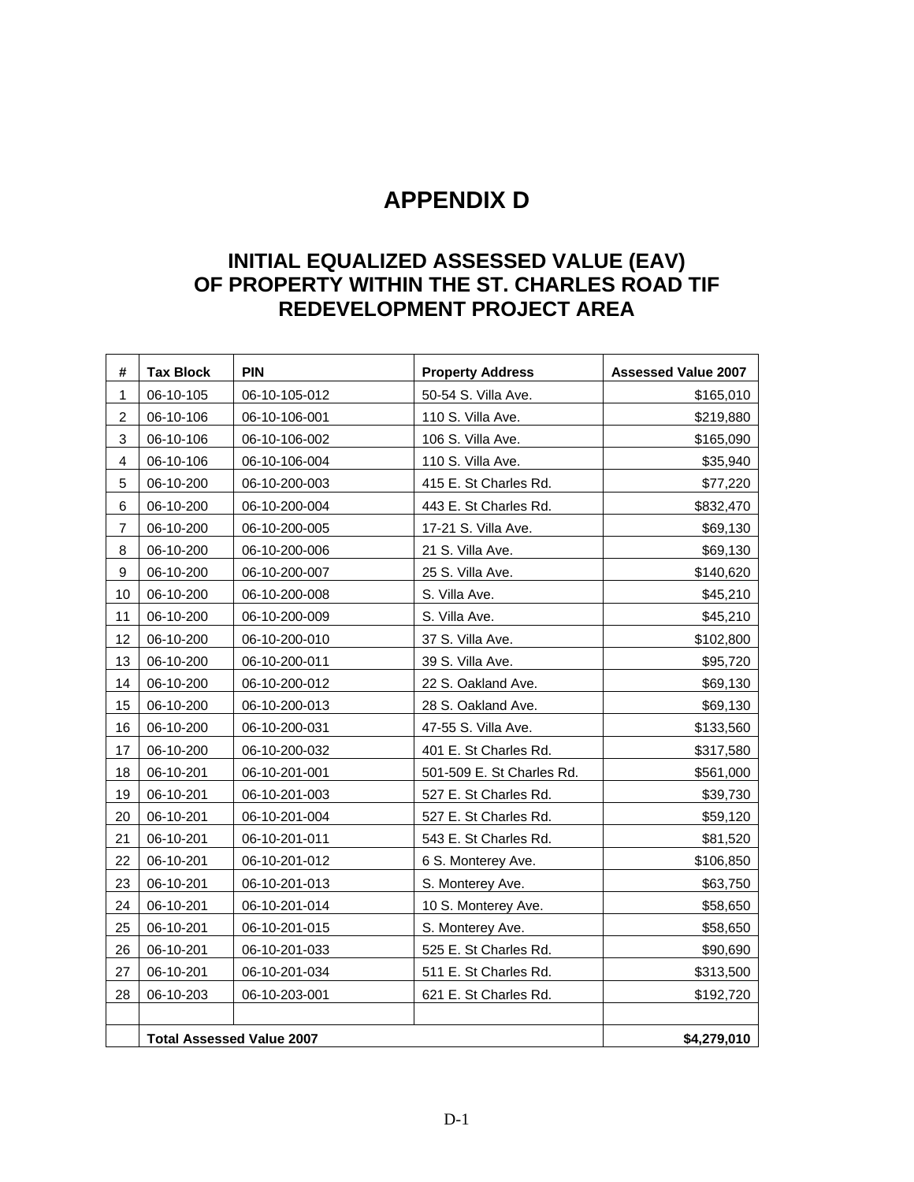# APPENDIX D

## INITIAL EQUALIZED ASSESSED VALUE (EAV) OF PROPERTY WITHIN THE ST. CHARLES ROAD TIF REDEVELOPMENT PROJECT AREA

| # | Tax Block | PIN | Property Address | Assessed Value 2007 |
|---|---|---|---|---|
| 1 | 06-10-105 | 06-10-105-012 | 50-54 S. Villa Ave. | $165,010 |
| 2 | 06-10-106 | 06-10-106-001 | 110 S. Villa Ave. | $219,880 |
| 3 | 06-10-106 | 06-10-106-002 | 106 S. Villa Ave. | $165,090 |
| 4 | 06-10-106 | 06-10-106-004 | 110 S. Villa Ave. | $35,940 |
| 5 | 06-10-200 | 06-10-200-003 | 415 E. St Charles Rd. | $77,220 |
| 6 | 06-10-200 | 06-10-200-004 | 443 E. St Charles Rd. | $832,470 |
| 7 | 06-10-200 | 06-10-200-005 | 17-21 S. Villa Ave. | $69,130 |
| 8 | 06-10-200 | 06-10-200-006 | 21 S. Villa Ave. | $69,130 |
| 9 | 06-10-200 | 06-10-200-007 | 25 S. Villa Ave. | $140,620 |
| 10 | 06-10-200 | 06-10-200-008 | S. Villa Ave. | $45,210 |
| 11 | 06-10-200 | 06-10-200-009 | S. Villa Ave. | $45,210 |
| 12 | 06-10-200 | 06-10-200-010 | 37 S. Villa Ave. | $102,800 |
| 13 | 06-10-200 | 06-10-200-011 | 39 S. Villa Ave. | $95,720 |
| 14 | 06-10-200 | 06-10-200-012 | 22 S. Oakland Ave. | $69,130 |
| 15 | 06-10-200 | 06-10-200-013 | 28 S. Oakland Ave. | $69,130 |
| 16 | 06-10-200 | 06-10-200-031 | 47-55 S. Villa Ave. | $133,560 |
| 17 | 06-10-200 | 06-10-200-032 | 401 E. St Charles Rd. | $317,580 |
| 18 | 06-10-201 | 06-10-201-001 | 501-509 E. St Charles Rd. | $561,000 |
| 19 | 06-10-201 | 06-10-201-003 | 527 E. St Charles Rd. | $39,730 |
| 20 | 06-10-201 | 06-10-201-004 | 527 E. St Charles Rd. | $59,120 |
| 21 | 06-10-201 | 06-10-201-011 | 543 E. St Charles Rd. | $81,520 |
| 22 | 06-10-201 | 06-10-201-012 | 6 S. Monterey Ave. | $106,850 |
| 23 | 06-10-201 | 06-10-201-013 | S. Monterey Ave. | $63,750 |
| 24 | 06-10-201 | 06-10-201-014 | 10 S. Monterey Ave. | $58,650 |
| 25 | 06-10-201 | 06-10-201-015 | S. Monterey Ave. | $58,650 |
| 26 | 06-10-201 | 06-10-201-033 | 525 E. St Charles Rd. | $90,690 |
| 27 | 06-10-201 | 06-10-201-034 | 511 E. St Charles Rd. | $313,500 |
| 28 | 06-10-203 | 06-10-203-001 | 621 E. St Charles Rd. | $192,720 |
| | | | | |
| | **Total Assessed Value 2007** | | | **$4,279,010** |